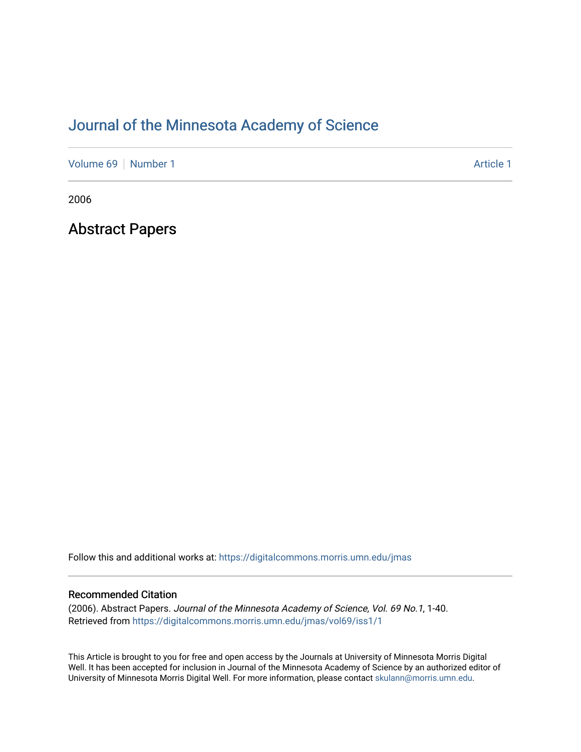# Journal of the Minnesota Academy of Science

Volume 69 | Number 1 | Article 1

2006

## Abstract Papers

Follow this and additional works at: https://digitalcommons.morris.umn.edu/jmas

### Recommended Citation

(2006). Abstract Papers. *Journal of the Minnesota Academy of Science, Vol. 69 No.1*, 1-40.
Retrieved from https://digitalcommons.morris.umn.edu/jmas/vol69/iss1/1

This Article is brought to you for free and open access by the Journals at University of Minnesota Morris Digital Well. It has been accepted for inclusion in Journal of the Minnesota Academy of Science by an authorized editor of University of Minnesota Morris Digital Well. For more information, please contact skulann@morris.umn.edu.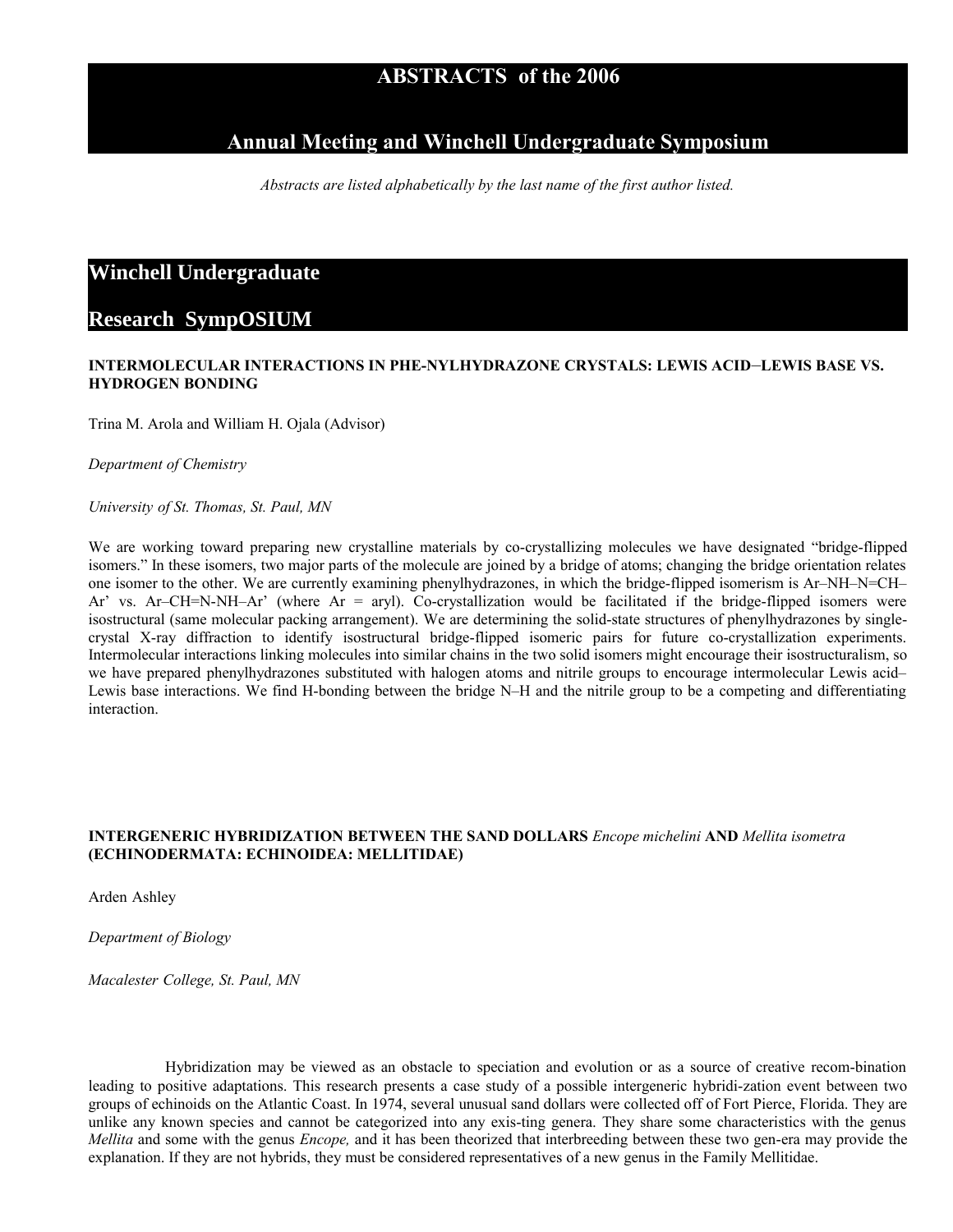# ABSTRACTS of the 2006

# Annual Meeting and Winchell Undergraduate Symposium

*Abstracts are listed alphabetically by the last name of the first author listed.*

## Winchell Undergraduate Research SympOSIUM

### INTERMOLECULAR INTERACTIONS IN PHE-NYLHYDRAZONE CRYSTALS: LEWIS ACID–LEWIS BASE VS. HYDROGEN BONDING

Trina M. Arola and William H. Ojala (Advisor)

*Department of Chemistry*

*University of St. Thomas, St. Paul, MN*

We are working toward preparing new crystalline materials by co-crystallizing molecules we have designated "bridge-flipped isomers." In these isomers, two major parts of the molecule are joined by a bridge of atoms; changing the bridge orientation relates one isomer to the other. We are currently examining phenylhydrazones, in which the bridge-flipped isomerism is Ar–NH–N=CH–Ar' vs. Ar–CH=N-NH–Ar' (where Ar = aryl). Co-crystallization would be facilitated if the bridge-flipped isomers were isostructural (same molecular packing arrangement). We are determining the solid-state structures of phenylhydrazones by single-crystal X-ray diffraction to identify isostructural bridge-flipped isomeric pairs for future co-crystallization experiments. Intermolecular interactions linking molecules into similar chains in the two solid isomers might encourage their isostructuralism, so we have prepared phenylhydrazones substituted with halogen atoms and nitrile groups to encourage intermolecular Lewis acid–Lewis base interactions. We find H-bonding between the bridge N–H and the nitrile group to be a competing and differentiating interaction.

### INTERGENERIC HYBRIDIZATION BETWEEN THE SAND DOLLARS *Encope michelini* AND *Mellita isometra* (ECHINODERMATA: ECHINOIDEA: MELLITIDAE)

Arden Ashley

*Department of Biology*

*Macalester College, St. Paul, MN*

Hybridization may be viewed as an obstacle to speciation and evolution or as a source of creative recom-bination leading to positive adaptations. This research presents a case study of a possible intergeneric hybridi-zation event between two groups of echinoids on the Atlantic Coast. In 1974, several unusual sand dollars were collected off of Fort Pierce, Florida. They are unlike any known species and cannot be categorized into any exis-ting genera. They share some characteristics with the genus *Mellita* and some with the genus *Encope,* and it has been theorized that interbreeding between these two gen-era may provide the explanation. If they are not hybrids, they must be considered representatives of a new genus in the Family Mellitidae.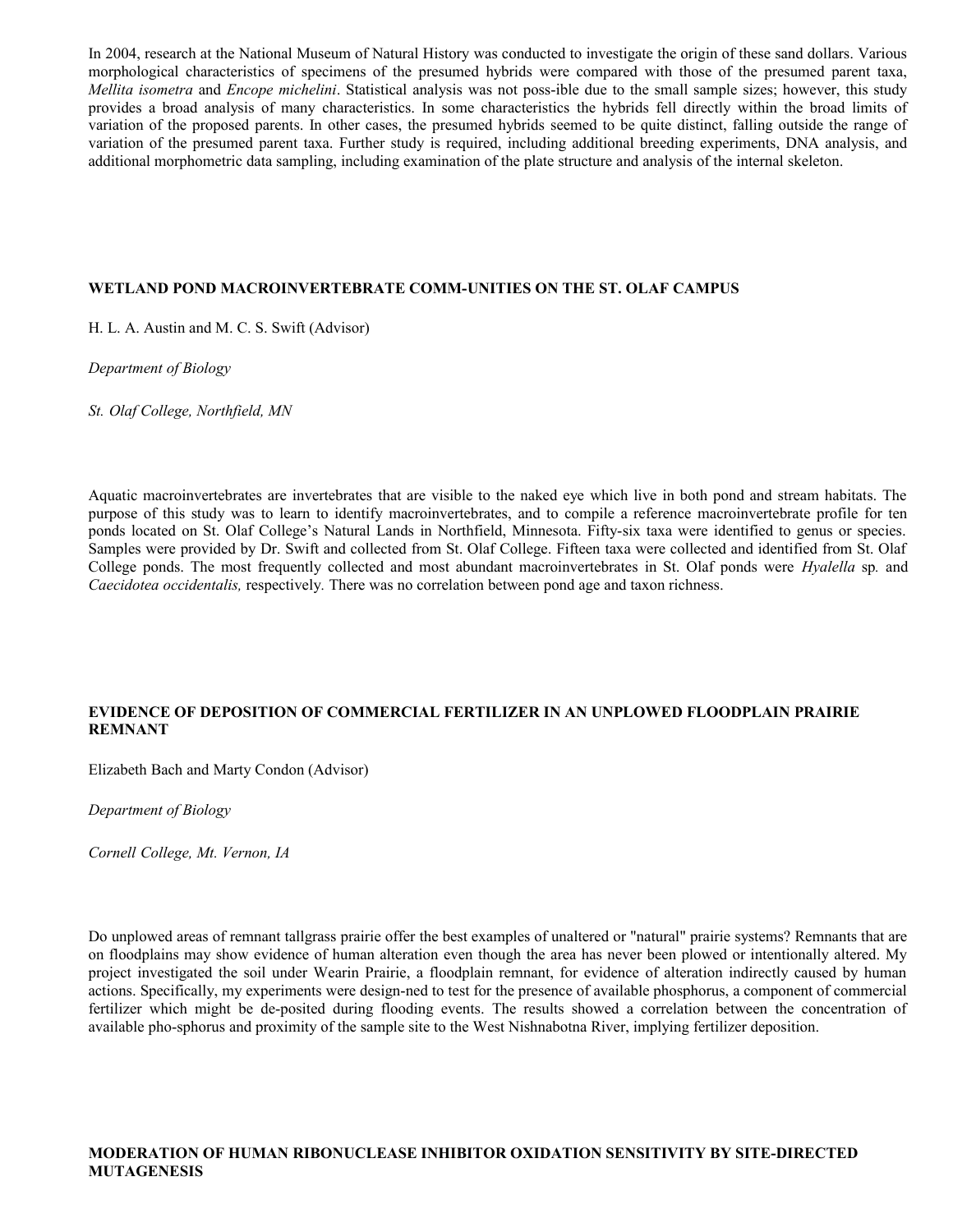In 2004, research at the National Museum of Natural History was conducted to investigate the origin of these sand dollars. Various morphological characteristics of specimens of the presumed hybrids were compared with those of the presumed parent taxa, *Mellita isometra* and *Encope michelini*. Statistical analysis was not poss-ible due to the small sample sizes; however, this study provides a broad analysis of many characteristics. In some characteristics the hybrids fell directly within the broad limits of variation of the proposed parents. In other cases, the presumed hybrids seemed to be quite distinct, falling outside the range of variation of the presumed parent taxa. Further study is required, including additional breeding experiments, DNA analysis, and additional morphometric data sampling, including examination of the plate structure and analysis of the internal skeleton.

**WETLAND POND MACROINVERTEBRATE COMM-UNITIES ON THE ST. OLAF CAMPUS**

H. L. A. Austin and M. C. S. Swift (Advisor)

*Department of Biology*

*St. Olaf College, Northfield, MN*

Aquatic macroinvertebrates are invertebrates that are visible to the naked eye which live in both pond and stream habitats. The purpose of this study was to learn to identify macroinvertebrates, and to compile a reference macroinvertebrate profile for ten ponds located on St. Olaf College's Natural Lands in Northfield, Minnesota. Fifty-six taxa were identified to genus or species. Samples were provided by Dr. Swift and collected from St. Olaf College. Fifteen taxa were collected and identified from St. Olaf College ponds. The most frequently collected and most abundant macroinvertebrates in St. Olaf ponds were *Hyalella* sp*.* and *Caecidotea occidentalis,* respectively*.* There was no correlation between pond age and taxon richness.

**EVIDENCE OF DEPOSITION OF COMMERCIAL FERTILIZER IN AN UNPLOWED FLOODPLAIN PRAIRIE REMNANT**

Elizabeth Bach and Marty Condon (Advisor)

*Department of Biology*

*Cornell College, Mt. Vernon, IA*

Do unplowed areas of remnant tallgrass prairie offer the best examples of unaltered or "natural" prairie systems? Remnants that are on floodplains may show evidence of human alteration even though the area has never been plowed or intentionally altered. My project investigated the soil under Wearin Prairie, a floodplain remnant, for evidence of alteration indirectly caused by human actions. Specifically, my experiments were design-ned to test for the presence of available phosphorus, a component of commercial fertilizer which might be de-posited during flooding events. The results showed a correlation between the concentration of available pho-sphorus and proximity of the sample site to the West Nishnabotna River, implying fertilizer deposition.

**MODERATION OF HUMAN RIBONUCLEASE INHIBITOR OXIDATION SENSITIVITY BY SITE-DIRECTED MUTAGENESIS**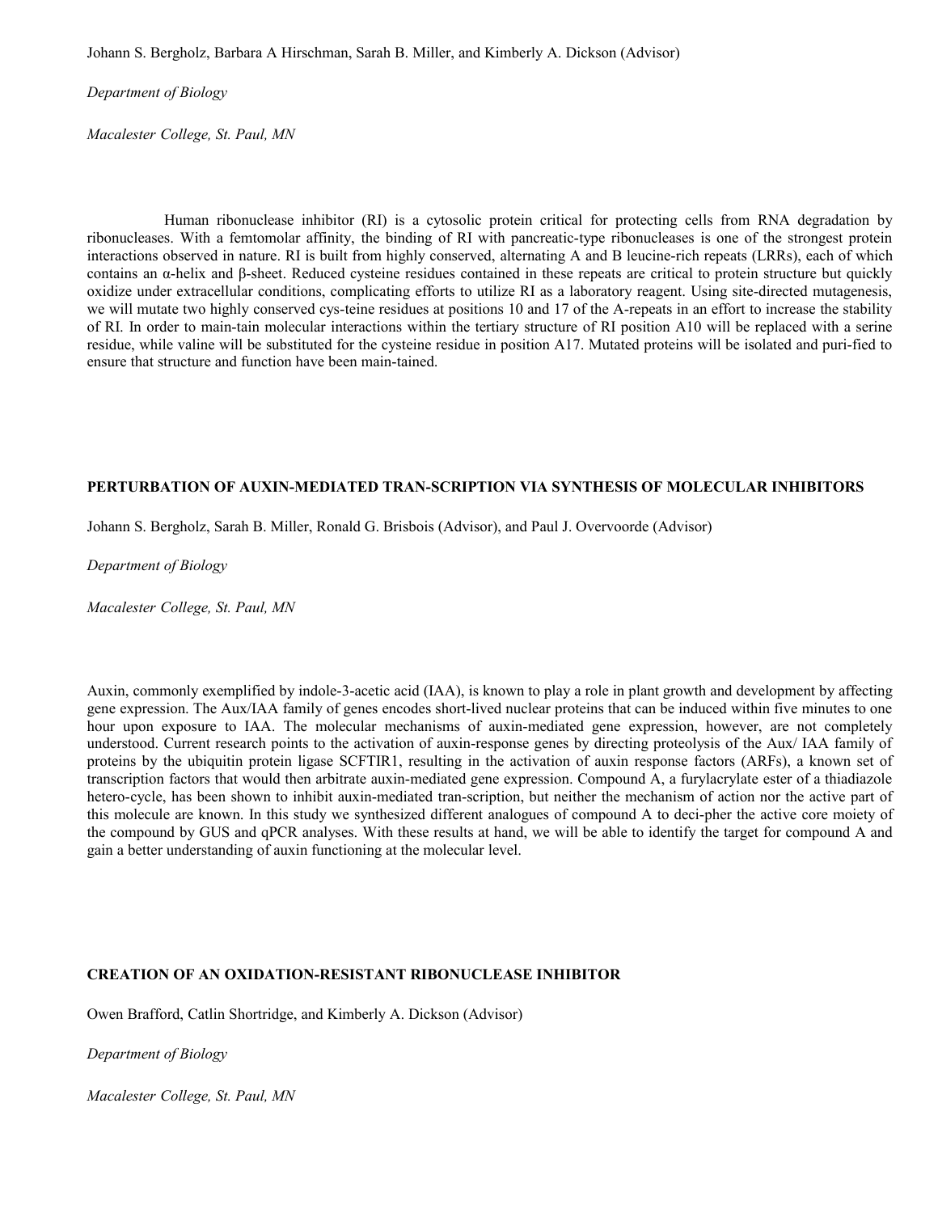Johann S. Bergholz, Barbara A Hirschman, Sarah B. Miller, and Kimberly A. Dickson (Advisor)

*Department of Biology*

*Macalester College, St. Paul, MN*

Human ribonuclease inhibitor (RI) is a cytosolic protein critical for protecting cells from RNA degradation by ribonucleases. With a femtomolar affinity, the binding of RI with pancreatic-type ribonucleases is one of the strongest protein interactions observed in nature. RI is built from highly conserved, alternating A and B leucine-rich repeats (LRRs), each of which contains an α-helix and β-sheet. Reduced cysteine residues contained in these repeats are critical to protein structure but quickly oxidize under extracellular conditions, complicating efforts to utilize RI as a laboratory reagent. Using site-directed mutagenesis, we will mutate two highly conserved cys-teine residues at positions 10 and 17 of the A-repeats in an effort to increase the stability of RI. In order to main-tain molecular interactions within the tertiary structure of RI position A10 will be replaced with a serine residue, while valine will be substituted for the cysteine residue in position A17. Mutated proteins will be isolated and puri-fied to ensure that structure and function have been main-tained.

**PERTURBATION OF AUXIN-MEDIATED TRAN-SCRIPTION VIA SYNTHESIS OF MOLECULAR INHIBITORS**

Johann S. Bergholz, Sarah B. Miller, Ronald G. Brisbois (Advisor), and Paul J. Overvoorde (Advisor)

*Department of Biology*

*Macalester College, St. Paul, MN*

Auxin, commonly exemplified by indole-3-acetic acid (IAA), is known to play a role in plant growth and development by affecting gene expression. The Aux/IAA family of genes encodes short-lived nuclear proteins that can be induced within five minutes to one hour upon exposure to IAA. The molecular mechanisms of auxin-mediated gene expression, however, are not completely understood. Current research points to the activation of auxin-response genes by directing proteolysis of the Aux/ IAA family of proteins by the ubiquitin protein ligase SCFTIR1, resulting in the activation of auxin response factors (ARFs), a known set of transcription factors that would then arbitrate auxin-mediated gene expression. Compound A, a furylacrylate ester of a thiadiazole hetero-cycle, has been shown to inhibit auxin-mediated tran-scription, but neither the mechanism of action nor the active part of this molecule are known. In this study we synthesized different analogues of compound A to deci-pher the active core moiety of the compound by GUS and qPCR analyses. With these results at hand, we will be able to identify the target for compound A and gain a better understanding of auxin functioning at the molecular level.

**CREATION OF AN OXIDATION-RESISTANT RIBONUCLEASE INHIBITOR**

Owen Brafford, Catlin Shortridge, and Kimberly A. Dickson (Advisor)

*Department of Biology*

*Macalester College, St. Paul, MN*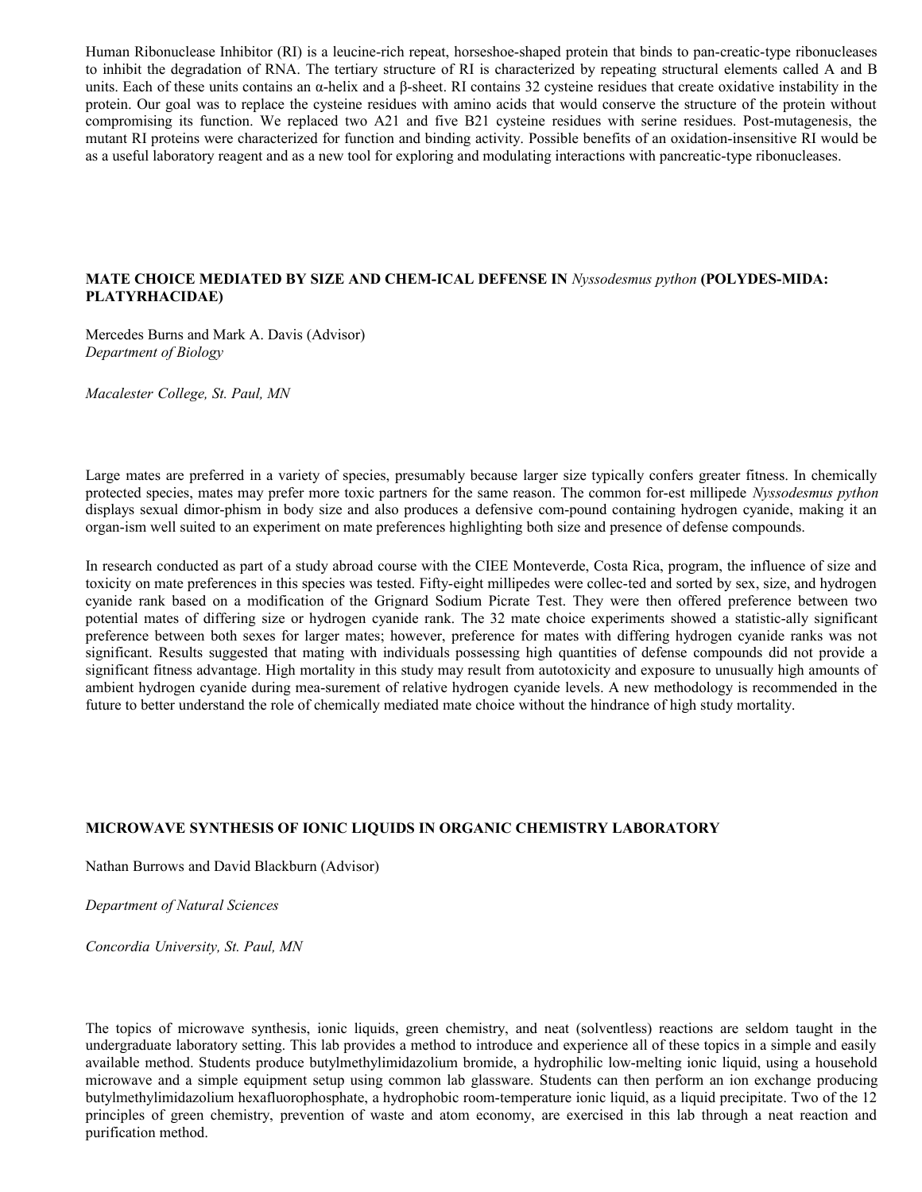Human Ribonuclease Inhibitor (RI) is a leucine-rich repeat, horseshoe-shaped protein that binds to pan-creatic-type ribonucleases to inhibit the degradation of RNA. The tertiary structure of RI is characterized by repeating structural elements called A and B units. Each of these units contains an α-helix and a β-sheet. RI contains 32 cysteine residues that create oxidative instability in the protein. Our goal was to replace the cysteine residues with amino acids that would conserve the structure of the protein without compromising its function. We replaced two A21 and five B21 cysteine residues with serine residues. Post-mutagenesis, the mutant RI proteins were characterized for function and binding activity. Possible benefits of an oxidation-insensitive RI would be as a useful laboratory reagent and as a new tool for exploring and modulating interactions with pancreatic-type ribonucleases.

### MATE CHOICE MEDIATED BY SIZE AND CHEM-ICAL DEFENSE IN *Nyssodesmus python* (POLYDES-MIDA: PLATYRHACIDAE)

Mercedes Burns and Mark A. Davis (Advisor)
*Department of Biology*

*Macalester College, St. Paul, MN*

Large mates are preferred in a variety of species, presumably because larger size typically confers greater fitness. In chemically protected species, mates may prefer more toxic partners for the same reason. The common for-est millipede *Nyssodesmus python* displays sexual dimor-phism in body size and also produces a defensive com-pound containing hydrogen cyanide, making it an organ-ism well suited to an experiment on mate preferences highlighting both size and presence of defense compounds.

In research conducted as part of a study abroad course with the CIEE Monteverde, Costa Rica, program, the influence of size and toxicity on mate preferences in this species was tested. Fifty-eight millipedes were collec-ted and sorted by sex, size, and hydrogen cyanide rank based on a modification of the Grignard Sodium Picrate Test. They were then offered preference between two potential mates of differing size or hydrogen cyanide rank. The 32 mate choice experiments showed a statistic-ally significant preference between both sexes for larger mates; however, preference for mates with differing hydrogen cyanide ranks was not significant. Results suggested that mating with individuals possessing high quantities of defense compounds did not provide a significant fitness advantage. High mortality in this study may result from autotoxicity and exposure to unusually high amounts of ambient hydrogen cyanide during mea-surement of relative hydrogen cyanide levels. A new methodology is recommended in the future to better understand the role of chemically mediated mate choice without the hindrance of high study mortality.

### MICROWAVE SYNTHESIS OF IONIC LIQUIDS IN ORGANIC CHEMISTRY LABORATORY

Nathan Burrows and David Blackburn (Advisor)

*Department of Natural Sciences*

*Concordia University, St. Paul, MN*

The topics of microwave synthesis, ionic liquids, green chemistry, and neat (solventless) reactions are seldom taught in the undergraduate laboratory setting. This lab provides a method to introduce and experience all of these topics in a simple and easily available method. Students produce butylmethylimidazolium bromide, a hydrophilic low-melting ionic liquid, using a household microwave and a simple equipment setup using common lab glassware. Students can then perform an ion exchange producing butylmethylimidazolium hexafluorophosphate, a hydrophobic room-temperature ionic liquid, as a liquid precipitate. Two of the 12 principles of green chemistry, prevention of waste and atom economy, are exercised in this lab through a neat reaction and purification method.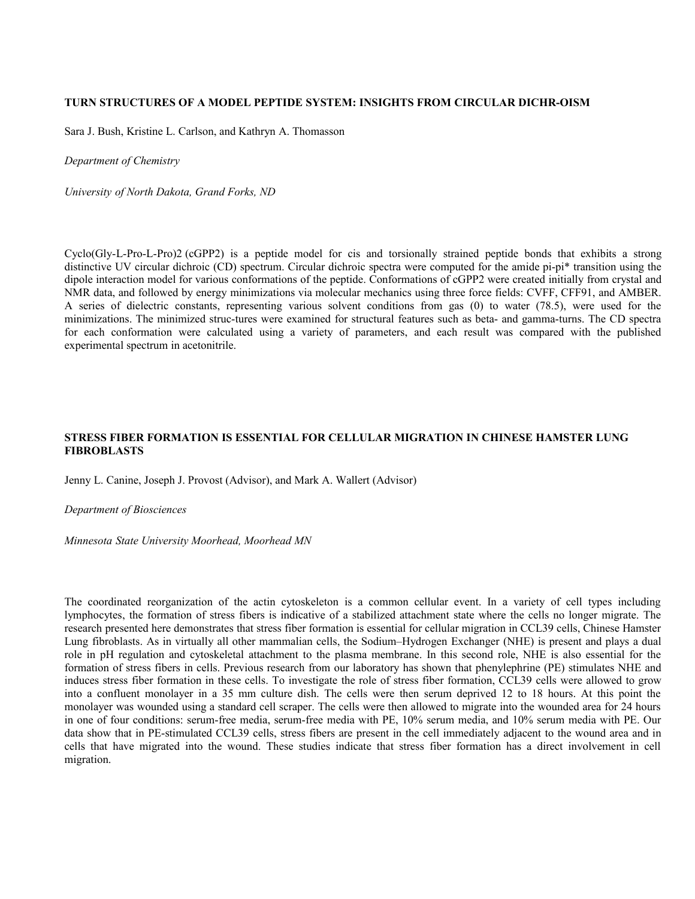### TURN STRUCTURES OF A MODEL PEPTIDE SYSTEM: INSIGHTS FROM CIRCULAR DICHR-OISM

Sara J. Bush, Kristine L. Carlson, and Kathryn A. Thomasson

*Department of Chemistry*

*University of North Dakota, Grand Forks, ND*

Cyclo(Gly-L-Pro-L-Pro)2 (cGPP2) is a peptide model for cis and torsionally strained peptide bonds that exhibits a strong distinctive UV circular dichroic (CD) spectrum. Circular dichroic spectra were computed for the amide pi-pi* transition using the dipole interaction model for various conformations of the peptide. Conformations of cGPP2 were created initially from crystal and NMR data, and followed by energy minimizations via molecular mechanics using three force fields: CVFF, CFF91, and AMBER. A series of dielectric constants, representing various solvent conditions from gas (0) to water (78.5), were used for the minimizations. The minimized struc-tures were examined for structural features such as beta- and gamma-turns. The CD spectra for each conformation were calculated using a variety of parameters, and each result was compared with the published experimental spectrum in acetonitrile.

### STRESS FIBER FORMATION IS ESSENTIAL FOR CELLULAR MIGRATION IN CHINESE HAMSTER LUNG FIBROBLASTS

Jenny L. Canine, Joseph J. Provost (Advisor), and Mark A. Wallert (Advisor)

*Department of Biosciences*

*Minnesota State University Moorhead, Moorhead MN*

The coordinated reorganization of the actin cytoskeleton is a common cellular event. In a variety of cell types including lymphocytes, the formation of stress fibers is indicative of a stabilized attachment state where the cells no longer migrate. The research presented here demonstrates that stress fiber formation is essential for cellular migration in CCL39 cells, Chinese Hamster Lung fibroblasts. As in virtually all other mammalian cells, the Sodium–Hydrogen Exchanger (NHE) is present and plays a dual role in pH regulation and cytoskeletal attachment to the plasma membrane. In this second role, NHE is also essential for the formation of stress fibers in cells. Previous research from our laboratory has shown that phenylephrine (PE) stimulates NHE and induces stress fiber formation in these cells. To investigate the role of stress fiber formation, CCL39 cells were allowed to grow into a confluent monolayer in a 35 mm culture dish. The cells were then serum deprived 12 to 18 hours. At this point the monolayer was wounded using a standard cell scraper. The cells were then allowed to migrate into the wounded area for 24 hours in one of four conditions: serum-free media, serum-free media with PE, 10% serum media, and 10% serum media with PE. Our data show that in PE-stimulated CCL39 cells, stress fibers are present in the cell immediately adjacent to the wound area and in cells that have migrated into the wound. These studies indicate that stress fiber formation has a direct involvement in cell migration.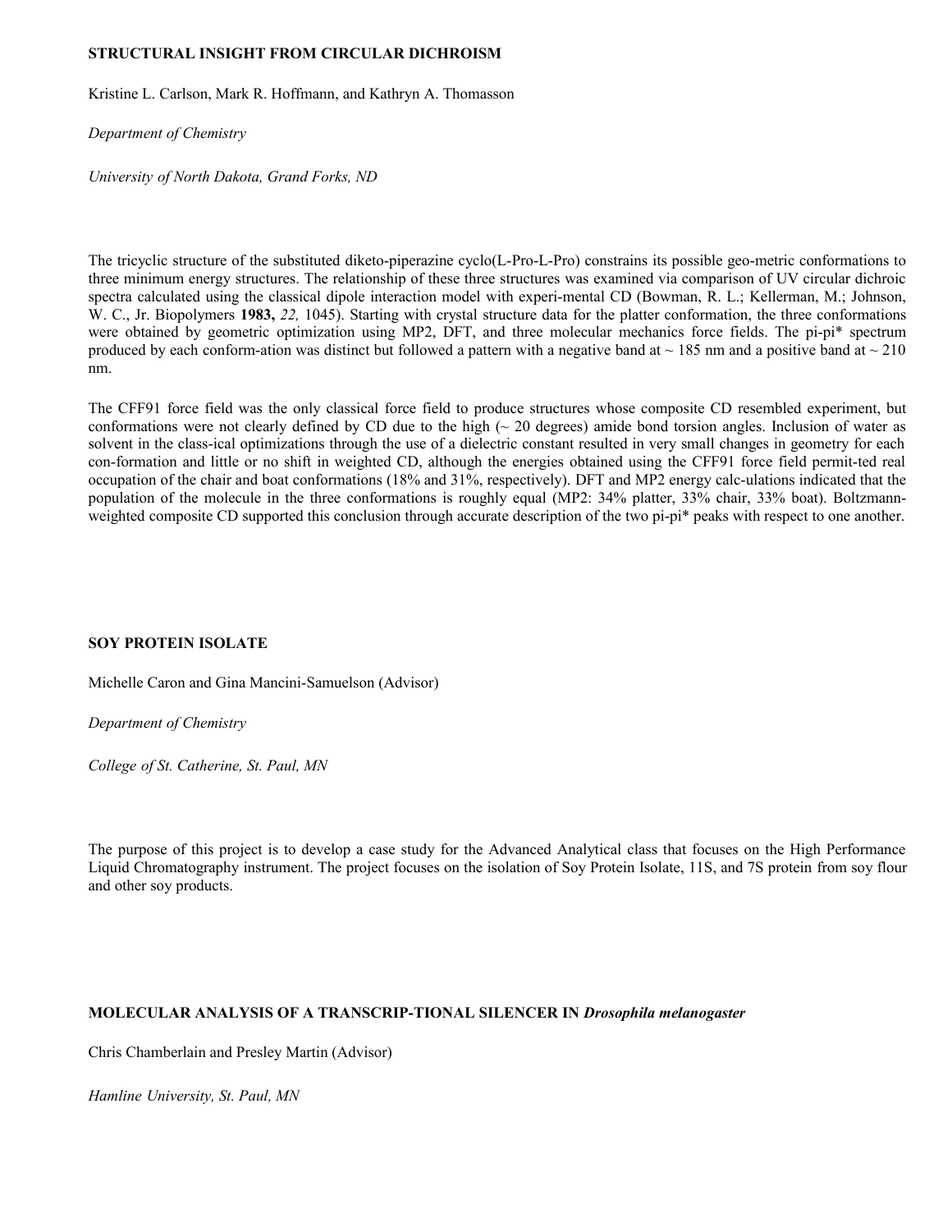## STRUCTURAL INSIGHT FROM CIRCULAR DICHROISM

Kristine L. Carlson, Mark R. Hoffmann, and Kathryn A. Thomasson

*Department of Chemistry*

*University of North Dakota, Grand Forks, ND*

The tricyclic structure of the substituted diketo-piperazine cyclo(L-Pro-L-Pro) constrains its possible geo-metric conformations to three minimum energy structures. The relationship of these three structures was examined via comparison of UV circular dichroic spectra calculated using the classical dipole interaction model with experi-mental CD (Bowman, R. L.; Kellerman, M.; Johnson, W. C., Jr. Biopolymers **1983,** *22,* 1045). Starting with crystal structure data for the platter conformation, the three conformations were obtained by geometric optimization using MP2, DFT, and three molecular mechanics force fields. The pi-pi* spectrum produced by each conform-ation was distinct but followed a pattern with a negative band at ~ 185 nm and a positive band at ~ 210 nm.

The CFF91 force field was the only classical force field to produce structures whose composite CD resembled experiment, but conformations were not clearly defined by CD due to the high (~ 20 degrees) amide bond torsion angles. Inclusion of water as solvent in the class-ical optimizations through the use of a dielectric constant resulted in very small changes in geometry for each con-formation and little or no shift in weighted CD, although the energies obtained using the CFF91 force field permit-ted real occupation of the chair and boat conformations (18% and 31%, respectively). DFT and MP2 energy calc-ulations indicated that the population of the molecule in the three conformations is roughly equal (MP2: 34% platter, 33% chair, 33% boat). Boltzmann-weighted composite CD supported this conclusion through accurate description of the two pi-pi* peaks with respect to one another.

## SOY PROTEIN ISOLATE

Michelle Caron and Gina Mancini-Samuelson (Advisor)

*Department of Chemistry*

*College of St. Catherine, St. Paul, MN*

The purpose of this project is to develop a case study for the Advanced Analytical class that focuses on the High Performance Liquid Chromatography instrument. The project focuses on the isolation of Soy Protein Isolate, 11S, and 7S protein from soy flour and other soy products.

## MOLECULAR ANALYSIS OF A TRANSCRIP-TIONAL SILENCER IN *Drosophila melanogaster*

Chris Chamberlain and Presley Martin (Advisor)

*Hamline University, St. Paul, MN*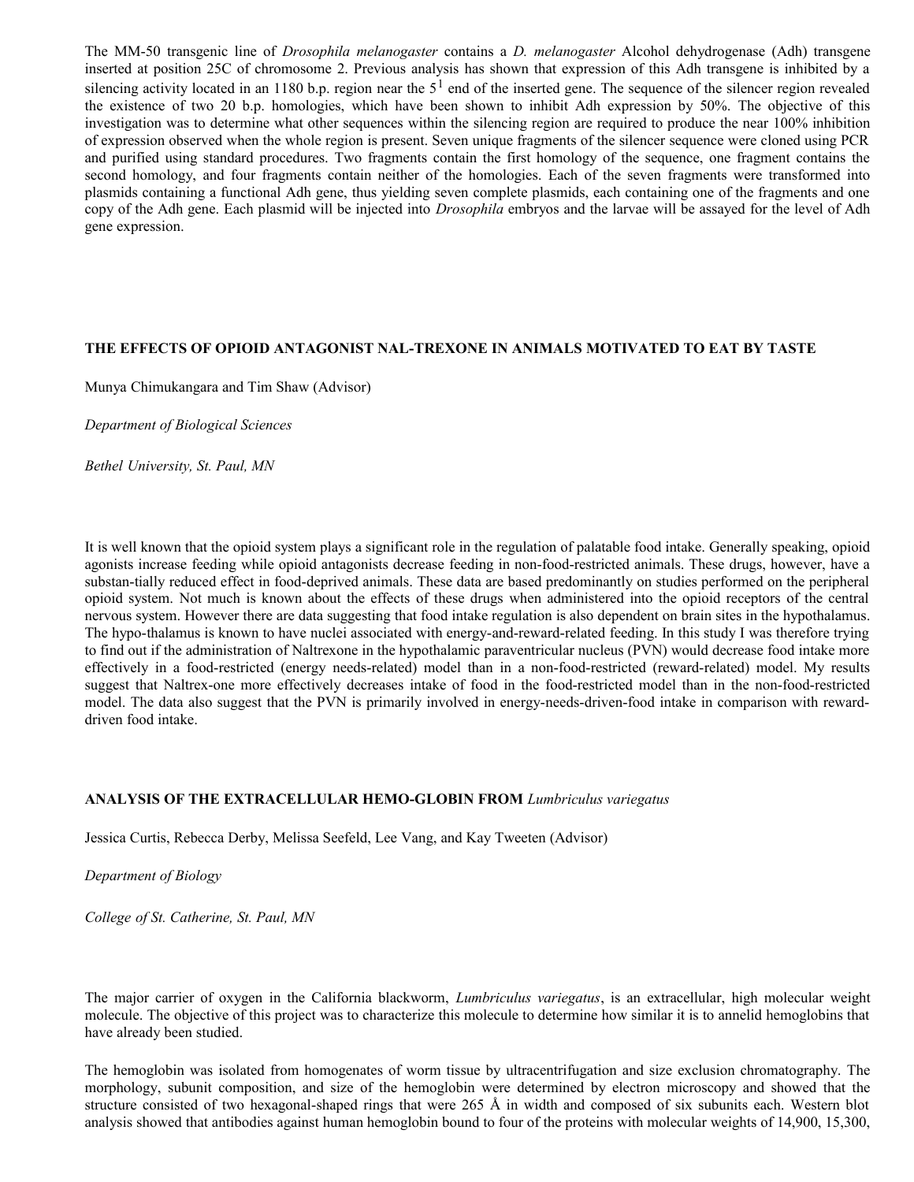The MM-50 transgenic line of *Drosophila melanogaster* contains a *D. melanogaster* Alcohol dehydrogenase (Adh) transgene inserted at position 25C of chromosome 2. Previous analysis has shown that expression of this Adh transgene is inhibited by a silencing activity located in an 1180 b.p. region near the $5^1$ end of the inserted gene. The sequence of the silencer region revealed the existence of two 20 b.p. homologies, which have been shown to inhibit Adh expression by 50%. The objective of this investigation was to determine what other sequences within the silencing region are required to produce the near 100% inhibition of expression observed when the whole region is present. Seven unique fragments of the silencer sequence were cloned using PCR and purified using standard procedures. Two fragments contain the first homology of the sequence, one fragment contains the second homology, and four fragments contain neither of the homologies. Each of the seven fragments were transformed into plasmids containing a functional Adh gene, thus yielding seven complete plasmids, each containing one of the fragments and one copy of the Adh gene. Each plasmid will be injected into *Drosophila* embryos and the larvae will be assayed for the level of Adh gene expression.

**THE EFFECTS OF OPIOID ANTAGONIST NAL-TREXONE IN ANIMALS MOTIVATED TO EAT BY TASTE**

Munya Chimukangara and Tim Shaw (Advisor)

*Department of Biological Sciences*

*Bethel University, St. Paul, MN*

It is well known that the opioid system plays a significant role in the regulation of palatable food intake. Generally speaking, opioid agonists increase feeding while opioid antagonists decrease feeding in non-food-restricted animals. These drugs, however, have a substan-tially reduced effect in food-deprived animals. These data are based predominantly on studies performed on the peripheral opioid system. Not much is known about the effects of these drugs when administered into the opioid receptors of the central nervous system. However there are data suggesting that food intake regulation is also dependent on brain sites in the hypothalamus. The hypo-thalamus is known to have nuclei associated with energy-and-reward-related feeding. In this study I was therefore trying to find out if the administration of Naltrexone in the hypothalamic paraventricular nucleus (PVN) would decrease food intake more effectively in a food-restricted (energy needs-related) model than in a non-food-restricted (reward-related) model. My results suggest that Naltrex-one more effectively decreases intake of food in the food-restricted model than in the non-food-restricted model. The data also suggest that the PVN is primarily involved in energy-needs-driven-food intake in comparison with reward-driven food intake.

**ANALYSIS OF THE EXTRACELLULAR HEMO-GLOBIN FROM** *Lumbriculus variegatus*

Jessica Curtis, Rebecca Derby, Melissa Seefeld, Lee Vang, and Kay Tweeten (Advisor)

*Department of Biology*

*College of St. Catherine, St. Paul, MN*

The major carrier of oxygen in the California blackworm, *Lumbriculus variegatus*, is an extracellular, high molecular weight molecule. The objective of this project was to characterize this molecule to determine how similar it is to annelid hemoglobins that have already been studied.

The hemoglobin was isolated from homogenates of worm tissue by ultracentrifugation and size exclusion chromatography. The morphology, subunit composition, and size of the hemoglobin were determined by electron microscopy and showed that the structure consisted of two hexagonal-shaped rings that were 265 Å in width and composed of six subunits each. Western blot analysis showed that antibodies against human hemoglobin bound to four of the proteins with molecular weights of 14,900, 15,300,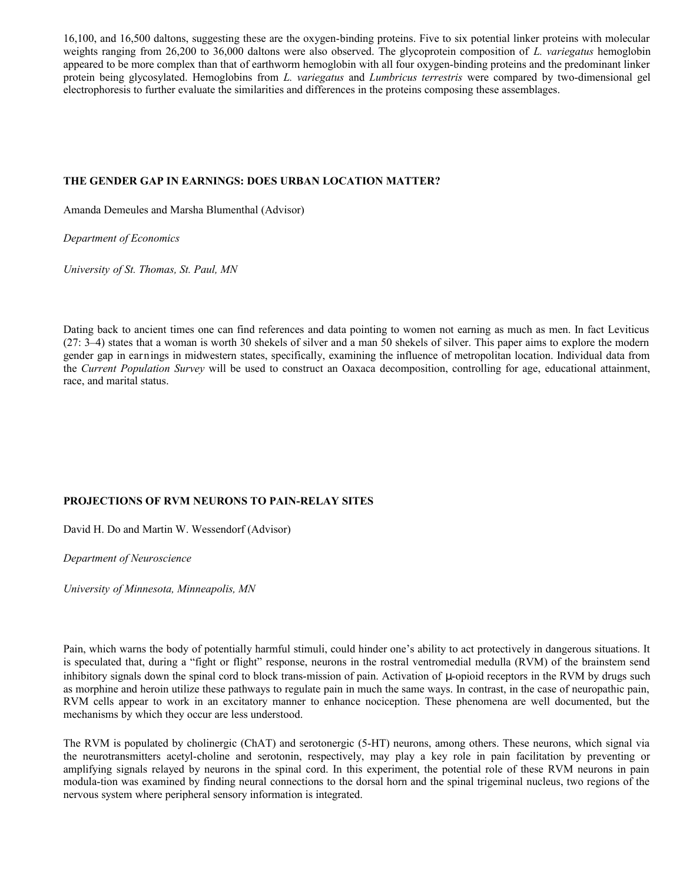16,100, and 16,500 daltons, suggesting these are the oxygen-binding proteins. Five to six potential linker proteins with molecular weights ranging from 26,200 to 36,000 daltons were also observed. The glycoprotein composition of *L. variegatus* hemoglobin appeared to be more complex than that of earthworm hemoglobin with all four oxygen-binding proteins and the predominant linker protein being glycosylated. Hemoglobins from *L. variegatus* and *Lumbricus terrestris* were compared by two-dimensional gel electrophoresis to further evaluate the similarities and differences in the proteins composing these assemblages.

## THE GENDER GAP IN EARNINGS: DOES URBAN LOCATION MATTER?

Amanda Demeules and Marsha Blumenthal (Advisor)

*Department of Economics*

*University of St. Thomas, St. Paul, MN*

Dating back to ancient times one can find references and data pointing to women not earning as much as men. In fact Leviticus (27: 3–4) states that a woman is worth 30 shekels of silver and a man 50 shekels of silver. This paper aims to explore the modern gender gap in earnings in midwestern states, specifically, examining the influence of metropolitan location. Individual data from the *Current Population Survey* will be used to construct an Oaxaca decomposition, controlling for age, educational attainment, race, and marital status.

## PROJECTIONS OF RVM NEURONS TO PAIN-RELAY SITES

David H. Do and Martin W. Wessendorf (Advisor)

*Department of Neuroscience*

*University of Minnesota, Minneapolis, MN*

Pain, which warns the body of potentially harmful stimuli, could hinder one's ability to act protectively in dangerous situations. It is speculated that, during a "fight or flight" response, neurons in the rostral ventromedial medulla (RVM) of the brainstem send inhibitory signals down the spinal cord to block trans-mission of pain. Activation of μ-opioid receptors in the RVM by drugs such as morphine and heroin utilize these pathways to regulate pain in much the same ways. In contrast, in the case of neuropathic pain, RVM cells appear to work in an excitatory manner to enhance nociception. These phenomena are well documented, but the mechanisms by which they occur are less understood.

The RVM is populated by cholinergic (ChAT) and serotonergic (5-HT) neurons, among others. These neurons, which signal via the neurotransmitters acetyl-choline and serotonin, respectively, may play a key role in pain facilitation by preventing or amplifying signals relayed by neurons in the spinal cord. In this experiment, the potential role of these RVM neurons in pain modula-tion was examined by finding neural connections to the dorsal horn and the spinal trigeminal nucleus, two regions of the nervous system where peripheral sensory information is integrated.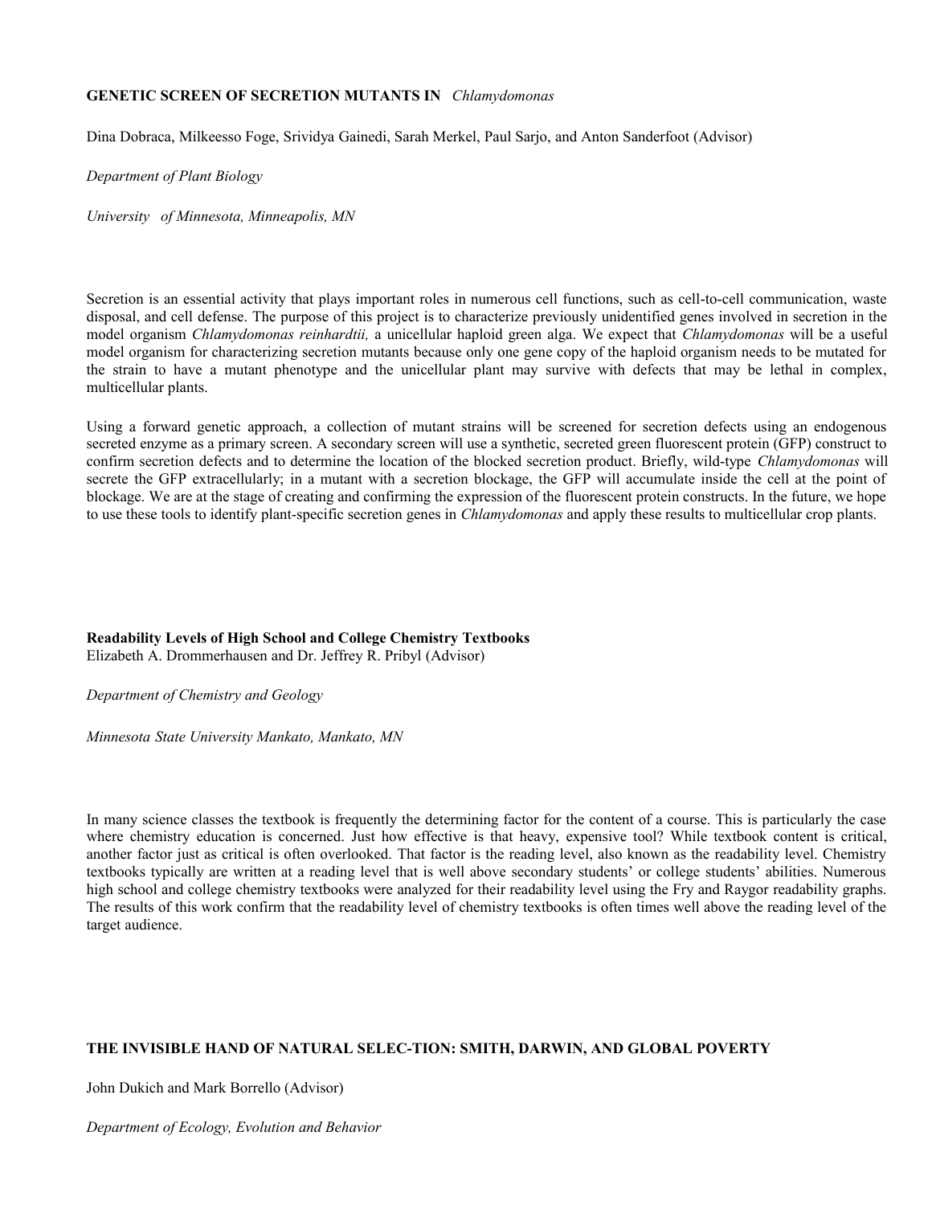### GENETIC SCREEN OF SECRETION MUTANTS IN *Chlamydomonas*

Dina Dobraca, Milkeesso Foge, Srividya Gainedi, Sarah Merkel, Paul Sarjo, and Anton Sanderfoot (Advisor)

*Department of Plant Biology*

*University of Minnesota, Minneapolis, MN*

Secretion is an essential activity that plays important roles in numerous cell functions, such as cell-to-cell communication, waste disposal, and cell defense. The purpose of this project is to characterize previously unidentified genes involved in secretion in the model organism *Chlamydomonas reinhardtii,* a unicellular haploid green alga. We expect that *Chlamydomonas* will be a useful model organism for characterizing secretion mutants because only one gene copy of the haploid organism needs to be mutated for the strain to have a mutant phenotype and the unicellular plant may survive with defects that may be lethal in complex, multicellular plants.

Using a forward genetic approach, a collection of mutant strains will be screened for secretion defects using an endogenous secreted enzyme as a primary screen. A secondary screen will use a synthetic, secreted green fluorescent protein (GFP) construct to confirm secretion defects and to determine the location of the blocked secretion product. Briefly, wild-type *Chlamydomonas* will secrete the GFP extracellularly; in a mutant with a secretion blockage, the GFP will accumulate inside the cell at the point of blockage. We are at the stage of creating and confirming the expression of the fluorescent protein constructs. In the future, we hope to use these tools to identify plant-specific secretion genes in *Chlamydomonas* and apply these results to multicellular crop plants.

### Readability Levels of High School and College Chemistry Textbooks

Elizabeth A. Drommerhausen and Dr. Jeffrey R. Pribyl (Advisor)

*Department of Chemistry and Geology*

*Minnesota State University Mankato, Mankato, MN*

In many science classes the textbook is frequently the determining factor for the content of a course. This is particularly the case where chemistry education is concerned. Just how effective is that heavy, expensive tool? While textbook content is critical, another factor just as critical is often overlooked. That factor is the reading level, also known as the readability level. Chemistry textbooks typically are written at a reading level that is well above secondary students' or college students' abilities. Numerous high school and college chemistry textbooks were analyzed for their readability level using the Fry and Raygor readability graphs. The results of this work confirm that the readability level of chemistry textbooks is often times well above the reading level of the target audience.

### THE INVISIBLE HAND OF NATURAL SELEC-TION: SMITH, DARWIN, AND GLOBAL POVERTY

John Dukich and Mark Borrello (Advisor)

*Department of Ecology, Evolution and Behavior*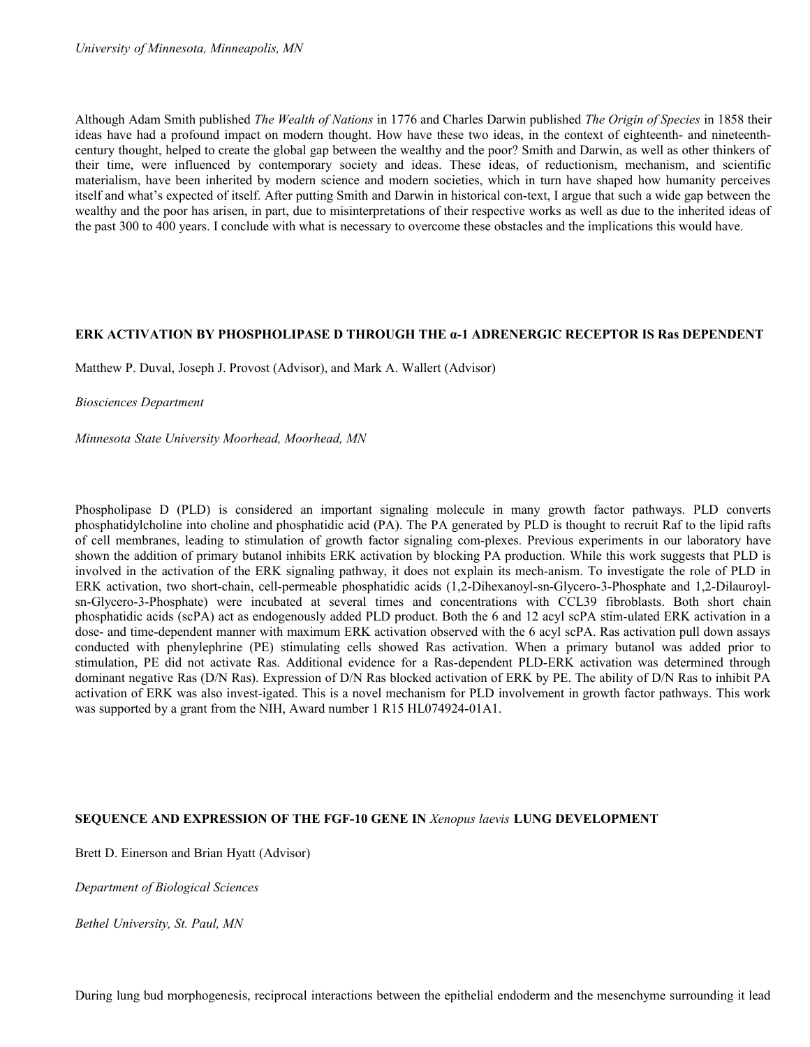*University of Minnesota, Minneapolis, MN*

Although Adam Smith published *The Wealth of Nations* in 1776 and Charles Darwin published *The Origin of Species* in 1858 their ideas have had a profound impact on modern thought. How have these two ideas, in the context of eighteenth- and nineteenth-century thought, helped to create the global gap between the wealthy and the poor? Smith and Darwin, as well as other thinkers of their time, were influenced by contemporary society and ideas. These ideas, of reductionism, mechanism, and scientific materialism, have been inherited by modern science and modern societies, which in turn have shaped how humanity perceives itself and what's expected of itself. After putting Smith and Darwin in historical con-text, I argue that such a wide gap between the wealthy and the poor has arisen, in part, due to misinterpretations of their respective works as well as due to the inherited ideas of the past 300 to 400 years. I conclude with what is necessary to overcome these obstacles and the implications this would have.

**ERK ACTIVATION BY PHOSPHOLIPASE D THROUGH THE α-1 ADRENERGIC RECEPTOR IS Ras DEPENDENT**

Matthew P. Duval, Joseph J. Provost (Advisor), and Mark A. Wallert (Advisor)

*Biosciences Department*

*Minnesota State University Moorhead, Moorhead, MN*

Phospholipase D (PLD) is considered an important signaling molecule in many growth factor pathways. PLD converts phosphatidylcholine into choline and phosphatidic acid (PA). The PA generated by PLD is thought to recruit Raf to the lipid rafts of cell membranes, leading to stimulation of growth factor signaling com-plexes. Previous experiments in our laboratory have shown the addition of primary butanol inhibits ERK activation by blocking PA production. While this work suggests that PLD is involved in the activation of the ERK signaling pathway, it does not explain its mech-anism. To investigate the role of PLD in ERK activation, two short-chain, cell-permeable phosphatidic acids (1,2-Dihexanoyl-sn-Glycero-3-Phosphate and 1,2-Dilauroyl-sn-Glycero-3-Phosphate) were incubated at several times and concentrations with CCL39 fibroblasts. Both short chain phosphatidic acids (scPA) act as endogenously added PLD product. Both the 6 and 12 acyl scPA stim-ulated ERK activation in a dose- and time-dependent manner with maximum ERK activation observed with the 6 acyl scPA. Ras activation pull down assays conducted with phenylephrine (PE) stimulating cells showed Ras activation. When a primary butanol was added prior to stimulation, PE did not activate Ras. Additional evidence for a Ras-dependent PLD-ERK activation was determined through dominant negative Ras (D/N Ras). Expression of D/N Ras blocked activation of ERK by PE. The ability of D/N Ras to inhibit PA activation of ERK was also invest-igated. This is a novel mechanism for PLD involvement in growth factor pathways. This work was supported by a grant from the NIH, Award number 1 R15 HL074924-01A1.

**SEQUENCE AND EXPRESSION OF THE FGF-10 GENE IN *Xenopus laevis* LUNG DEVELOPMENT**

Brett D. Einerson and Brian Hyatt (Advisor)

*Department of Biological Sciences*

*Bethel University, St. Paul, MN*

During lung bud morphogenesis, reciprocal interactions between the epithelial endoderm and the mesenchyme surrounding it lead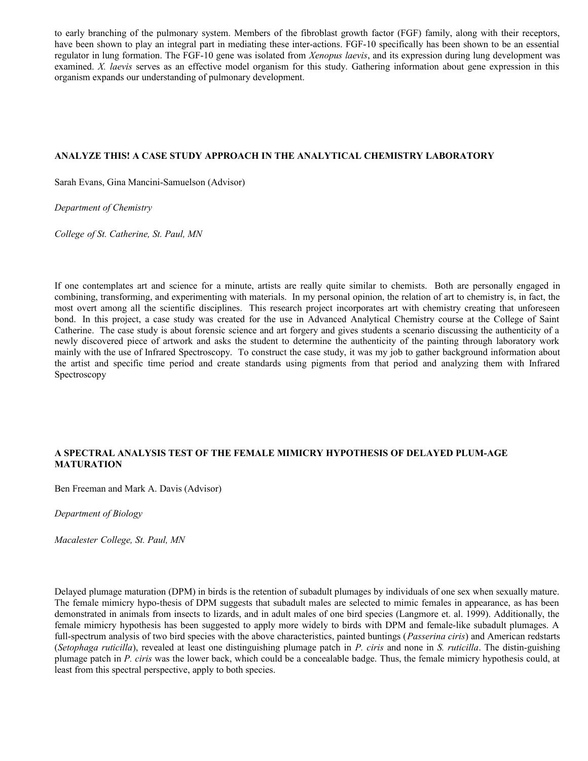to early branching of the pulmonary system. Members of the fibroblast growth factor (FGF) family, along with their receptors, have been shown to play an integral part in mediating these inter-actions. FGF-10 specifically has been shown to be an essential regulator in lung formation. The FGF-10 gene was isolated from *Xenopus laevis*, and its expression during lung development was examined. *X. laevis* serves as an effective model organism for this study. Gathering information about gene expression in this organism expands our understanding of pulmonary development.

### ANALYZE THIS! A CASE STUDY APPROACH IN THE ANALYTICAL CHEMISTRY LABORATORY

Sarah Evans, Gina Mancini-Samuelson (Advisor)

*Department of Chemistry*

*College of St. Catherine, St. Paul, MN*

If one contemplates art and science for a minute, artists are really quite similar to chemists. Both are personally engaged in combining, transforming, and experimenting with materials. In my personal opinion, the relation of art to chemistry is, in fact, the most overt among all the scientific disciplines. This research project incorporates art with chemistry creating that unforeseen bond. In this project, a case study was created for the use in Advanced Analytical Chemistry course at the College of Saint Catherine. The case study is about forensic science and art forgery and gives students a scenario discussing the authenticity of a newly discovered piece of artwork and asks the student to determine the authenticity of the painting through laboratory work mainly with the use of Infrared Spectroscopy. To construct the case study, it was my job to gather background information about the artist and specific time period and create standards using pigments from that period and analyzing them with Infrared Spectroscopy

### A SPECTRAL ANALYSIS TEST OF THE FEMALE MIMICRY HYPOTHESIS OF DELAYED PLUM-AGE MATURATION

Ben Freeman and Mark A. Davis (Advisor)

*Department of Biology*

*Macalester College, St. Paul, MN*

Delayed plumage maturation (DPM) in birds is the retention of subadult plumages by individuals of one sex when sexually mature. The female mimicry hypo-thesis of DPM suggests that subadult males are selected to mimic females in appearance, as has been demonstrated in animals from insects to lizards, and in adult males of one bird species (Langmore et. al. 1999). Additionally, the female mimicry hypothesis has been suggested to apply more widely to birds with DPM and female-like subadult plumages. A full-spectrum analysis of two bird species with the above characteristics, painted buntings (*Passerina ciris*) and American redstarts (*Setophaga ruticilla*), revealed at least one distinguishing plumage patch in *P. ciris* and none in *S. ruticilla*. The distin-guishing plumage patch in *P. ciris* was the lower back, which could be a concealable badge. Thus, the female mimicry hypothesis could, at least from this spectral perspective, apply to both species.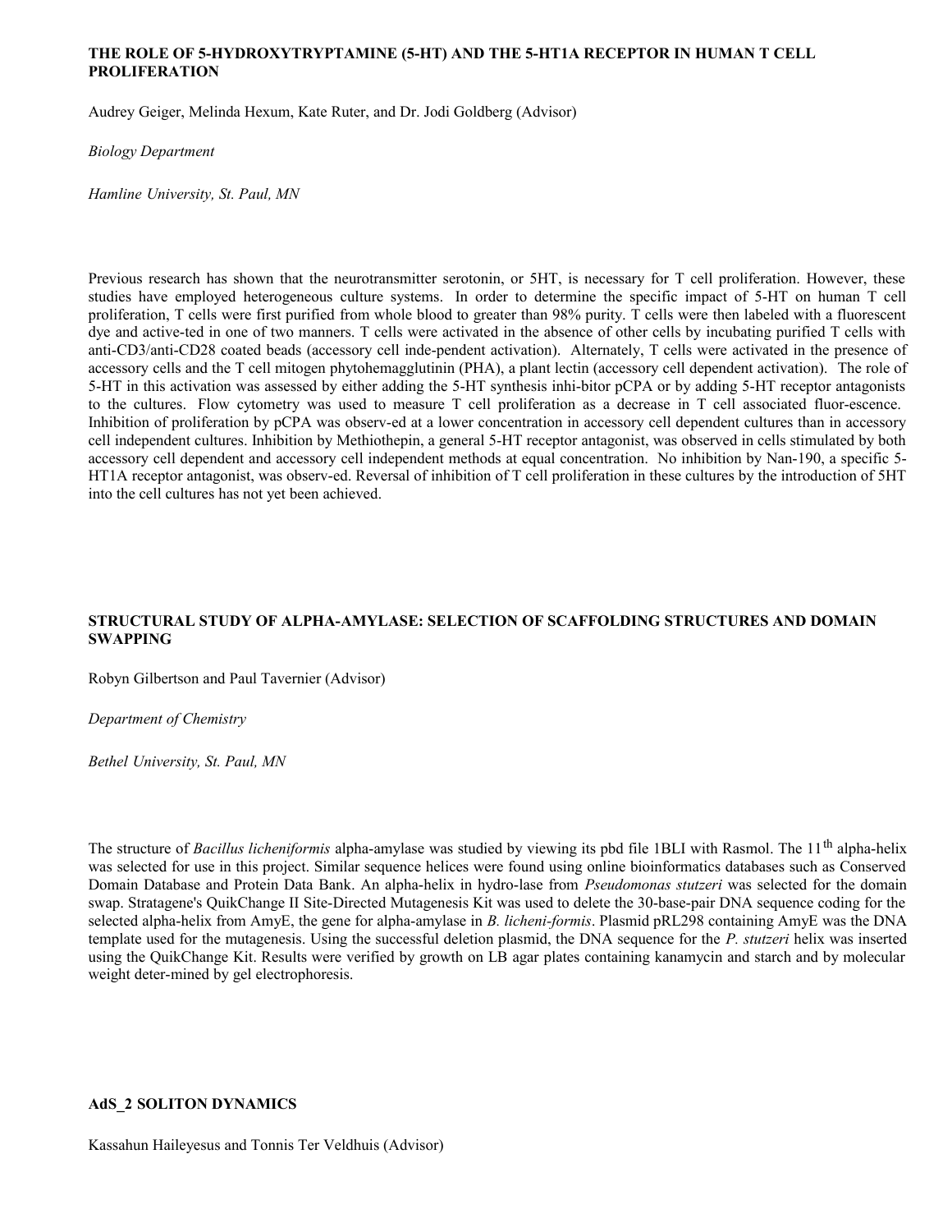## THE ROLE OF 5-HYDROXYTRYPTAMINE (5-HT) AND THE 5-HT1A RECEPTOR IN HUMAN T CELL PROLIFERATION

Audrey Geiger, Melinda Hexum, Kate Ruter, and Dr. Jodi Goldberg (Advisor)

*Biology Department*

*Hamline University, St. Paul, MN*

Previous research has shown that the neurotransmitter serotonin, or 5HT, is necessary for T cell proliferation. However, these studies have employed heterogeneous culture systems. In order to determine the specific impact of 5-HT on human T cell proliferation, T cells were first purified from whole blood to greater than 98% purity. T cells were then labeled with a fluorescent dye and active-ted in one of two manners. T cells were activated in the absence of other cells by incubating purified T cells with anti-CD3/anti-CD28 coated beads (accessory cell inde-pendent activation). Alternately, T cells were activated in the presence of accessory cells and the T cell mitogen phytohemagglutinin (PHA), a plant lectin (accessory cell dependent activation). The role of 5-HT in this activation was assessed by either adding the 5-HT synthesis inhi-bitor pCPA or by adding 5-HT receptor antagonists to the cultures. Flow cytometry was used to measure T cell proliferation as a decrease in T cell associated fluor-escence. Inhibition of proliferation by pCPA was observ-ed at a lower concentration in accessory cell dependent cultures than in accessory cell independent cultures. Inhibition by Methiothepin, a general 5-HT receptor antagonist, was observed in cells stimulated by both accessory cell dependent and accessory cell independent methods at equal concentration. No inhibition by Nan-190, a specific 5-HT1A receptor antagonist, was observ-ed. Reversal of inhibition of T cell proliferation in these cultures by the introduction of 5HT into the cell cultures has not yet been achieved.

## STRUCTURAL STUDY OF ALPHA-AMYLASE: SELECTION OF SCAFFOLDING STRUCTURES AND DOMAIN SWAPPING

Robyn Gilbertson and Paul Tavernier (Advisor)

*Department of Chemistry*

*Bethel University, St. Paul, MN*

The structure of *Bacillus licheniformis* alpha-amylase was studied by viewing its pbd file 1BLI with Rasmol. The 11$^{th}$ alpha-helix was selected for use in this project. Similar sequence helices were found using online bioinformatics databases such as Conserved Domain Database and Protein Data Bank. An alpha-helix in hydro-lase from *Pseudomonas stutzeri* was selected for the domain swap. Stratagene's QuikChange II Site-Directed Mutagenesis Kit was used to delete the 30-base-pair DNA sequence coding for the selected alpha-helix from AmyE, the gene for alpha-amylase in *B. licheni-formis*. Plasmid pRL298 containing AmyE was the DNA template used for the mutagenesis. Using the successful deletion plasmid, the DNA sequence for the *P. stutzeri* helix was inserted using the QuikChange Kit. Results were verified by growth on LB agar plates containing kanamycin and starch and by molecular weight deter-mined by gel electrophoresis.

## AdS_2 SOLITON DYNAMICS

Kassahun Haileyesus and Tonnis Ter Veldhuis (Advisor)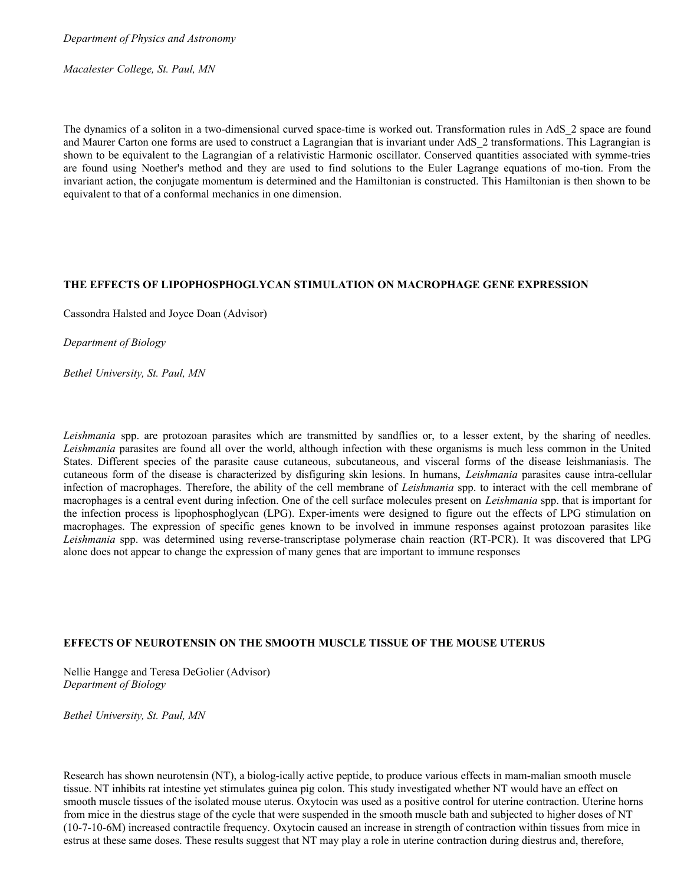*Department of Physics and Astronomy*

*Macalester College, St. Paul, MN*

The dynamics of a soliton in a two-dimensional curved space-time is worked out. Transformation rules in AdS_2 space are found and Maurer Carton one forms are used to construct a Lagrangian that is invariant under AdS_2 transformations. This Lagrangian is shown to be equivalent to the Lagrangian of a relativistic Harmonic oscillator. Conserved quantities associated with symme-tries are found using Noether's method and they are used to find solutions to the Euler Lagrange equations of mo-tion. From the invariant action, the conjugate momentum is determined and the Hamiltonian is constructed. This Hamiltonian is then shown to be equivalent to that of a conformal mechanics in one dimension.

**THE EFFECTS OF LIPOPHOSPHOGLYCAN STIMULATION ON MACROPHAGE GENE EXPRESSION**

Cassondra Halsted and Joyce Doan (Advisor)

*Department of Biology*

*Bethel University, St. Paul, MN*

*Leishmania* spp. are protozoan parasites which are transmitted by sandflies or, to a lesser extent, by the sharing of needles. *Leishmania* parasites are found all over the world, although infection with these organisms is much less common in the United States. Different species of the parasite cause cutaneous, subcutaneous, and visceral forms of the disease leishmaniasis. The cutaneous form of the disease is characterized by disfiguring skin lesions. In humans, *Leishmania* parasites cause intra-cellular infection of macrophages. Therefore, the ability of the cell membrane of *Leishmania* spp. to interact with the cell membrane of macrophages is a central event during infection. One of the cell surface molecules present on *Leishmania* spp. that is important for the infection process is lipophosphoglycan (LPG). Exper-iments were designed to figure out the effects of LPG stimulation on macrophages. The expression of specific genes known to be involved in immune responses against protozoan parasites like *Leishmania* spp. was determined using reverse-transcriptase polymerase chain reaction (RT-PCR). It was discovered that LPG alone does not appear to change the expression of many genes that are important to immune responses

**EFFECTS OF NEUROTENSIN ON THE SMOOTH MUSCLE TISSUE OF THE MOUSE UTERUS**

Nellie Hangge and Teresa DeGolier (Advisor)
*Department of Biology*

*Bethel University, St. Paul, MN*

Research has shown neurotensin (NT), a biolog-ically active peptide, to produce various effects in mam-malian smooth muscle tissue. NT inhibits rat intestine yet stimulates guinea pig colon. This study investigated whether NT would have an effect on smooth muscle tissues of the isolated mouse uterus. Oxytocin was used as a positive control for uterine contraction. Uterine horns from mice in the diestrus stage of the cycle that were suspended in the smooth muscle bath and subjected to higher doses of NT (10-7-10-6M) increased contractile frequency. Oxytocin caused an increase in strength of contraction within tissues from mice in estrus at these same doses. These results suggest that NT may play a role in uterine contraction during diestrus and, therefore,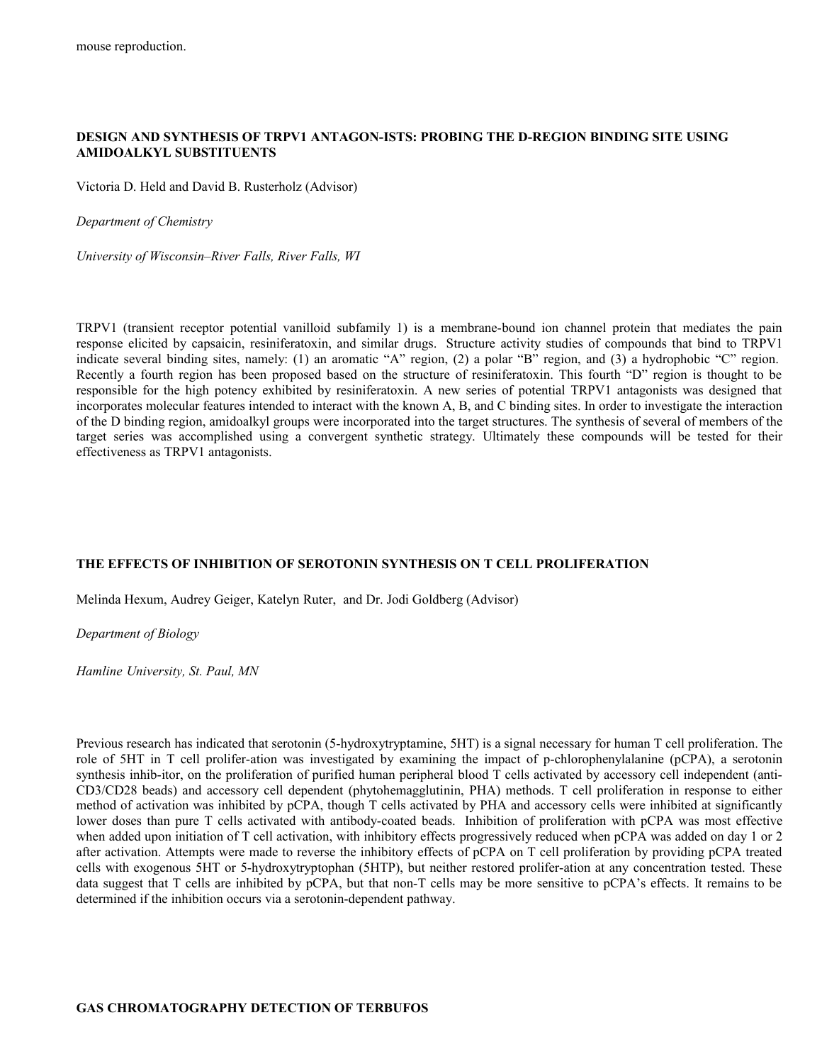mouse reproduction.

### DESIGN AND SYNTHESIS OF TRPV1 ANTAGON-ISTS: PROBING THE D-REGION BINDING SITE USING AMIDOALKYL SUBSTITUENTS

Victoria D. Held and David B. Rusterholz (Advisor)

*Department of Chemistry*

*University of Wisconsin–River Falls, River Falls, WI*

TRPV1 (transient receptor potential vanilloid subfamily 1) is a membrane-bound ion channel protein that mediates the pain response elicited by capsaicin, resiniferatoxin, and similar drugs. Structure activity studies of compounds that bind to TRPV1 indicate several binding sites, namely: (1) an aromatic "A" region, (2) a polar "B" region, and (3) a hydrophobic "C" region. Recently a fourth region has been proposed based on the structure of resiniferatoxin. This fourth "D" region is thought to be responsible for the high potency exhibited by resiniferatoxin. A new series of potential TRPV1 antagonists was designed that incorporates molecular features intended to interact with the known A, B, and C binding sites. In order to investigate the interaction of the D binding region, amidoalkyl groups were incorporated into the target structures. The synthesis of several of members of the target series was accomplished using a convergent synthetic strategy. Ultimately these compounds will be tested for their effectiveness as TRPV1 antagonists.

### THE EFFECTS OF INHIBITION OF SEROTONIN SYNTHESIS ON T CELL PROLIFERATION

Melinda Hexum, Audrey Geiger, Katelyn Ruter, and Dr. Jodi Goldberg (Advisor)

*Department of Biology*

*Hamline University, St. Paul, MN*

Previous research has indicated that serotonin (5-hydroxytryptamine, 5HT) is a signal necessary for human T cell proliferation. The role of 5HT in T cell prolifer-ation was investigated by examining the impact of p-chlorophenylalanine (pCPA), a serotonin synthesis inhib-itor, on the proliferation of purified human peripheral blood T cells activated by accessory cell independent (anti-CD3/CD28 beads) and accessory cell dependent (phytohemagglutinin, PHA) methods. T cell proliferation in response to either method of activation was inhibited by pCPA, though T cells activated by PHA and accessory cells were inhibited at significantly lower doses than pure T cells activated with antibody-coated beads. Inhibition of proliferation with pCPA was most effective when added upon initiation of T cell activation, with inhibitory effects progressively reduced when pCPA was added on day 1 or 2 after activation. Attempts were made to reverse the inhibitory effects of pCPA on T cell proliferation by providing pCPA treated cells with exogenous 5HT or 5-hydroxytryptophan (5HTP), but neither restored prolifer-ation at any concentration tested. These data suggest that T cells are inhibited by pCPA, but that non-T cells may be more sensitive to pCPA's effects. It remains to be determined if the inhibition occurs via a serotonin-dependent pathway.

### GAS CHROMATOGRAPHY DETECTION OF TERBUFOS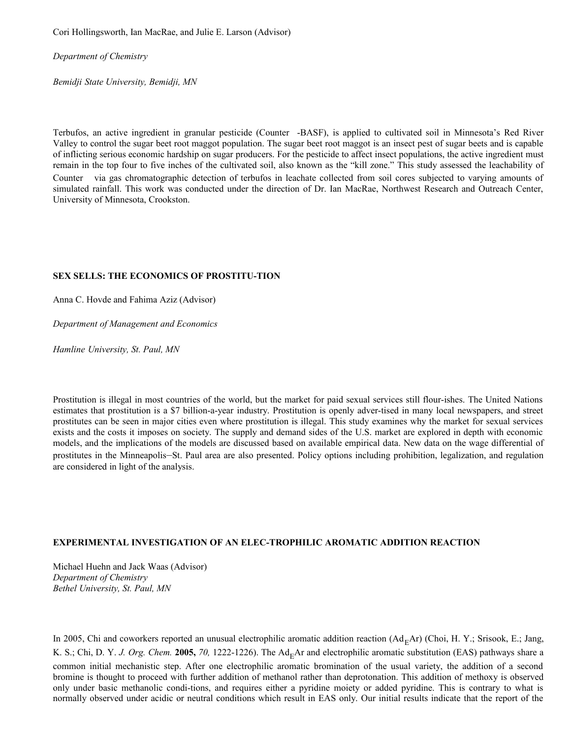Cori Hollingsworth, Ian MacRae, and Julie E. Larson (Advisor)

*Department of Chemistry*

*Bemidji State University, Bemidji, MN*

Terbufos, an active ingredient in granular pesticide (Counter -BASF), is applied to cultivated soil in Minnesota's Red River Valley to control the sugar beet root maggot population. The sugar beet root maggot is an insect pest of sugar beets and is capable of inflicting serious economic hardship on sugar producers. For the pesticide to affect insect populations, the active ingredient must remain in the top four to five inches of the cultivated soil, also known as the "kill zone." This study assessed the leachability of Counter via gas chromatographic detection of terbufos in leachate collected from soil cores subjected to varying amounts of simulated rainfall. This work was conducted under the direction of Dr. Ian MacRae, Northwest Research and Outreach Center, University of Minnesota, Crookston.

**SEX SELLS: THE ECONOMICS OF PROSTITU-TION**

Anna C. Hovde and Fahima Aziz (Advisor)

*Department of Management and Economics*

*Hamline University, St. Paul, MN*

Prostitution is illegal in most countries of the world, but the market for paid sexual services still flour-ishes. The United Nations estimates that prostitution is a $7 billion-a-year industry. Prostitution is openly adver-tised in many local newspapers, and street prostitutes can be seen in major cities even where prostitution is illegal. This study examines why the market for sexual services exists and the costs it imposes on society. The supply and demand sides of the U.S. market are explored in depth with economic models, and the implications of the models are discussed based on available empirical data. New data on the wage differential of prostitutes in the Minneapolis–St. Paul area are also presented. Policy options including prohibition, legalization, and regulation are considered in light of the analysis.

**EXPERIMENTAL INVESTIGATION OF AN ELEC-TROPHILIC AROMATIC ADDITION REACTION**

Michael Huehn and Jack Waas (Advisor)
*Department of Chemistry*
*Bethel University, St. Paul, MN*

In 2005, Chi and coworkers reported an unusual electrophilic aromatic addition reaction ($Ad_EAr$) (Choi, H. Y.; Srisook, E.; Jang, K. S.; Chi, D. Y. *J. Org. Chem.* **2005,** *70,* 1222-1226). The $Ad_EAr$ and electrophilic aromatic substitution (EAS) pathways share a common initial mechanistic step. After one electrophilic aromatic bromination of the usual variety, the addition of a second bromine is thought to proceed with further addition of methanol rather than deprotonation. This addition of methoxy is observed only under basic methanolic condi-tions, and requires either a pyridine moiety or added pyridine. This is contrary to what is normally observed under acidic or neutral conditions which result in EAS only. Our initial results indicate that the report of the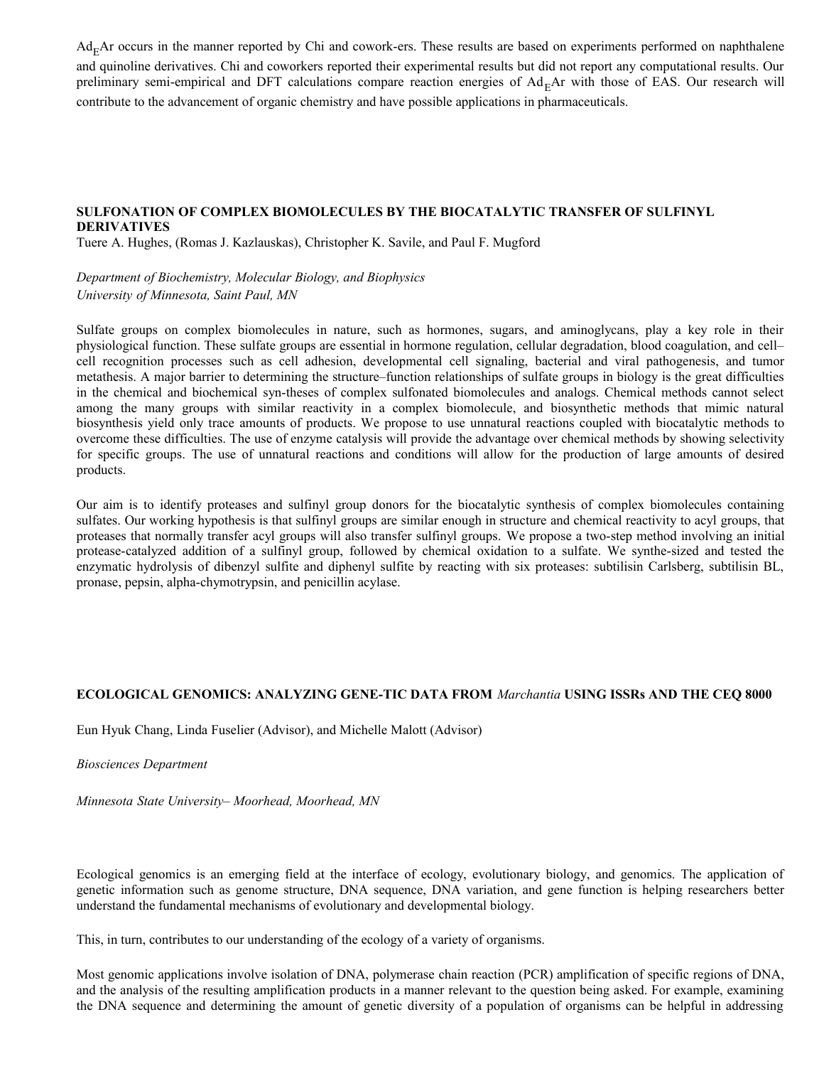$Ad_E Ar$ occurs in the manner reported by Chi and cowork-ers. These results are based on experiments performed on naphthalene and quinoline derivatives. Chi and coworkers reported their experimental results but did not report any computational results. Our preliminary semi-empirical and DFT calculations compare reaction energies of $Ad_E Ar$ with those of EAS. Our research will contribute to the advancement of organic chemistry and have possible applications in pharmaceuticals.

## SULFONATION OF COMPLEX BIOMOLECULES BY THE BIOCATALYTIC TRANSFER OF SULFINYL DERIVATIVES

Tuere A. Hughes, (Romas J. Kazlauskas), Christopher K. Savile, and Paul F. Mugford

*Department of Biochemistry, Molecular Biology, and Biophysics*
*University of Minnesota, Saint Paul, MN*

Sulfate groups on complex biomolecules in nature, such as hormones, sugars, and aminoglycans, play a key role in their physiological function. These sulfate groups are essential in hormone regulation, cellular degradation, blood coagulation, and cell–cell recognition processes such as cell adhesion, developmental cell signaling, bacterial and viral pathogenesis, and tumor metathesis. A major barrier to determining the structure–function relationships of sulfate groups in biology is the great difficulties in the chemical and biochemical syn-theses of complex sulfonated biomolecules and analogs. Chemical methods cannot select among the many groups with similar reactivity in a complex biomolecule, and biosynthetic methods that mimic natural biosynthesis yield only trace amounts of products. We propose to use unnatural reactions coupled with biocatalytic methods to overcome these difficulties. The use of enzyme catalysis will provide the advantage over chemical methods by showing selectivity for specific groups. The use of unnatural reactions and conditions will allow for the production of large amounts of desired products.

Our aim is to identify proteases and sulfinyl group donors for the biocatalytic synthesis of complex biomolecules containing sulfates. Our working hypothesis is that sulfinyl groups are similar enough in structure and chemical reactivity to acyl groups, that proteases that normally transfer acyl groups will also transfer sulfinyl groups. We propose a two-step method involving an initial protease-catalyzed addition of a sulfinyl group, followed by chemical oxidation to a sulfate. We synthe-sized and tested the enzymatic hydrolysis of dibenzyl sulfite and diphenyl sulfite by reacting with six proteases: subtilisin Carlsberg, subtilisin BL, pronase, pepsin, alpha-chymotrypsin, and penicillin acylase.

## ECOLOGICAL GENOMICS: ANALYZING GENE-TIC DATA FROM *Marchantia* USING ISSRs AND THE CEQ 8000

Eun Hyuk Chang, Linda Fuselier (Advisor), and Michelle Malott (Advisor)

*Biosciences Department*

*Minnesota State University– Moorhead, Moorhead, MN*

Ecological genomics is an emerging field at the interface of ecology, evolutionary biology, and genomics. The application of genetic information such as genome structure, DNA sequence, DNA variation, and gene function is helping researchers better understand the fundamental mechanisms of evolutionary and developmental biology.

This, in turn, contributes to our understanding of the ecology of a variety of organisms.

Most genomic applications involve isolation of DNA, polymerase chain reaction (PCR) amplification of specific regions of DNA, and the analysis of the resulting amplification products in a manner relevant to the question being asked. For example, examining the DNA sequence and determining the amount of genetic diversity of a population of organisms can be helpful in addressing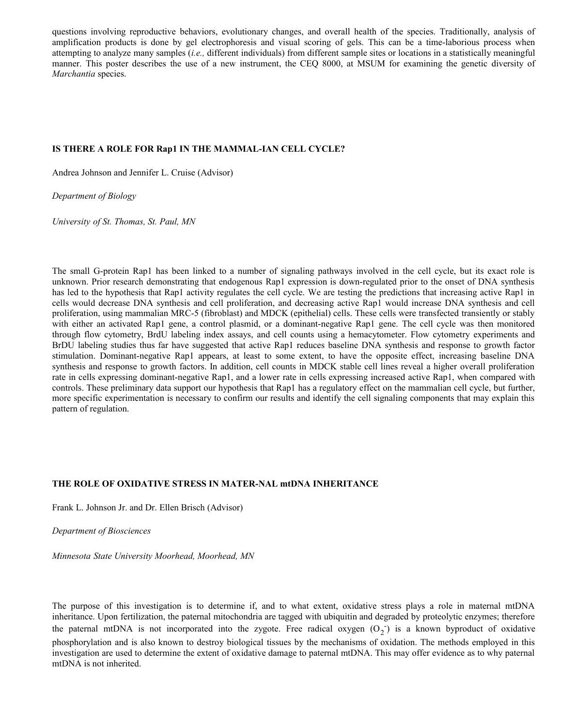questions involving reproductive behaviors, evolutionary changes, and overall health of the species. Traditionally, analysis of amplification products is done by gel electrophoresis and visual scoring of gels. This can be a time-laborious process when attempting to analyze many samples (*i.e.,* different individuals) from different sample sites or locations in a statistically meaningful manner. This poster describes the use of a new instrument, the CEQ 8000, at MSUM for examining the genetic diversity of *Marchantia* species.

**IS THERE A ROLE FOR Rap1 IN THE MAMMAL-IAN CELL CYCLE?**

Andrea Johnson and Jennifer L. Cruise (Advisor)

*Department of Biology*

*University of St. Thomas, St. Paul, MN*

The small G-protein Rap1 has been linked to a number of signaling pathways involved in the cell cycle, but its exact role is unknown. Prior research demonstrating that endogenous Rap1 expression is down-regulated prior to the onset of DNA synthesis has led to the hypothesis that Rap1 activity regulates the cell cycle. We are testing the predictions that increasing active Rap1 in cells would decrease DNA synthesis and cell proliferation, and decreasing active Rap1 would increase DNA synthesis and cell proliferation, using mammalian MRC-5 (fibroblast) and MDCK (epithelial) cells. These cells were transfected transiently or stably with either an activated Rap1 gene, a control plasmid, or a dominant-negative Rap1 gene. The cell cycle was then monitored through flow cytometry, BrdU labeling index assays, and cell counts using a hemacytometer. Flow cytometry experiments and BrDU labeling studies thus far have suggested that active Rap1 reduces baseline DNA synthesis and response to growth factor stimulation. Dominant-negative Rap1 appears, at least to some extent, to have the opposite effect, increasing baseline DNA synthesis and response to growth factors. In addition, cell counts in MDCK stable cell lines reveal a higher overall proliferation rate in cells expressing dominant-negative Rap1, and a lower rate in cells expressing increased active Rap1, when compared with controls. These preliminary data support our hypothesis that Rap1 has a regulatory effect on the mammalian cell cycle, but further, more specific experimentation is necessary to confirm our results and identify the cell signaling components that may explain this pattern of regulation.

**THE ROLE OF OXIDATIVE STRESS IN MATER-NAL mtDNA INHERITANCE**

Frank L. Johnson Jr. and Dr. Ellen Brisch (Advisor)

*Department of Biosciences*

*Minnesota State University Moorhead, Moorhead, MN*

The purpose of this investigation is to determine if, and to what extent, oxidative stress plays a role in maternal mtDNA inheritance. Upon fertilization, the paternal mitochondria are tagged with ubiquitin and degraded by proteolytic enzymes; therefore the paternal mtDNA is not incorporated into the zygote. Free radical oxygen ($O_2^-$) is a known byproduct of oxidative phosphorylation and is also known to destroy biological tissues by the mechanisms of oxidation. The methods employed in this investigation are used to determine the extent of oxidative damage to paternal mtDNA. This may offer evidence as to why paternal mtDNA is not inherited.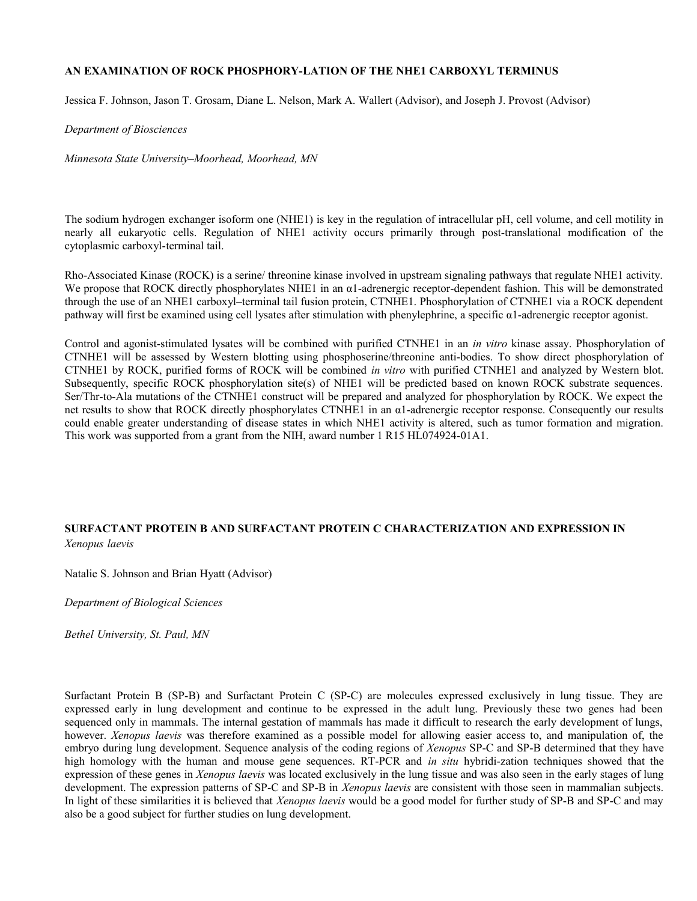### AN EXAMINATION OF ROCK PHOSPHORY-LATION OF THE NHE1 CARBOXYL TERMINUS

Jessica F. Johnson, Jason T. Grosam, Diane L. Nelson, Mark A. Wallert (Advisor), and Joseph J. Provost (Advisor)

*Department of Biosciences*

*Minnesota State University–Moorhead, Moorhead, MN*

The sodium hydrogen exchanger isoform one (NHE1) is key in the regulation of intracellular pH, cell volume, and cell motility in nearly all eukaryotic cells. Regulation of NHE1 activity occurs primarily through post-translational modification of the cytoplasmic carboxyl-terminal tail.

Rho-Associated Kinase (ROCK) is a serine/ threonine kinase involved in upstream signaling pathways that regulate NHE1 activity. We propose that ROCK directly phosphorylates NHE1 in an α1-adrenergic receptor-dependent fashion. This will be demonstrated through the use of an NHE1 carboxyl–terminal tail fusion protein, CTNHE1. Phosphorylation of CTNHE1 via a ROCK dependent pathway will first be examined using cell lysates after stimulation with phenylephrine, a specific α1-adrenergic receptor agonist.

Control and agonist-stimulated lysates will be combined with purified CTNHE1 in an *in vitro* kinase assay. Phosphorylation of CTNHE1 will be assessed by Western blotting using phosphoserine/threonine anti-bodies. To show direct phosphorylation of CTNHE1 by ROCK, purified forms of ROCK will be combined *in vitro* with purified CTNHE1 and analyzed by Western blot. Subsequently, specific ROCK phosphorylation site(s) of NHE1 will be predicted based on known ROCK substrate sequences. Ser/Thr-to-Ala mutations of the CTNHE1 construct will be prepared and analyzed for phosphorylation by ROCK. We expect the net results to show that ROCK directly phosphorylates CTNHE1 in an α1-adrenergic receptor response. Consequently our results could enable greater understanding of disease states in which NHE1 activity is altered, such as tumor formation and migration. This work was supported from a grant from the NIH, award number 1 R15 HL074924-01A1.

### SURFACTANT PROTEIN B AND SURFACTANT PROTEIN C CHARACTERIZATION AND EXPRESSION IN *Xenopus laevis*

Natalie S. Johnson and Brian Hyatt (Advisor)

*Department of Biological Sciences*

*Bethel University, St. Paul, MN*

Surfactant Protein B (SP-B) and Surfactant Protein C (SP-C) are molecules expressed exclusively in lung tissue. They are expressed early in lung development and continue to be expressed in the adult lung. Previously these two genes had been sequenced only in mammals. The internal gestation of mammals has made it difficult to research the early development of lungs, however. *Xenopus laevis* was therefore examined as a possible model for allowing easier access to, and manipulation of, the embryo during lung development. Sequence analysis of the coding regions of *Xenopus* SP-C and SP-B determined that they have high homology with the human and mouse gene sequences. RT-PCR and *in situ* hybridi-zation techniques showed that the expression of these genes in *Xenopus laevis* was located exclusively in the lung tissue and was also seen in the early stages of lung development. The expression patterns of SP-C and SP-B in *Xenopus laevis* are consistent with those seen in mammalian subjects. In light of these similarities it is believed that *Xenopus laevis* would be a good model for further study of SP-B and SP-C and may also be a good subject for further studies on lung development.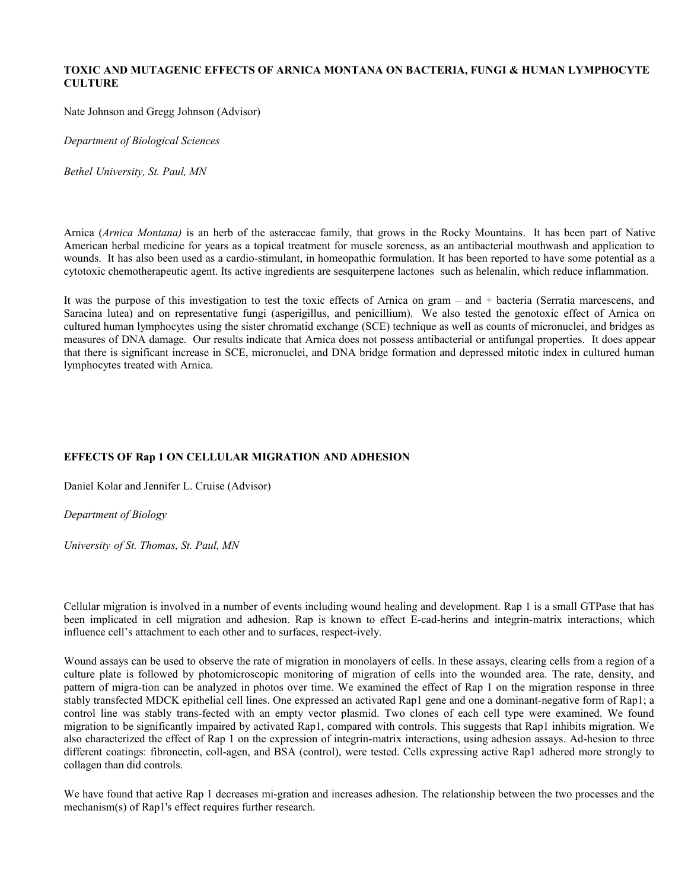### TOXIC AND MUTAGENIC EFFECTS OF ARNICA MONTANA ON BACTERIA, FUNGI & HUMAN LYMPHOCYTE CULTURE

Nate Johnson and Gregg Johnson (Advisor)

*Department of Biological Sciences*

*Bethel University, St. Paul, MN*

Arnica (*Arnica Montana)* is an herb of the asteraceae family, that grows in the Rocky Mountains. It has been part of Native American herbal medicine for years as a topical treatment for muscle soreness, as an antibacterial mouthwash and application to wounds. It has also been used as a cardio-stimulant, in homeopathic formulation. It has been reported to have some potential as a cytotoxic chemotherapeutic agent. Its active ingredients are sesquiterpene lactones such as helenalin, which reduce inflammation.

It was the purpose of this investigation to test the toxic effects of Arnica on gram – and + bacteria (Serratia marcescens, and Saracina lutea) and on representative fungi (asperigillus, and penicillium). We also tested the genotoxic effect of Arnica on cultured human lymphocytes using the sister chromatid exchange (SCE) technique as well as counts of micronuclei, and bridges as measures of DNA damage. Our results indicate that Arnica does not possess antibacterial or antifungal properties. It does appear that there is significant increase in SCE, micronuclei, and DNA bridge formation and depressed mitotic index in cultured human lymphocytes treated with Arnica.

### EFFECTS OF Rap 1 ON CELLULAR MIGRATION AND ADHESION

Daniel Kolar and Jennifer L. Cruise (Advisor)

*Department of Biology*

*University of St. Thomas, St. Paul, MN*

Cellular migration is involved in a number of events including wound healing and development. Rap 1 is a small GTPase that has been implicated in cell migration and adhesion. Rap is known to effect E-cad-herins and integrin-matrix interactions, which influence cell's attachment to each other and to surfaces, respect-ively.

Wound assays can be used to observe the rate of migration in monolayers of cells. In these assays, clearing cells from a region of a culture plate is followed by photomicroscopic monitoring of migration of cells into the wounded area. The rate, density, and pattern of migra-tion can be analyzed in photos over time. We examined the effect of Rap 1 on the migration response in three stably transfected MDCK epithelial cell lines. One expressed an activated Rap1 gene and one a dominant-negative form of Rap1; a control line was stably trans-fected with an empty vector plasmid. Two clones of each cell type were examined. We found migration to be significantly impaired by activated Rap1, compared with controls. This suggests that Rap1 inhibits migration. We also characterized the effect of Rap 1 on the expression of integrin-matrix interactions, using adhesion assays. Ad-hesion to three different coatings: fibronectin, coll-agen, and BSA (control), were tested. Cells expressing active Rap1 adhered more strongly to collagen than did controls.

We have found that active Rap 1 decreases mi-gration and increases adhesion. The relationship between the two processes and the mechanism(s) of Rap1's effect requires further research.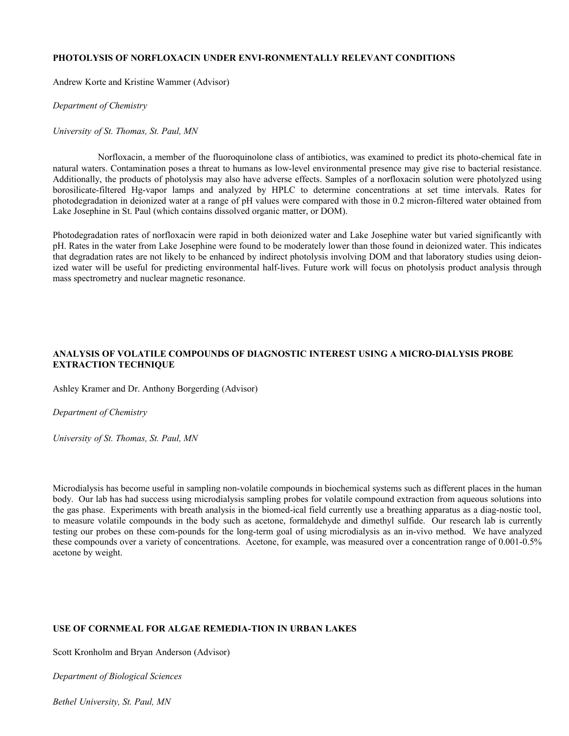### PHOTOLYSIS OF NORFLOXACIN UNDER ENVI-RONMENTALLY RELEVANT CONDITIONS

Andrew Korte and Kristine Wammer (Advisor)

*Department of Chemistry*

*University of St. Thomas, St. Paul, MN*

Norfloxacin, a member of the fluoroquinolone class of antibiotics, was examined to predict its photo-chemical fate in natural waters. Contamination poses a threat to humans as low-level environmental presence may give rise to bacterial resistance. Additionally, the products of photolysis may also have adverse effects. Samples of a norfloxacin solution were photolyzed using borosilicate-filtered Hg-vapor lamps and analyzed by HPLC to determine concentrations at set time intervals. Rates for photodegradation in deionized water at a range of pH values were compared with those in 0.2 micron-filtered water obtained from Lake Josephine in St. Paul (which contains dissolved organic matter, or DOM).

Photodegradation rates of norfloxacin were rapid in both deionized water and Lake Josephine water but varied significantly with pH. Rates in the water from Lake Josephine were found to be moderately lower than those found in deionized water. This indicates that degradation rates are not likely to be enhanced by indirect photolysis involving DOM and that laboratory studies using deion-ized water will be useful for predicting environmental half-lives. Future work will focus on photolysis product analysis through mass spectrometry and nuclear magnetic resonance.

### ANALYSIS OF VOLATILE COMPOUNDS OF DIAGNOSTIC INTEREST USING A MICRO-DIALYSIS PROBE EXTRACTION TECHNIQUE

Ashley Kramer and Dr. Anthony Borgerding (Advisor)

*Department of Chemistry*

*University of St. Thomas, St. Paul, MN*

Microdialysis has become useful in sampling non-volatile compounds in biochemical systems such as different places in the human body. Our lab has had success using microdialysis sampling probes for volatile compound extraction from aqueous solutions into the gas phase. Experiments with breath analysis in the biomed-ical field currently use a breathing apparatus as a diag-nostic tool, to measure volatile compounds in the body such as acetone, formaldehyde and dimethyl sulfide. Our research lab is currently testing our probes on these com-pounds for the long-term goal of using microdialysis as an in-vivo method. We have analyzed these compounds over a variety of concentrations. Acetone, for example, was measured over a concentration range of 0.001-0.5% acetone by weight.

### USE OF CORNMEAL FOR ALGAE REMEDIA-TION IN URBAN LAKES

Scott Kronholm and Bryan Anderson (Advisor)

*Department of Biological Sciences*

*Bethel University, St. Paul, MN*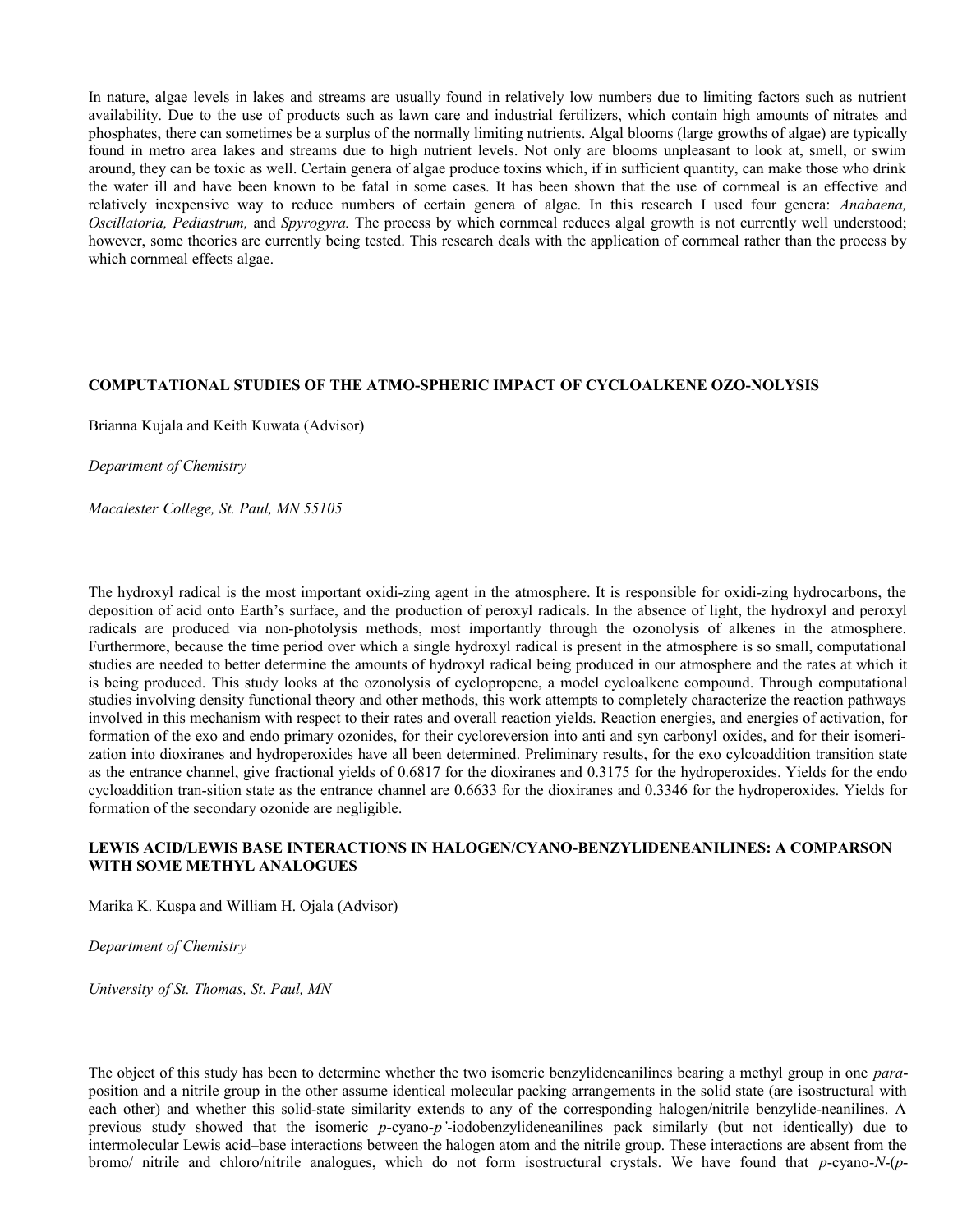In nature, algae levels in lakes and streams are usually found in relatively low numbers due to limiting factors such as nutrient availability. Due to the use of products such as lawn care and industrial fertilizers, which contain high amounts of nitrates and phosphates, there can sometimes be a surplus of the normally limiting nutrients. Algal blooms (large growths of algae) are typically found in metro area lakes and streams due to high nutrient levels. Not only are blooms unpleasant to look at, smell, or swim around, they can be toxic as well. Certain genera of algae produce toxins which, if in sufficient quantity, can make those who drink the water ill and have been known to be fatal in some cases. It has been shown that the use of cornmeal is an effective and relatively inexpensive way to reduce numbers of certain genera of algae. In this research I used four genera: *Anabaena, Oscillatoria, Pediastrum,* and *Spyrogyra.* The process by which cornmeal reduces algal growth is not currently well understood; however, some theories are currently being tested. This research deals with the application of cornmeal rather than the process by which cornmeal effects algae.

### COMPUTATIONAL STUDIES OF THE ATMO-SPHERIC IMPACT OF CYCLOALKENE OZO-NOLYSIS

Brianna Kujala and Keith Kuwata (Advisor)

*Department of Chemistry*

*Macalester College, St. Paul, MN 55105*

The hydroxyl radical is the most important oxidi-zing agent in the atmosphere. It is responsible for oxidi-zing hydrocarbons, the deposition of acid onto Earth's surface, and the production of peroxyl radicals. In the absence of light, the hydroxyl and peroxyl radicals are produced via non-photolysis methods, most importantly through the ozonolysis of alkenes in the atmosphere. Furthermore, because the time period over which a single hydroxyl radical is present in the atmosphere is so small, computational studies are needed to better determine the amounts of hydroxyl radical being produced in our atmosphere and the rates at which it is being produced. This study looks at the ozonolysis of cyclopropene, a model cycloalkene compound. Through computational studies involving density functional theory and other methods, this work attempts to completely characterize the reaction pathways involved in this mechanism with respect to their rates and overall reaction yields. Reaction energies, and energies of activation, for formation of the exo and endo primary ozonides, for their cycloreversion into anti and syn carbonyl oxides, and for their isomeri-zation into dioxiranes and hydroperoxides have all been determined. Preliminary results, for the exo cylcoaddition transition state as the entrance channel, give fractional yields of 0.6817 for the dioxiranes and 0.3175 for the hydroperoxides. Yields for the endo cycloaddition tran-sition state as the entrance channel are 0.6633 for the dioxiranes and 0.3346 for the hydroperoxides. Yields for formation of the secondary ozonide are negligible.

### LEWIS ACID/LEWIS BASE INTERACTIONS IN HALOGEN/CYANO-BENZYLIDENEANILINES: A COMPARSON WITH SOME METHYL ANALOGUES

Marika K. Kuspa and William H. Ojala (Advisor)

*Department of Chemistry*

*University of St. Thomas, St. Paul, MN*

The object of this study has been to determine whether the two isomeric benzylideneanilines bearing a methyl group in one *para*-position and a nitrile group in the other assume identical molecular packing arrangements in the solid state (are isostructural with each other) and whether this solid-state similarity extends to any of the corresponding halogen/nitrile benzylide-neanilines. A previous study showed that the isomeric *p*-cyano-*p'*-iodobenzylideneanilines pack similarly (but not identically) due to intermolecular Lewis acid–base interactions between the halogen atom and the nitrile group. These interactions are absent from the bromo/ nitrile and chloro/nitrile analogues, which do not form isostructural crystals. We have found that *p*-cyano-*N*-(*p*-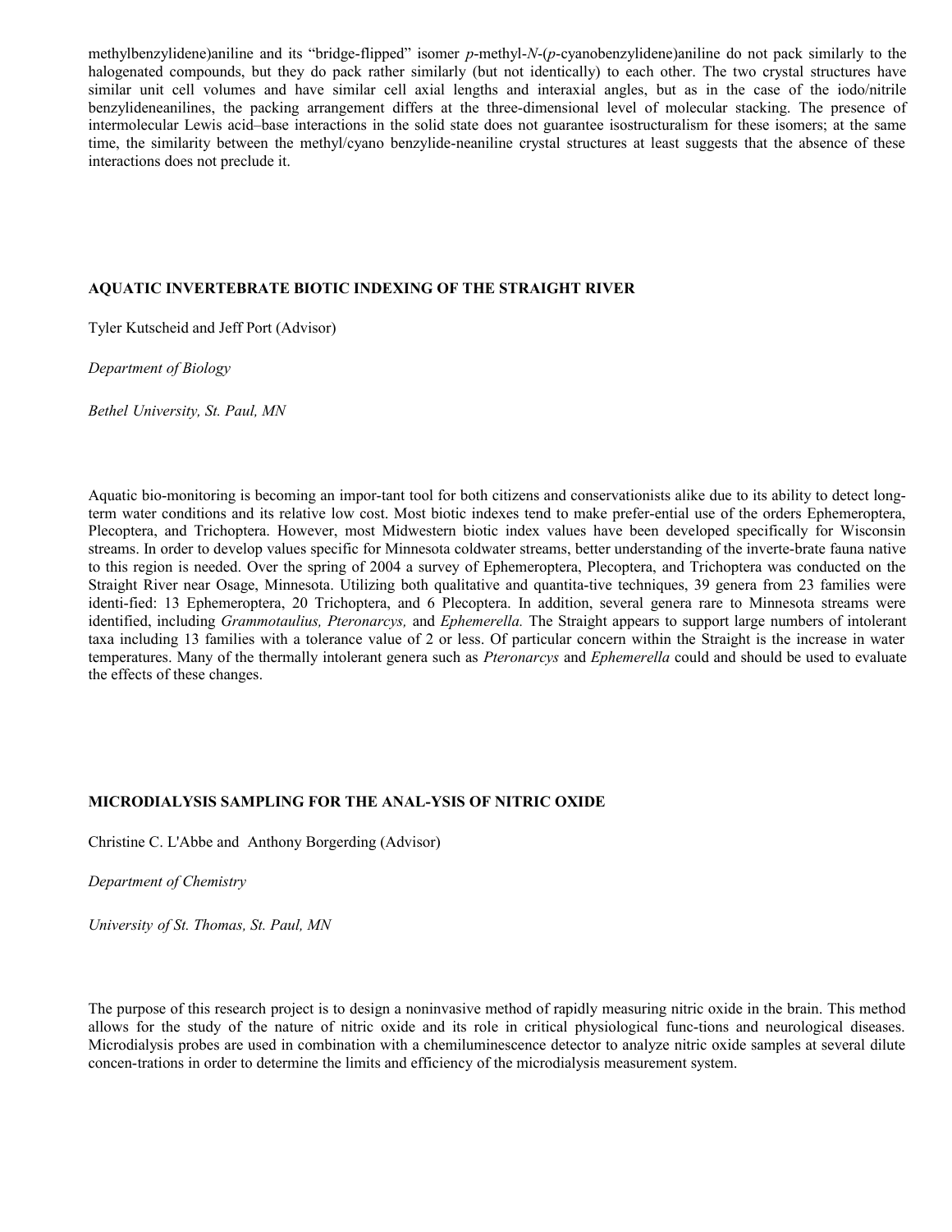methylbenzylidene)aniline and its "bridge-flipped" isomer *p*-methyl-*N*-(*p*-cyanobenzylidene)aniline do not pack similarly to the halogenated compounds, but they do pack rather similarly (but not identically) to each other. The two crystal structures have similar unit cell volumes and have similar cell axial lengths and interaxial angles, but as in the case of the iodo/nitrile benzylideneanilines, the packing arrangement differs at the three-dimensional level of molecular stacking. The presence of intermolecular Lewis acid–base interactions in the solid state does not guarantee isostructuralism for these isomers; at the same time, the similarity between the methyl/cyano benzylide-neaniline crystal structures at least suggests that the absence of these interactions does not preclude it.

**AQUATIC INVERTEBRATE BIOTIC INDEXING OF THE STRAIGHT RIVER**

Tyler Kutscheid and Jeff Port (Advisor)

*Department of Biology*

*Bethel University, St. Paul, MN*

Aquatic bio-monitoring is becoming an impor-tant tool for both citizens and conservationists alike due to its ability to detect long-term water conditions and its relative low cost. Most biotic indexes tend to make prefer-ential use of the orders Ephemeroptera, Plecoptera, and Trichoptera. However, most Midwestern biotic index values have been developed specifically for Wisconsin streams. In order to develop values specific for Minnesota coldwater streams, better understanding of the inverte-brate fauna native to this region is needed. Over the spring of 2004 a survey of Ephemeroptera, Plecoptera, and Trichoptera was conducted on the Straight River near Osage, Minnesota. Utilizing both qualitative and quantita-tive techniques, 39 genera from 23 families were identi-fied: 13 Ephemeroptera, 20 Trichoptera, and 6 Plecoptera. In addition, several genera rare to Minnesota streams were identified, including *Grammotaulius, Pteronarcys,* and *Ephemerella.* The Straight appears to support large numbers of intolerant taxa including 13 families with a tolerance value of 2 or less. Of particular concern within the Straight is the increase in water temperatures. Many of the thermally intolerant genera such as *Pteronarcys* and *Ephemerella* could and should be used to evaluate the effects of these changes.

**MICRODIALYSIS SAMPLING FOR THE ANAL-YSIS OF NITRIC OXIDE**

Christine C. L'Abbe and Anthony Borgerding (Advisor)

*Department of Chemistry*

*University of St. Thomas, St. Paul, MN*

The purpose of this research project is to design a noninvasive method of rapidly measuring nitric oxide in the brain. This method allows for the study of the nature of nitric oxide and its role in critical physiological func-tions and neurological diseases. Microdialysis probes are used in combination with a chemiluminescence detector to analyze nitric oxide samples at several dilute concen-trations in order to determine the limits and efficiency of the microdialysis measurement system.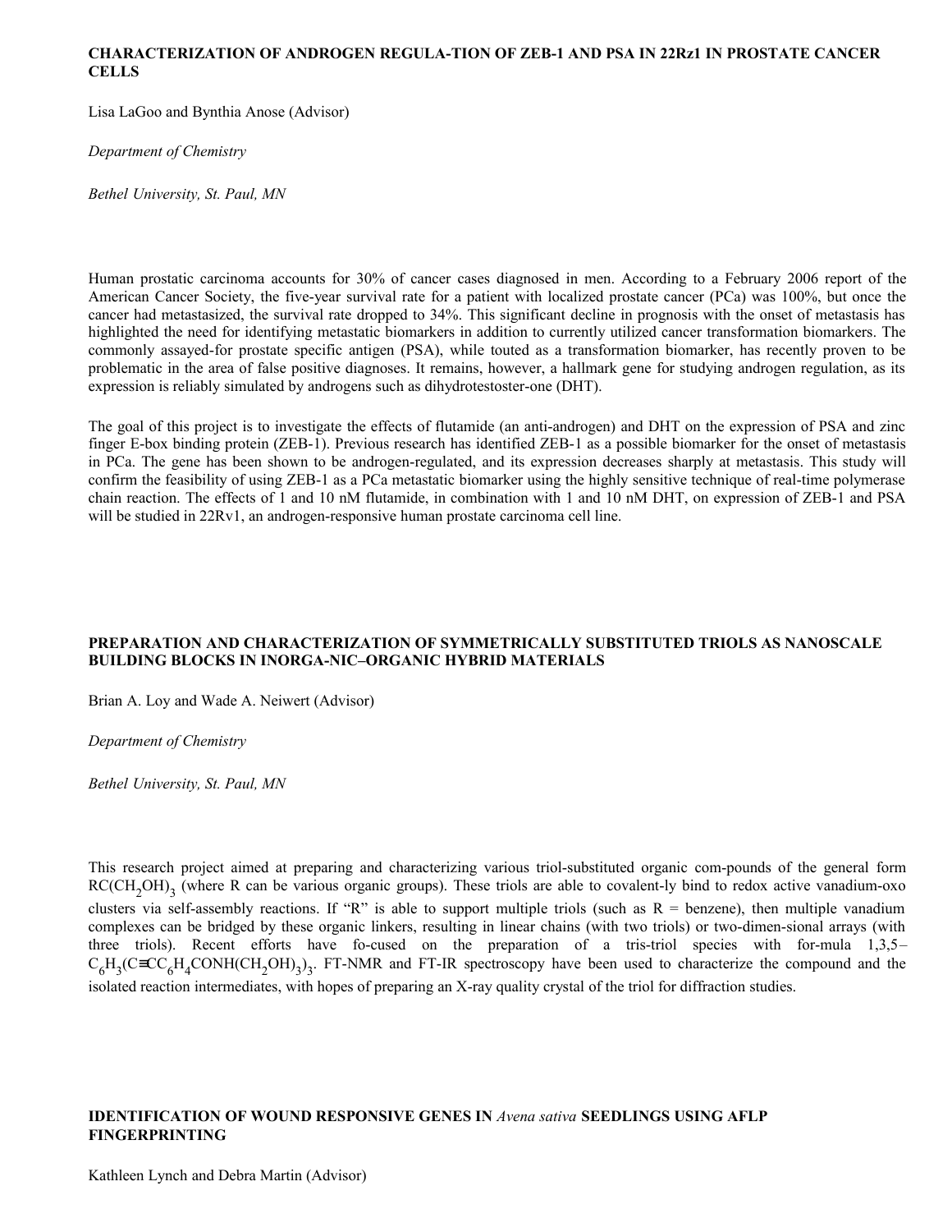### CHARACTERIZATION OF ANDROGEN REGULA-TION OF ZEB-1 AND PSA IN 22Rz1 IN PROSTATE CANCER CELLS

Lisa LaGoo and Bynthia Anose (Advisor)

*Department of Chemistry*

*Bethel University, St. Paul, MN*

Human prostatic carcinoma accounts for 30% of cancer cases diagnosed in men. According to a February 2006 report of the American Cancer Society, the five-year survival rate for a patient with localized prostate cancer (PCa) was 100%, but once the cancer had metastasized, the survival rate dropped to 34%. This significant decline in prognosis with the onset of metastasis has highlighted the need for identifying metastatic biomarkers in addition to currently utilized cancer transformation biomarkers. The commonly assayed-for prostate specific antigen (PSA), while touted as a transformation biomarker, has recently proven to be problematic in the area of false positive diagnoses. It remains, however, a hallmark gene for studying androgen regulation, as its expression is reliably simulated by androgens such as dihydrotestoster-one (DHT).

The goal of this project is to investigate the effects of flutamide (an anti-androgen) and DHT on the expression of PSA and zinc finger E-box binding protein (ZEB-1). Previous research has identified ZEB-1 as a possible biomarker for the onset of metastasis in PCa. The gene has been shown to be androgen-regulated, and its expression decreases sharply at metastasis. This study will confirm the feasibility of using ZEB-1 as a PCa metastatic biomarker using the highly sensitive technique of real-time polymerase chain reaction. The effects of 1 and 10 nM flutamide, in combination with 1 and 10 nM DHT, on expression of ZEB-1 and PSA will be studied in 22Rv1, an androgen-responsive human prostate carcinoma cell line.

### PREPARATION AND CHARACTERIZATION OF SYMMETRICALLY SUBSTITUTED TRIOLS AS NANOSCALE BUILDING BLOCKS IN INORGA-NIC–ORGANIC HYBRID MATERIALS

Brian A. Loy and Wade A. Neiwert (Advisor)

*Department of Chemistry*

*Bethel University, St. Paul, MN*

This research project aimed at preparing and characterizing various triol-substituted organic com-pounds of the general form $RC(CH_2OH)_3$ (where R can be various organic groups). These triols are able to covalent-ly bind to redox active vanadium-oxo clusters via self-assembly reactions. If "R" is able to support multiple triols (such as R = benzene), then multiple vanadium complexes can be bridged by these organic linkers, resulting in linear chains (with two triols) or two-dimen-sional arrays (with three triols). Recent efforts have fo-cused on the preparation of a tris-triol species with for-mula 1,3,5–$C_6H_3(C{\equiv}CC_6H_4CONH(CH_2OH)_3)_3$. FT-NMR and FT-IR spectroscopy have been used to characterize the compound and the isolated reaction intermediates, with hopes of preparing an X-ray quality crystal of the triol for diffraction studies.

### IDENTIFICATION OF WOUND RESPONSIVE GENES IN *Avena sativa* SEEDLINGS USING AFLP FINGERPRINTING

Kathleen Lynch and Debra Martin (Advisor)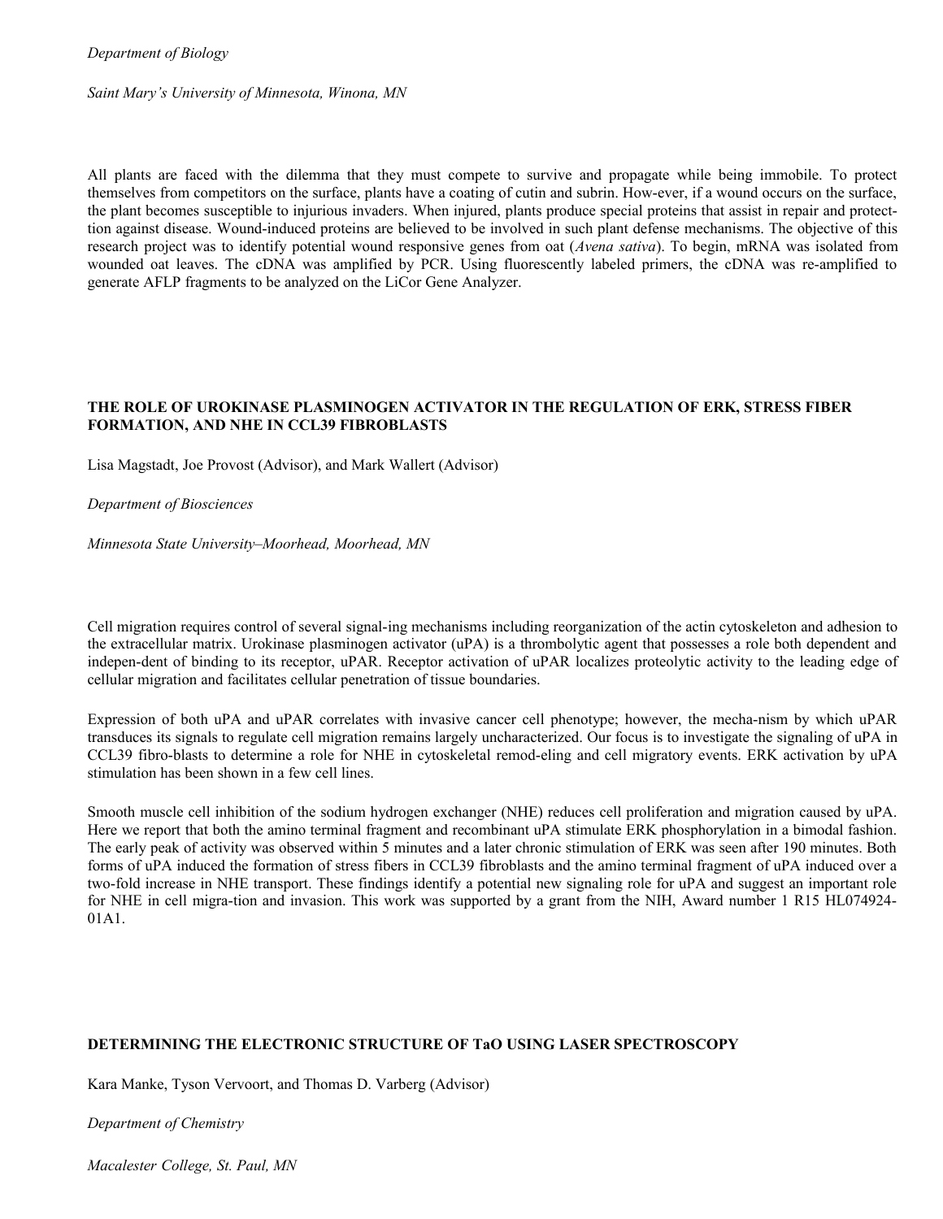*Department of Biology*

*Saint Mary's University of Minnesota, Winona, MN*

All plants are faced with the dilemma that they must compete to survive and propagate while being immobile. To protect themselves from competitors on the surface, plants have a coating of cutin and subrin. How-ever, if a wound occurs on the surface, the plant becomes susceptible to injurious invaders. When injured, plants produce special proteins that assist in repair and protect-tion against disease. Wound-induced proteins are believed to be involved in such plant defense mechanisms. The objective of this research project was to identify potential wound responsive genes from oat (*Avena sativa*). To begin, mRNA was isolated from wounded oat leaves. The cDNA was amplified by PCR. Using fluorescently labeled primers, the cDNA was re-amplified to generate AFLP fragments to be analyzed on the LiCor Gene Analyzer.

**THE ROLE OF UROKINASE PLASMINOGEN ACTIVATOR IN THE REGULATION OF ERK, STRESS FIBER FORMATION, AND NHE IN CCL39 FIBROBLASTS**

Lisa Magstadt, Joe Provost (Advisor), and Mark Wallert (Advisor)

*Department of Biosciences*

*Minnesota State University–Moorhead, Moorhead, MN*

Cell migration requires control of several signal-ing mechanisms including reorganization of the actin cytoskeleton and adhesion to the extracellular matrix. Urokinase plasminogen activator (uPA) is a thrombolytic agent that possesses a role both dependent and indepen-dent of binding to its receptor, uPAR. Receptor activation of uPAR localizes proteolytic activity to the leading edge of cellular migration and facilitates cellular penetration of tissue boundaries.

Expression of both uPA and uPAR correlates with invasive cancer cell phenotype; however, the mecha-nism by which uPAR transduces its signals to regulate cell migration remains largely uncharacterized. Our focus is to investigate the signaling of uPA in CCL39 fibro-blasts to determine a role for NHE in cytoskeletal remod-eling and cell migratory events. ERK activation by uPA stimulation has been shown in a few cell lines.

Smooth muscle cell inhibition of the sodium hydrogen exchanger (NHE) reduces cell proliferation and migration caused by uPA. Here we report that both the amino terminal fragment and recombinant uPA stimulate ERK phosphorylation in a bimodal fashion. The early peak of activity was observed within 5 minutes and a later chronic stimulation of ERK was seen after 190 minutes. Both forms of uPA induced the formation of stress fibers in CCL39 fibroblasts and the amino terminal fragment of uPA induced over a two-fold increase in NHE transport. These findings identify a potential new signaling role for uPA and suggest an important role for NHE in cell migra-tion and invasion. This work was supported by a grant from the NIH, Award number 1 R15 HL074924-01A1.

**DETERMINING THE ELECTRONIC STRUCTURE OF TaO USING LASER SPECTROSCOPY**

Kara Manke, Tyson Vervoort, and Thomas D. Varberg (Advisor)

*Department of Chemistry*

*Macalester College, St. Paul, MN*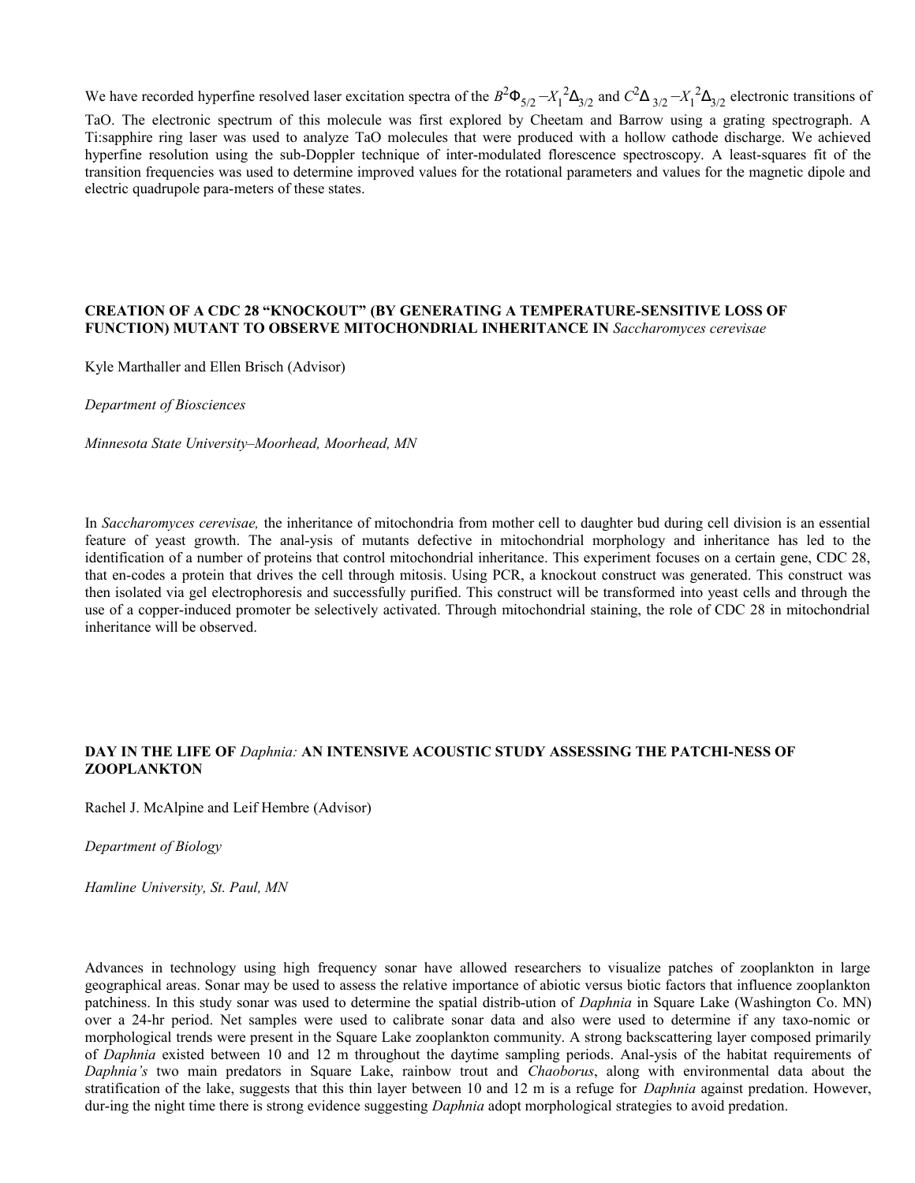We have recorded hyperfine resolved laser excitation spectra of the $B^2\Phi_{5/2} - X_1{}^2\Delta_{3/2}$ and $C^2\Delta_{3/2} - X_1{}^2\Delta_{3/2}$ electronic transitions of TaO. The electronic spectrum of this molecule was first explored by Cheetam and Barrow using a grating spectrograph. A Ti:sapphire ring laser was used to analyze TaO molecules that were produced with a hollow cathode discharge. We achieved hyperfine resolution using the sub-Doppler technique of inter-modulated florescence spectroscopy. A least-squares fit of the transition frequencies was used to determine improved values for the rotational parameters and values for the magnetic dipole and electric quadrupole para-meters of these states.

## CREATION OF A CDC 28 "KNOCKOUT" (BY GENERATING A TEMPERATURE-SENSITIVE LOSS OF FUNCTION) MUTANT TO OBSERVE MITOCHONDRIAL INHERITANCE IN *Saccharomyces cerevisae*

Kyle Marthaller and Ellen Brisch (Advisor)

*Department of Biosciences*

*Minnesota State University–Moorhead, Moorhead, MN*

In *Saccharomyces cerevisae,* the inheritance of mitochondria from mother cell to daughter bud during cell division is an essential feature of yeast growth. The anal-ysis of mutants defective in mitochondrial morphology and inheritance has led to the identification of a number of proteins that control mitochondrial inheritance. This experiment focuses on a certain gene, CDC 28, that en-codes a protein that drives the cell through mitosis. Using PCR, a knockout construct was generated. This construct was then isolated via gel electrophoresis and successfully purified. This construct will be transformed into yeast cells and through the use of a copper-induced promoter be selectively activated. Through mitochondrial staining, the role of CDC 28 in mitochondrial inheritance will be observed.

## DAY IN THE LIFE OF *Daphnia:* AN INTENSIVE ACOUSTIC STUDY ASSESSING THE PATCHI-NESS OF ZOOPLANKTON

Rachel J. McAlpine and Leif Hembre (Advisor)

*Department of Biology*

*Hamline University, St. Paul, MN*

Advances in technology using high frequency sonar have allowed researchers to visualize patches of zooplankton in large geographical areas. Sonar may be used to assess the relative importance of abiotic versus biotic factors that influence zooplankton patchiness. In this study sonar was used to determine the spatial distrib-ution of *Daphnia* in Square Lake (Washington Co. MN) over a 24-hr period. Net samples were used to calibrate sonar data and also were used to determine if any taxo-nomic or morphological trends were present in the Square Lake zooplankton community. A strong backscattering layer composed primarily of *Daphnia* existed between 10 and 12 m throughout the daytime sampling periods. Anal-ysis of the habitat requirements of *Daphnia's* two main predators in Square Lake, rainbow trout and *Chaoborus*, along with environmental data about the stratification of the lake, suggests that this thin layer between 10 and 12 m is a refuge for *Daphnia* against predation. However, dur-ing the night time there is strong evidence suggesting *Daphnia* adopt morphological strategies to avoid predation.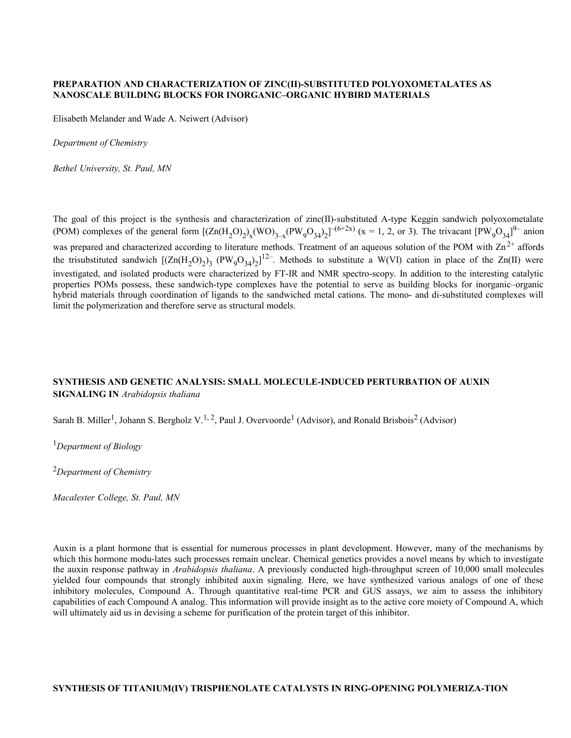**PREPARATION AND CHARACTERIZATION OF ZINC(II)-SUBSTITUTED POLYOXOMETALATES AS NANOSCALE BUILDING BLOCKS FOR INORGANIC–ORGANIC HYBIRD MATERIALS**

Elisabeth Melander and Wade A. Neiwert (Advisor)

*Department of Chemistry*

*Bethel University, St. Paul, MN*

The goal of this project is the synthesis and characterization of zinc(II)-substituted A-type Keggin sandwich polyoxometalate (POM) complexes of the general form $[(Zn(H_2O)_2)_x(WO)_{3-x}(PW_9O_{34})_2]^{-(6+2x)}$ (x = 1, 2, or 3). The trivacant $[PW_9O_{34}]^{9-}$ anion was prepared and characterized according to literature methods. Treatment of an aqueous solution of the POM with $Zn^{2+}$ affords the trisubstituted sandwich $[(Zn(H_2O)_2)_3\ (PW_9O_{34})_2]^{12-}$. Methods to substitute a W(VI) cation in place of the Zn(II) were investigated, and isolated products were characterized by FT-IR and NMR spectro-scopy. In addition to the interesting catalytic properties POMs possess, these sandwich-type complexes have the potential to serve as building blocks for inorganic–organic hybrid materials through coordination of ligands to the sandwiched metal cations. The mono- and di-substituted complexes will limit the polymerization and therefore serve as structural models.

**SYNTHESIS AND GENETIC ANALYSIS: SMALL MOLECULE-INDUCED PERTURBATION OF AUXIN SIGNALING IN** ***Arabidopsis thaliana***

Sarah B. Miller[1], Johann S. Bergholz V.[1, 2], Paul J. Overvoorde[1] (Advisor), and Ronald Brisbois[2] (Advisor)

[1]*Department of Biology*

[2]*Department of Chemistry*

*Macalester College, St. Paul, MN*

Auxin is a plant hormone that is essential for numerous processes in plant development. However, many of the mechanisms by which this hormone modu-lates such processes remain unclear. Chemical genetics provides a novel means by which to investigate the auxin response pathway in *Arabidopsis thaliana*. A previously conducted high-throughput screen of 10,000 small molecules yielded four compounds that strongly inhibited auxin signaling. Here, we have synthesized various analogs of one of these inhibitory molecules, Compound A. Through quantitative real-time PCR and GUS assays, we aim to assess the inhibitory capabilities of each Compound A analog. This information will provide insight as to the active core moiety of Compound A, which will ultimately aid us in devising a scheme for purification of the protein target of this inhibitor.

**SYNTHESIS OF TITANIUM(IV) TRISPHENOLATE CATALYSTS IN RING-OPENING POLYMERIZA-TION**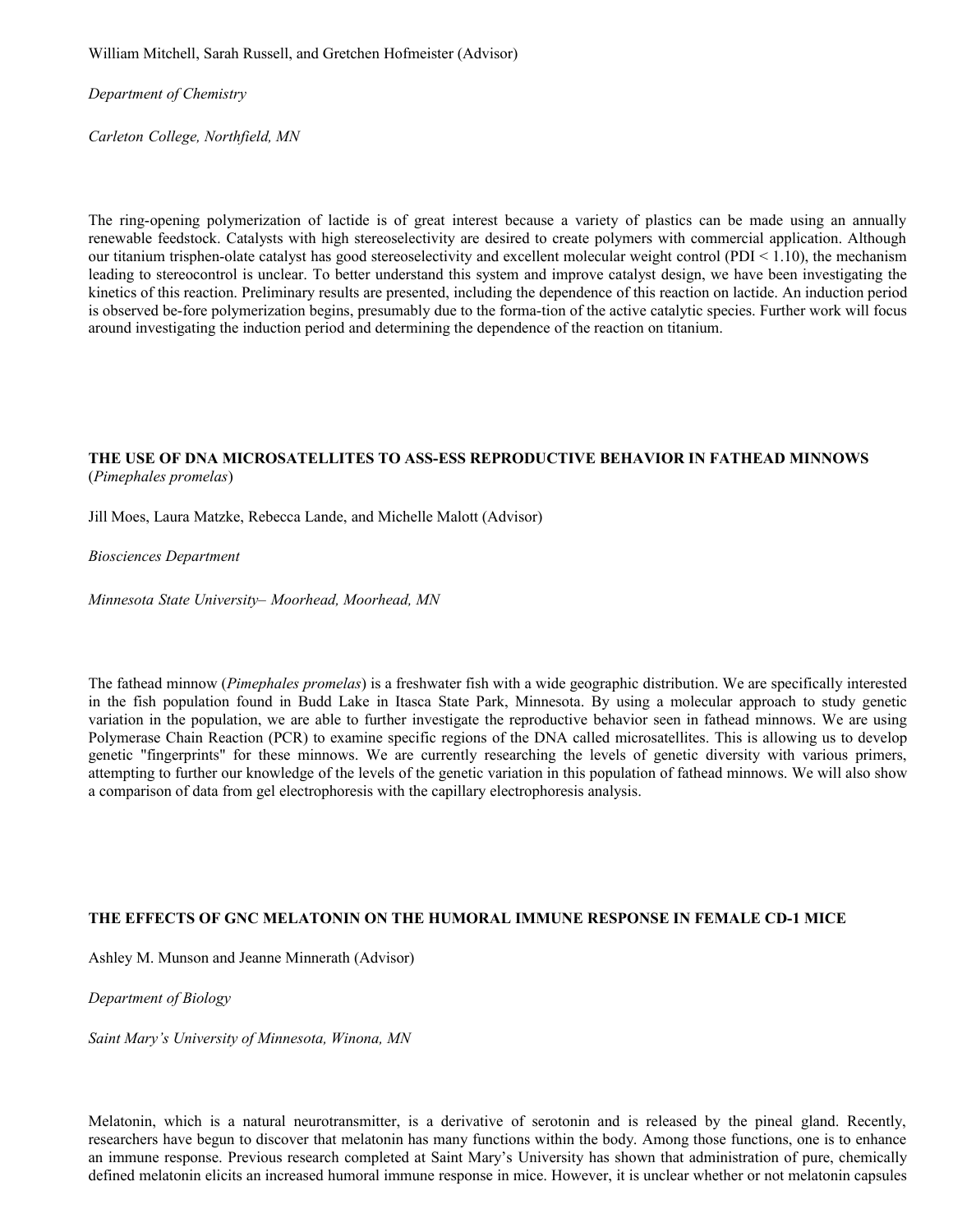William Mitchell, Sarah Russell, and Gretchen Hofmeister (Advisor)

*Department of Chemistry*

*Carleton College, Northfield, MN*

The ring-opening polymerization of lactide is of great interest because a variety of plastics can be made using an annually renewable feedstock. Catalysts with high stereoselectivity are desired to create polymers with commercial application. Although our titanium trisphen-olate catalyst has good stereoselectivity and excellent molecular weight control (PDI < 1.10), the mechanism leading to stereocontrol is unclear. To better understand this system and improve catalyst design, we have been investigating the kinetics of this reaction. Preliminary results are presented, including the dependence of this reaction on lactide. An induction period is observed be-fore polymerization begins, presumably due to the forma-tion of the active catalytic species. Further work will focus around investigating the induction period and determining the dependence of the reaction on titanium.

**THE USE OF DNA MICROSATELLITES TO ASS-ESS REPRODUCTIVE BEHAVIOR IN FATHEAD MINNOWS** (*Pimephales promelas*)

Jill Moes, Laura Matzke, Rebecca Lande, and Michelle Malott (Advisor)

*Biosciences Department*

*Minnesota State University– Moorhead, Moorhead, MN*

The fathead minnow (*Pimephales promelas*) is a freshwater fish with a wide geographic distribution. We are specifically interested in the fish population found in Budd Lake in Itasca State Park, Minnesota. By using a molecular approach to study genetic variation in the population, we are able to further investigate the reproductive behavior seen in fathead minnows. We are using Polymerase Chain Reaction (PCR) to examine specific regions of the DNA called microsatellites. This is allowing us to develop genetic "fingerprints" for these minnows. We are currently researching the levels of genetic diversity with various primers, attempting to further our knowledge of the levels of the genetic variation in this population of fathead minnows. We will also show a comparison of data from gel electrophoresis with the capillary electrophoresis analysis.

**THE EFFECTS OF GNC MELATONIN ON THE HUMORAL IMMUNE RESPONSE IN FEMALE CD-1 MICE**

Ashley M. Munson and Jeanne Minnerath (Advisor)

*Department of Biology*

*Saint Mary's University of Minnesota, Winona, MN*

Melatonin, which is a natural neurotransmitter, is a derivative of serotonin and is released by the pineal gland. Recently, researchers have begun to discover that melatonin has many functions within the body. Among those functions, one is to enhance an immune response. Previous research completed at Saint Mary's University has shown that administration of pure, chemically defined melatonin elicits an increased humoral immune response in mice. However, it is unclear whether or not melatonin capsules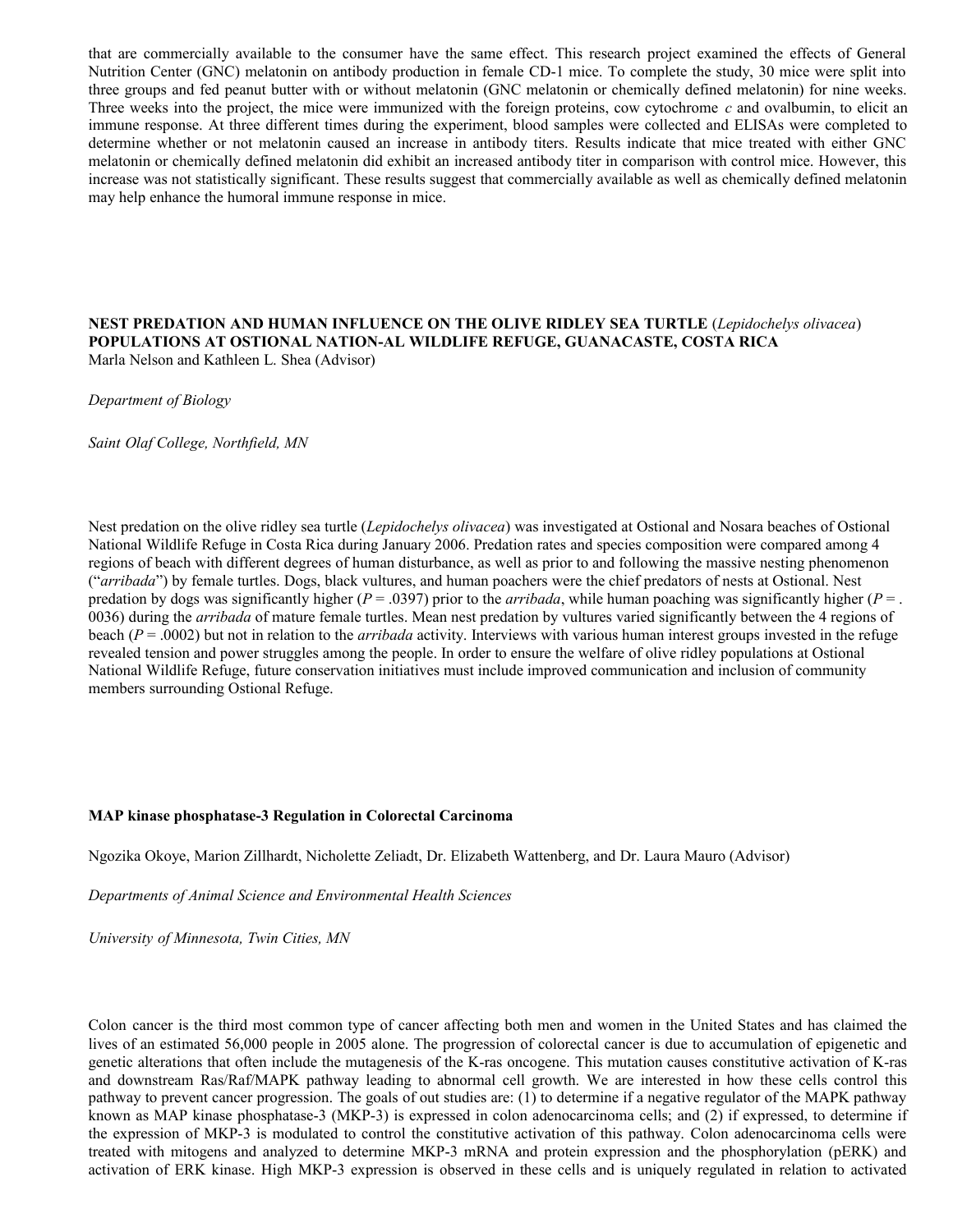that are commercially available to the consumer have the same effect. This research project examined the effects of General Nutrition Center (GNC) melatonin on antibody production in female CD-1 mice. To complete the study, 30 mice were split into three groups and fed peanut butter with or without melatonin (GNC melatonin or chemically defined melatonin) for nine weeks. Three weeks into the project, the mice were immunized with the foreign proteins, cow cytochrome *c* and ovalbumin, to elicit an immune response. At three different times during the experiment, blood samples were collected and ELISAs were completed to determine whether or not melatonin caused an increase in antibody titers. Results indicate that mice treated with either GNC melatonin or chemically defined melatonin did exhibit an increased antibody titer in comparison with control mice. However, this increase was not statistically significant. These results suggest that commercially available as well as chemically defined melatonin may help enhance the humoral immune response in mice.

**NEST PREDATION AND HUMAN INFLUENCE ON THE OLIVE RIDLEY SEA TURTLE** (*Lepidochelys olivacea*) **POPULATIONS AT OSTIONAL NATION-AL WILDLIFE REFUGE, GUANACASTE, COSTA RICA**
Marla Nelson and Kathleen L. Shea (Advisor)

*Department of Biology*

*Saint Olaf College, Northfield, MN*

Nest predation on the olive ridley sea turtle (*Lepidochelys olivacea*) was investigated at Ostional and Nosara beaches of Ostional National Wildlife Refuge in Costa Rica during January 2006. Predation rates and species composition were compared among 4 regions of beach with different degrees of human disturbance, as well as prior to and following the massive nesting phenomenon ("*arribada*") by female turtles. Dogs, black vultures, and human poachers were the chief predators of nests at Ostional. Nest predation by dogs was significantly higher ($P = .0397$) prior to the *arribada*, while human poaching was significantly higher ($P = .0036$) during the *arribada* of mature female turtles. Mean nest predation by vultures varied significantly between the 4 regions of beach ($P = .0002$) but not in relation to the *arribada* activity. Interviews with various human interest groups invested in the refuge revealed tension and power struggles among the people. In order to ensure the welfare of olive ridley populations at Ostional National Wildlife Refuge, future conservation initiatives must include improved communication and inclusion of community members surrounding Ostional Refuge.

**MAP kinase phosphatase-3 Regulation in Colorectal Carcinoma**

Ngozika Okoye, Marion Zillhardt, Nicholette Zeliadt, Dr. Elizabeth Wattenberg, and Dr. Laura Mauro (Advisor)

*Departments of Animal Science and Environmental Health Sciences*

*University of Minnesota, Twin Cities, MN*

Colon cancer is the third most common type of cancer affecting both men and women in the United States and has claimed the lives of an estimated 56,000 people in 2005 alone. The progression of colorectal cancer is due to accumulation of epigenetic and genetic alterations that often include the mutagenesis of the K-ras oncogene. This mutation causes constitutive activation of K-ras and downstream Ras/Raf/MAPK pathway leading to abnormal cell growth. We are interested in how these cells control this pathway to prevent cancer progression. The goals of out studies are: (1) to determine if a negative regulator of the MAPK pathway known as MAP kinase phosphatase-3 (MKP-3) is expressed in colon adenocarcinoma cells; and (2) if expressed, to determine if the expression of MKP-3 is modulated to control the constitutive activation of this pathway. Colon adenocarcinoma cells were treated with mitogens and analyzed to determine MKP-3 mRNA and protein expression and the phosphorylation (pERK) and activation of ERK kinase. High MKP-3 expression is observed in these cells and is uniquely regulated in relation to activated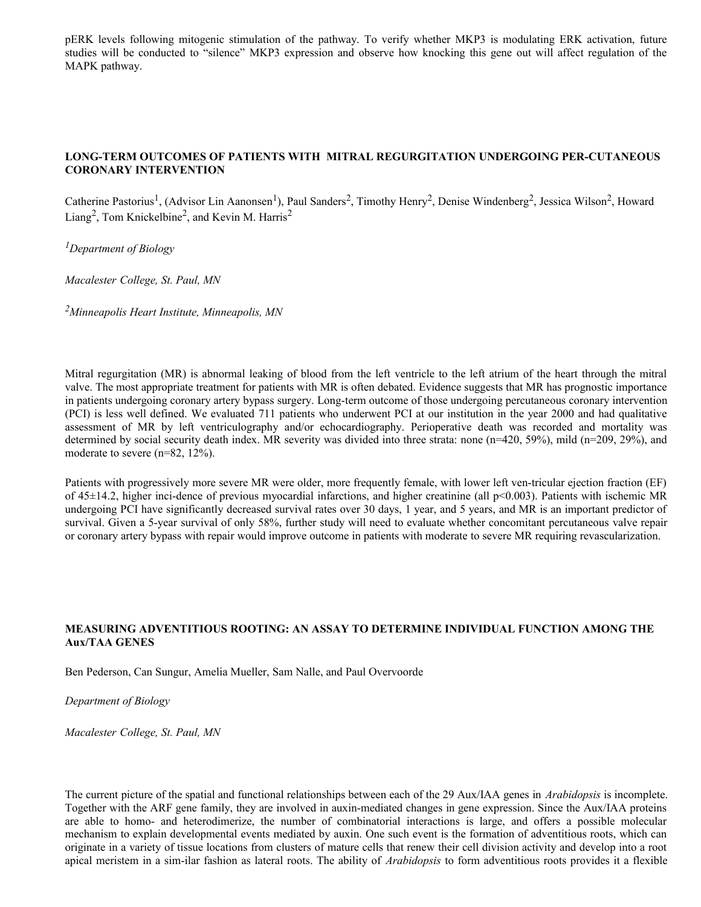pERK levels following mitogenic stimulation of the pathway. To verify whether MKP3 is modulating ERK activation, future studies will be conducted to "silence" MKP3 expression and observe how knocking this gene out will affect regulation of the MAPK pathway.

### LONG-TERM OUTCOMES OF PATIENTS WITH MITRAL REGURGITATION UNDERGOING PER-CUTANEOUS CORONARY INTERVENTION

Catherine Pastorius[1], (Advisor Lin Aanonsen[1]), Paul Sanders[2], Timothy Henry[2], Denise Windenberg[2], Jessica Wilson[2], Howard Liang[2], Tom Knickelbine[2], and Kevin M. Harris[2]

*[1]Department of Biology*

*Macalester College, St. Paul, MN*

*[2]Minneapolis Heart Institute, Minneapolis, MN*

Mitral regurgitation (MR) is abnormal leaking of blood from the left ventricle to the left atrium of the heart through the mitral valve. The most appropriate treatment for patients with MR is often debated. Evidence suggests that MR has prognostic importance in patients undergoing coronary artery bypass surgery. Long-term outcome of those undergoing percutaneous coronary intervention (PCI) is less well defined. We evaluated 711 patients who underwent PCI at our institution in the year 2000 and had qualitative assessment of MR by left ventriculography and/or echocardiography. Perioperative death was recorded and mortality was determined by social security death index. MR severity was divided into three strata: none (n=420, 59%), mild (n=209, 29%), and moderate to severe (n=82, 12%).

Patients with progressively more severe MR were older, more frequently female, with lower left ven-tricular ejection fraction (EF) of 45±14.2, higher inci-dence of previous myocardial infarctions, and higher creatinine (all $p<0.003$). Patients with ischemic MR undergoing PCI have significantly decreased survival rates over 30 days, 1 year, and 5 years, and MR is an important predictor of survival. Given a 5-year survival of only 58%, further study will need to evaluate whether concomitant percutaneous valve repair or coronary artery bypass with repair would improve outcome in patients with moderate to severe MR requiring revascularization.

### MEASURING ADVENTITIOUS ROOTING: AN ASSAY TO DETERMINE INDIVIDUAL FUNCTION AMONG THE Aux/TAA GENES

Ben Pederson, Can Sungur, Amelia Mueller, Sam Nalle, and Paul Overvoorde

*Department of Biology*

*Macalester College, St. Paul, MN*

The current picture of the spatial and functional relationships between each of the 29 Aux/IAA genes in *Arabidopsis* is incomplete. Together with the ARF gene family, they are involved in auxin-mediated changes in gene expression. Since the Aux/IAA proteins are able to homo- and heterodimerize, the number of combinatorial interactions is large, and offers a possible molecular mechanism to explain developmental events mediated by auxin. One such event is the formation of adventitious roots, which can originate in a variety of tissue locations from clusters of mature cells that renew their cell division activity and develop into a root apical meristem in a sim-ilar fashion as lateral roots. The ability of *Arabidopsis* to form adventitious roots provides it a flexible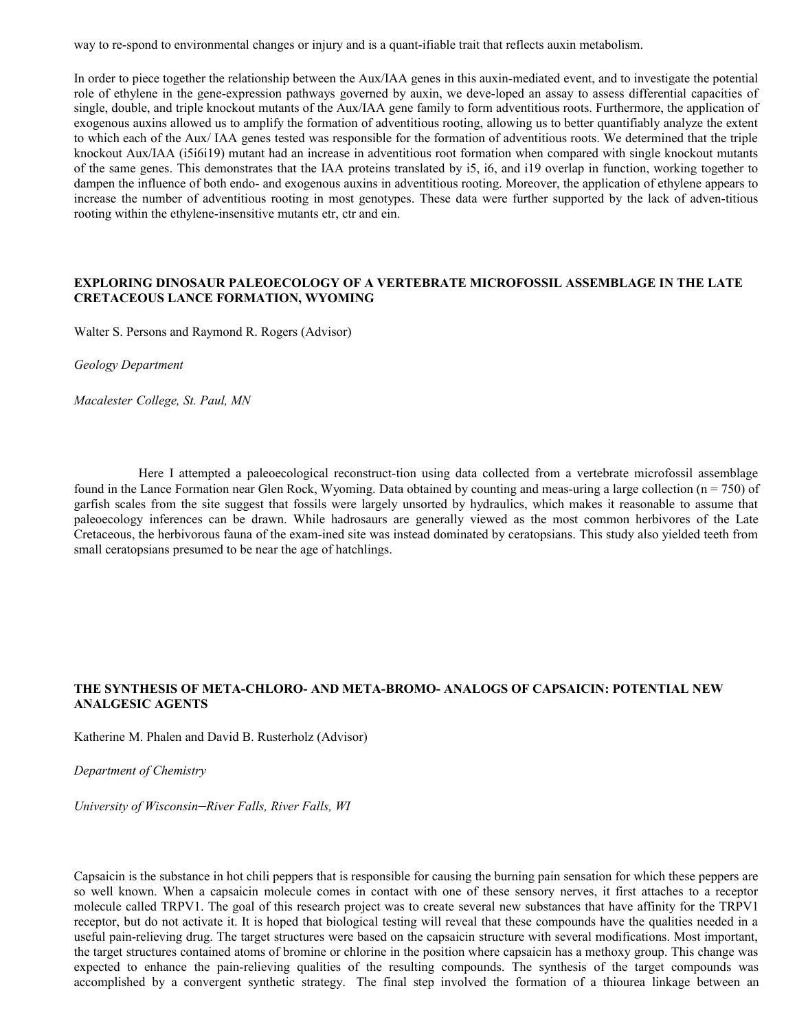way to re-spond to environmental changes or injury and is a quant-ifiable trait that reflects auxin metabolism.

In order to piece together the relationship between the Aux/IAA genes in this auxin-mediated event, and to investigate the potential role of ethylene in the gene-expression pathways governed by auxin, we deve-loped an assay to assess differential capacities of single, double, and triple knockout mutants of the Aux/IAA gene family to form adventitious roots. Furthermore, the application of exogenous auxins allowed us to amplify the formation of adventitious rooting, allowing us to better quantifiably analyze the extent to which each of the Aux/ IAA genes tested was responsible for the formation of adventitious roots. We determined that the triple knockout Aux/IAA (i5i6i19) mutant had an increase in adventitious root formation when compared with single knockout mutants of the same genes. This demonstrates that the IAA proteins translated by i5, i6, and i19 overlap in function, working together to dampen the influence of both endo- and exogenous auxins in adventitious rooting. Moreover, the application of ethylene appears to increase the number of adventitious rooting in most genotypes. These data were further supported by the lack of adven-titious rooting within the ethylene-insensitive mutants etr, ctr and ein.

## EXPLORING DINOSAUR PALEOECOLOGY OF A VERTEBRATE MICROFOSSIL ASSEMBLAGE IN THE LATE CRETACEOUS LANCE FORMATION, WYOMING

Walter S. Persons and Raymond R. Rogers (Advisor)

*Geology Department*

*Macalester College, St. Paul, MN*

Here I attempted a paleoecological reconstruct-tion using data collected from a vertebrate microfossil assemblage found in the Lance Formation near Glen Rock, Wyoming. Data obtained by counting and meas-uring a large collection (n = 750) of garfish scales from the site suggest that fossils were largely unsorted by hydraulics, which makes it reasonable to assume that paleoecology inferences can be drawn. While hadrosaurs are generally viewed as the most common herbivores of the Late Cretaceous, the herbivorous fauna of the exam-ined site was instead dominated by ceratopsians. This study also yielded teeth from small ceratopsians presumed to be near the age of hatchlings.

## THE SYNTHESIS OF META-CHLORO- AND META-BROMO- ANALOGS OF CAPSAICIN: POTENTIAL NEW ANALGESIC AGENTS

Katherine M. Phalen and David B. Rusterholz (Advisor)

*Department of Chemistry*

*University of Wisconsin−River Falls, River Falls, WI*

Capsaicin is the substance in hot chili peppers that is responsible for causing the burning pain sensation for which these peppers are so well known. When a capsaicin molecule comes in contact with one of these sensory nerves, it first attaches to a receptor molecule called TRPV1. The goal of this research project was to create several new substances that have affinity for the TRPV1 receptor, but do not activate it. It is hoped that biological testing will reveal that these compounds have the qualities needed in a useful pain-relieving drug. The target structures were based on the capsaicin structure with several modifications. Most important, the target structures contained atoms of bromine or chlorine in the position where capsaicin has a methoxy group. This change was expected to enhance the pain-relieving qualities of the resulting compounds. The synthesis of the target compounds was accomplished by a convergent synthetic strategy. The final step involved the formation of a thiourea linkage between an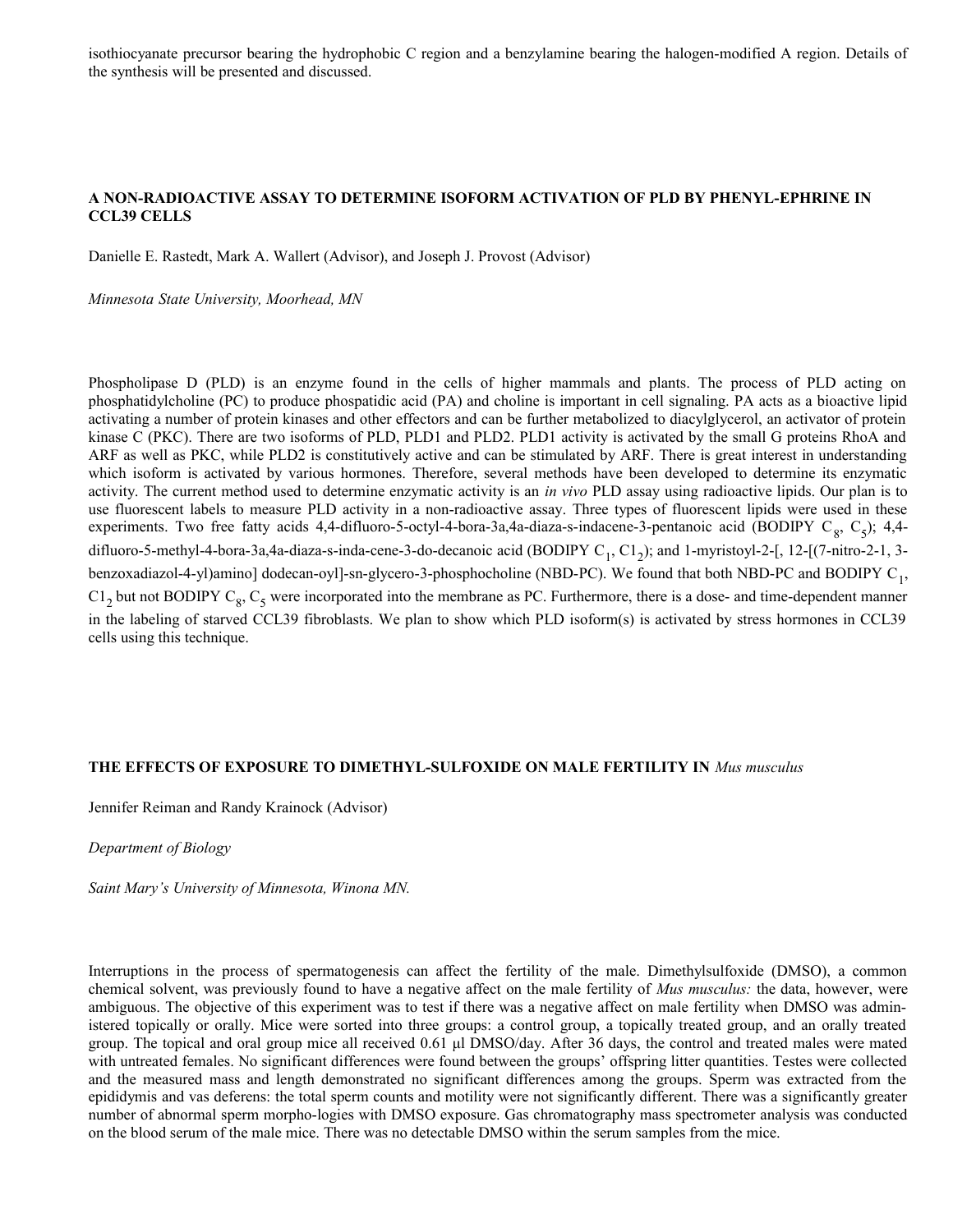isothiocyanate precursor bearing the hydrophobic C region and a benzylamine bearing the halogen-modified A region. Details of the synthesis will be presented and discussed.

### A NON-RADIOACTIVE ASSAY TO DETERMINE ISOFORM ACTIVATION OF PLD BY PHENYL-EPHRINE IN CCL39 CELLS

Danielle E. Rastedt, Mark A. Wallert (Advisor), and Joseph J. Provost (Advisor)

*Minnesota State University, Moorhead, MN*

Phospholipase D (PLD) is an enzyme found in the cells of higher mammals and plants. The process of PLD acting on phosphatidylcholine (PC) to produce phospatidic acid (PA) and choline is important in cell signaling. PA acts as a bioactive lipid activating a number of protein kinases and other effectors and can be further metabolized to diacylglycerol, an activator of protein kinase C (PKC). There are two isoforms of PLD, PLD1 and PLD2. PLD1 activity is activated by the small G proteins RhoA and ARF as well as PKC, while PLD2 is constitutively active and can be stimulated by ARF. There is great interest in understanding which isoform is activated by various hormones. Therefore, several methods have been developed to determine its enzymatic activity. The current method used to determine enzymatic activity is an *in vivo* PLD assay using radioactive lipids. Our plan is to use fluorescent labels to measure PLD activity in a non-radioactive assay. Three types of fluorescent lipids were used in these experiments. Two free fatty acids 4,4-difluoro-5-octyl-4-bora-3a,4a-diaza-s-indacene-3-pentanoic acid (BODIPY $C_8$, $C_5$); 4,4-difluoro-5-methyl-4-bora-3a,4a-diaza-s-inda-cene-3-do-decanoic acid (BODIPY $C_1$, $C1_2$); and 1-myristoyl-2-[, 12-[(7-nitro-2-1, 3-benzoxadiazol-4-yl)amino] dodecan-oyl]-sn-glycero-3-phosphocholine (NBD-PC). We found that both NBD-PC and BODIPY $C_1$, $C1_2$ but not BODIPY $C_8$, $C_5$ were incorporated into the membrane as PC. Furthermore, there is a dose- and time-dependent manner in the labeling of starved CCL39 fibroblasts. We plan to show which PLD isoform(s) is activated by stress hormones in CCL39 cells using this technique.

### THE EFFECTS OF EXPOSURE TO DIMETHYL-SULFOXIDE ON MALE FERTILITY IN *Mus musculus*

Jennifer Reiman and Randy Krainock (Advisor)

*Department of Biology*

*Saint Mary's University of Minnesota, Winona MN.*

Interruptions in the process of spermatogenesis can affect the fertility of the male. Dimethylsulfoxide (DMSO), a common chemical solvent, was previously found to have a negative affect on the male fertility of *Mus musculus:* the data, however, were ambiguous. The objective of this experiment was to test if there was a negative affect on male fertility when DMSO was administered topically or orally. Mice were sorted into three groups: a control group, a topically treated group, and an orally treated group. The topical and oral group mice all received 0.61 µl DMSO/day. After 36 days, the control and treated males were mated with untreated females. No significant differences were found between the groups' offspring litter quantities. Testes were collected and the measured mass and length demonstrated no significant differences among the groups. Sperm was extracted from the epididymis and vas deferens: the total sperm counts and motility were not significantly different. There was a significantly greater number of abnormal sperm morpho-logies with DMSO exposure. Gas chromatography mass spectrometer analysis was conducted on the blood serum of the male mice. There was no detectable DMSO within the serum samples from the mice.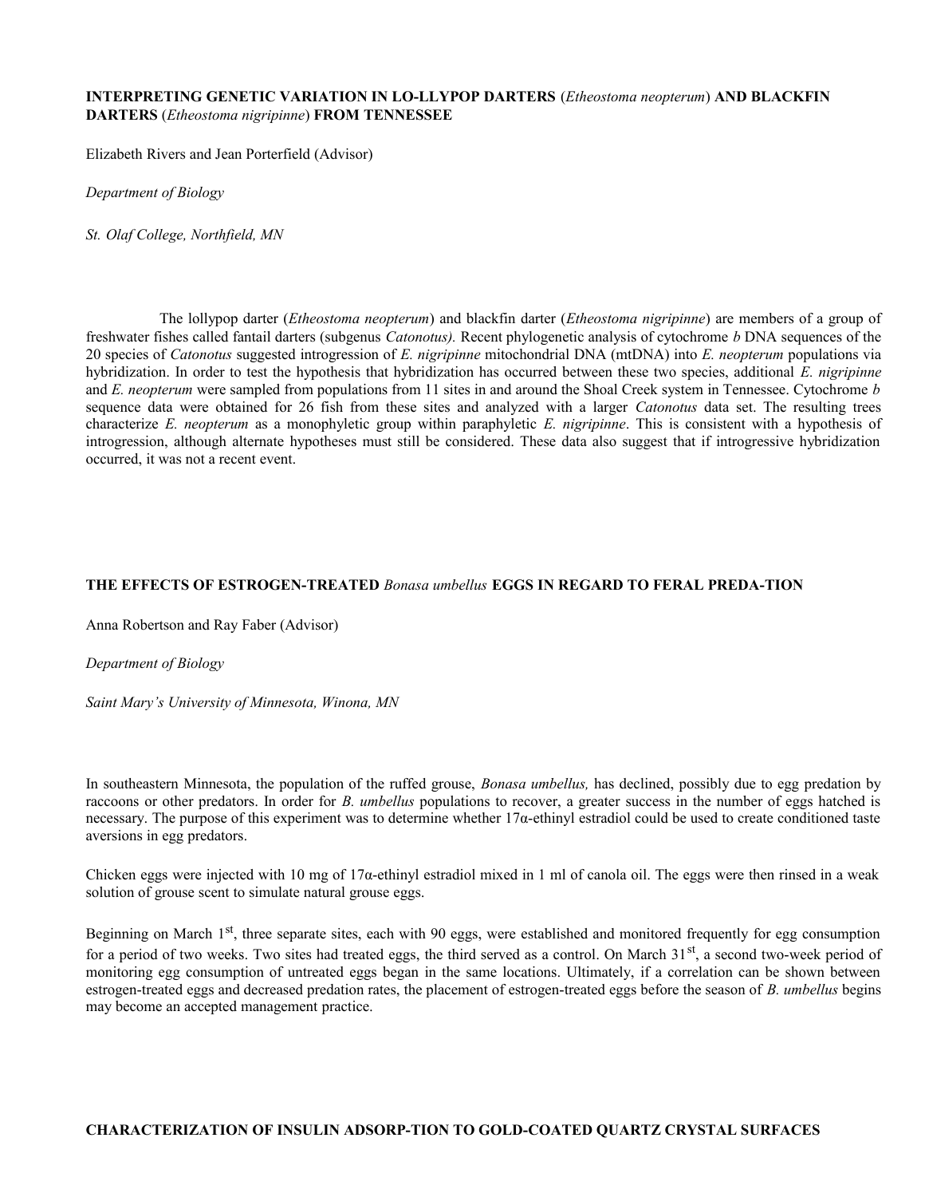**INTERPRETING GENETIC VARIATION IN LO-LLYPOP DARTERS (*Etheostoma neopterum*) AND BLACKFIN DARTERS (*Etheostoma nigripinne*) FROM TENNESSEE**

Elizabeth Rivers and Jean Porterfield (Advisor)

*Department of Biology*

*St. Olaf College, Northfield, MN*

The lollypop darter (*Etheostoma neopterum*) and blackfin darter (*Etheostoma nigripinne*) are members of a group of freshwater fishes called fantail darters (subgenus *Catonotus).* Recent phylogenetic analysis of cytochrome *b* DNA sequences of the 20 species of *Catonotus* suggested introgression of *E. nigripinne* mitochondrial DNA (mtDNA) into *E. neopterum* populations via hybridization. In order to test the hypothesis that hybridization has occurred between these two species, additional *E. nigripinne* and *E. neopterum* were sampled from populations from 11 sites in and around the Shoal Creek system in Tennessee. Cytochrome *b* sequence data were obtained for 26 fish from these sites and analyzed with a larger *Catonotus* data set. The resulting trees characterize *E. neopterum* as a monophyletic group within paraphyletic *E. nigripinne*. This is consistent with a hypothesis of introgression, although alternate hypotheses must still be considered. These data also suggest that if introgressive hybridization occurred, it was not a recent event.

**THE EFFECTS OF ESTROGEN-TREATED *Bonasa umbellus* EGGS IN REGARD TO FERAL PREDA-TION**

Anna Robertson and Ray Faber (Advisor)

*Department of Biology*

*Saint Mary's University of Minnesota, Winona, MN*

In southeastern Minnesota, the population of the ruffed grouse, *Bonasa umbellus,* has declined, possibly due to egg predation by raccoons or other predators. In order for *B. umbellus* populations to recover, a greater success in the number of eggs hatched is necessary. The purpose of this experiment was to determine whether 17α-ethinyl estradiol could be used to create conditioned taste aversions in egg predators.

Chicken eggs were injected with 10 mg of 17α-ethinyl estradiol mixed in 1 ml of canola oil. The eggs were then rinsed in a weak solution of grouse scent to simulate natural grouse eggs.

Beginning on March 1st, three separate sites, each with 90 eggs, were established and monitored frequently for egg consumption for a period of two weeks. Two sites had treated eggs, the third served as a control. On March 31st, a second two-week period of monitoring egg consumption of untreated eggs began in the same locations. Ultimately, if a correlation can be shown between estrogen-treated eggs and decreased predation rates, the placement of estrogen-treated eggs before the season of *B. umbellus* begins may become an accepted management practice.

**CHARACTERIZATION OF INSULIN ADSORP-TION TO GOLD-COATED QUARTZ CRYSTAL SURFACES**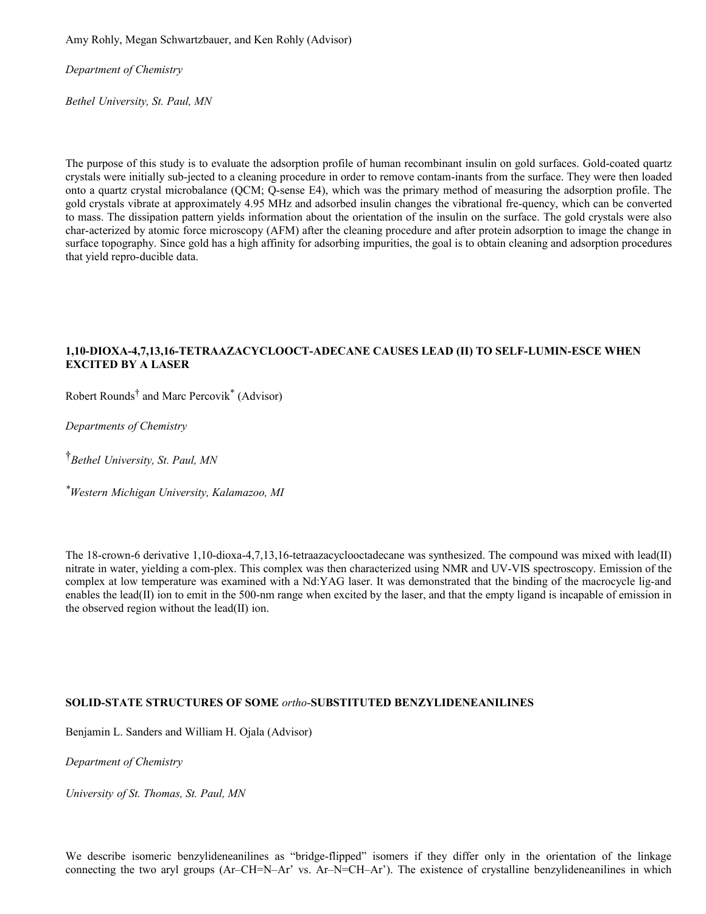Amy Rohly, Megan Schwartzbauer, and Ken Rohly (Advisor)

*Department of Chemistry*

*Bethel University, St. Paul, MN*

The purpose of this study is to evaluate the adsorption profile of human recombinant insulin on gold surfaces. Gold-coated quartz crystals were initially sub-jected to a cleaning procedure in order to remove contam-inants from the surface. They were then loaded onto a quartz crystal microbalance (QCM; Q-sense E4), which was the primary method of measuring the adsorption profile. The gold crystals vibrate at approximately 4.95 MHz and adsorbed insulin changes the vibrational fre-quency, which can be converted to mass. The dissipation pattern yields information about the orientation of the insulin on the surface. The gold crystals were also char-acterized by atomic force microscopy (AFM) after the cleaning procedure and after protein adsorption to image the change in surface topography. Since gold has a high affinity for adsorbing impurities, the goal is to obtain cleaning and adsorption procedures that yield repro-ducible data.

**1,10-DIOXA-4,7,13,16-TETRAAZACYCLOOCT-ADECANE CAUSES LEAD (II) TO SELF-LUMIN-ESCE WHEN EXCITED BY A LASER**

Robert Rounds[†] and Marc Percovik[*] (Advisor)

*Departments of Chemistry*

[†]*Bethel University, St. Paul, MN*

[*]*Western Michigan University, Kalamazoo, MI*

The 18-crown-6 derivative 1,10-dioxa-4,7,13,16-tetraazacyclooctadecane was synthesized. The compound was mixed with lead(II) nitrate in water, yielding a com-plex. This complex was then characterized using NMR and UV-VIS spectroscopy. Emission of the complex at low temperature was examined with a Nd:YAG laser. It was demonstrated that the binding of the macrocycle lig-and enables the lead(II) ion to emit in the 500-nm range when excited by the laser, and that the empty ligand is incapable of emission in the observed region without the lead(II) ion.

**SOLID-STATE STRUCTURES OF SOME *ortho*-SUBSTITUTED BENZYLIDENEANILINES**

Benjamin L. Sanders and William H. Ojala (Advisor)

*Department of Chemistry*

*University of St. Thomas, St. Paul, MN*

We describe isomeric benzylideneanilines as "bridge-flipped" isomers if they differ only in the orientation of the linkage connecting the two aryl groups (Ar–CH=N–Ar' vs. Ar–N=CH–Ar'). The existence of crystalline benzylideneanilines in which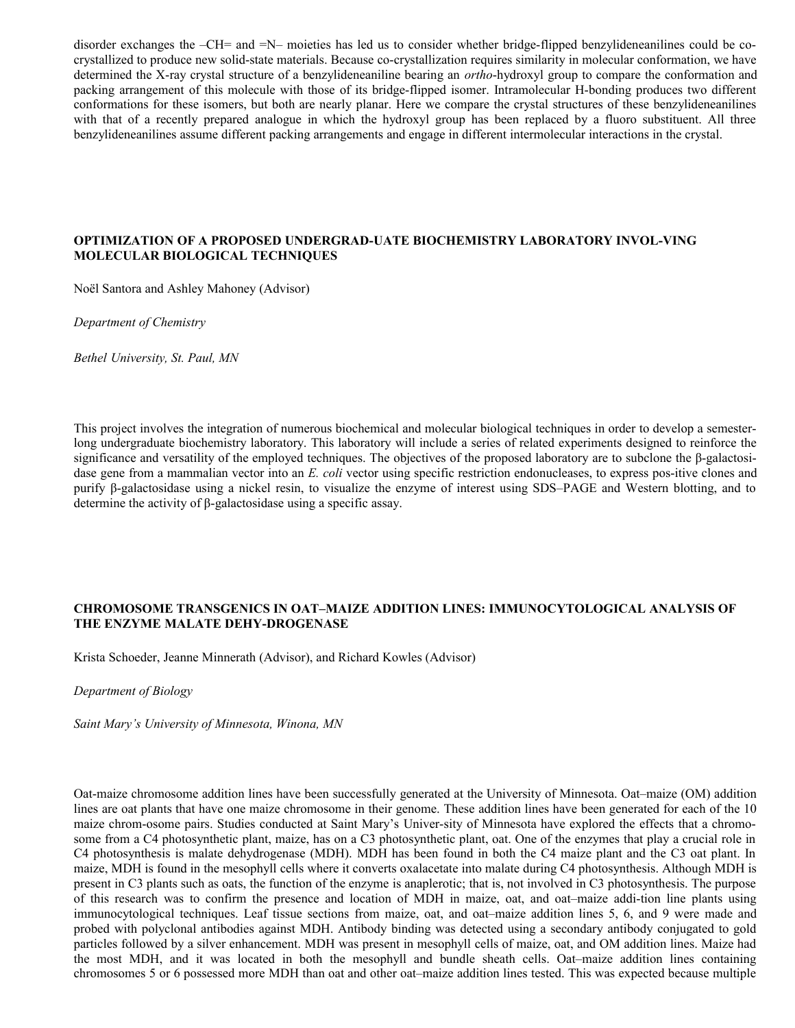disorder exchanges the –CH= and =N– moieties has led us to consider whether bridge-flipped benzylideneanilines could be co-crystallized to produce new solid-state materials. Because co-crystallization requires similarity in molecular conformation, we have determined the X-ray crystal structure of a benzylideneaniline bearing an *ortho*-hydroxyl group to compare the conformation and packing arrangement of this molecule with those of its bridge-flipped isomer. Intramolecular H-bonding produces two different conformations for these isomers, but both are nearly planar. Here we compare the crystal structures of these benzylideneanilines with that of a recently prepared analogue in which the hydroxyl group has been replaced by a fluoro substituent. All three benzylideneanilines assume different packing arrangements and engage in different intermolecular interactions in the crystal.

## OPTIMIZATION OF A PROPOSED UNDERGRAD-UATE BIOCHEMISTRY LABORATORY INVOL-VING MOLECULAR BIOLOGICAL TECHNIQUES

Noël Santora and Ashley Mahoney (Advisor)

*Department of Chemistry*

*Bethel University, St. Paul, MN*

This project involves the integration of numerous biochemical and molecular biological techniques in order to develop a semester-long undergraduate biochemistry laboratory. This laboratory will include a series of related experiments designed to reinforce the significance and versatility of the employed techniques. The objectives of the proposed laboratory are to subclone the β-galactosidase gene from a mammalian vector into an *E. coli* vector using specific restriction endonucleases, to express pos-itive clones and purify β-galactosidase using a nickel resin, to visualize the enzyme of interest using SDS–PAGE and Western blotting, and to determine the activity of β-galactosidase using a specific assay.

## CHROMOSOME TRANSGENICS IN OAT–MAIZE ADDITION LINES: IMMUNOCYTOLOGICAL ANALYSIS OF THE ENZYME MALATE DEHY-DROGENASE

Krista Schoeder, Jeanne Minnerath (Advisor), and Richard Kowles (Advisor)

*Department of Biology*

*Saint Mary's University of Minnesota, Winona, MN*

Oat-maize chromosome addition lines have been successfully generated at the University of Minnesota. Oat–maize (OM) addition lines are oat plants that have one maize chromosome in their genome. These addition lines have been generated for each of the 10 maize chrom-osome pairs. Studies conducted at Saint Mary's Univer-sity of Minnesota have explored the effects that a chromosome from a C4 photosynthetic plant, maize, has on a C3 photosynthetic plant, oat. One of the enzymes that play a crucial role in C4 photosynthesis is malate dehydrogenase (MDH). MDH has been found in both the C4 maize plant and the C3 oat plant. In maize, MDH is found in the mesophyll cells where it converts oxalacetate into malate during C4 photosynthesis. Although MDH is present in C3 plants such as oats, the function of the enzyme is anaplerotic; that is, not involved in C3 photosynthesis. The purpose of this research was to confirm the presence and location of MDH in maize, oat, and oat–maize addi-tion line plants using immunocytological techniques. Leaf tissue sections from maize, oat, and oat–maize addition lines 5, 6, and 9 were made and probed with polyclonal antibodies against MDH. Antibody binding was detected using a secondary antibody conjugated to gold particles followed by a silver enhancement. MDH was present in mesophyll cells of maize, oat, and OM addition lines. Maize had the most MDH, and it was located in both the mesophyll and bundle sheath cells. Oat–maize addition lines containing chromosomes 5 or 6 possessed more MDH than oat and other oat–maize addition lines tested. This was expected because multiple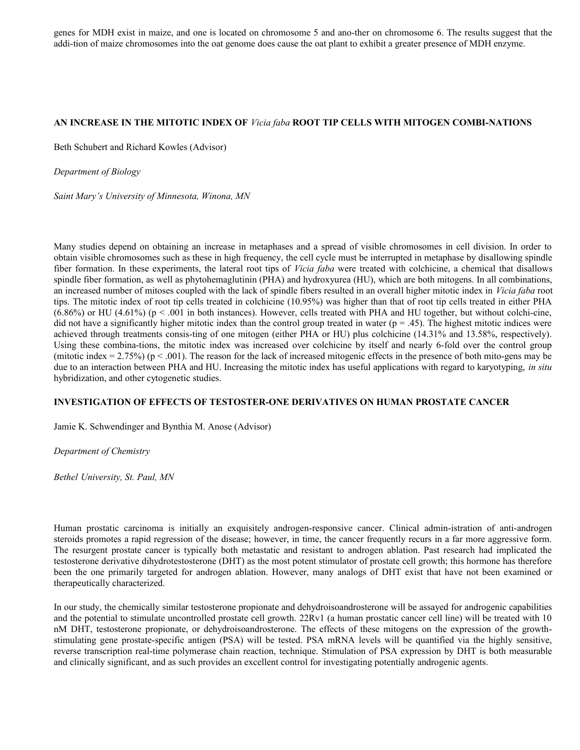genes for MDH exist in maize, and one is located on chromosome 5 and ano-ther on chromosome 6. The results suggest that the addi-tion of maize chromosomes into the oat genome does cause the oat plant to exhibit a greater presence of MDH enzyme.

### AN INCREASE IN THE MITOTIC INDEX OF *Vicia faba* ROOT TIP CELLS WITH MITOGEN COMBI-NATIONS

Beth Schubert and Richard Kowles (Advisor)

*Department of Biology*

*Saint Mary's University of Minnesota, Winona, MN*

Many studies depend on obtaining an increase in metaphases and a spread of visible chromosomes in cell division. In order to obtain visible chromosomes such as these in high frequency, the cell cycle must be interrupted in metaphase by disallowing spindle fiber formation. In these experiments, the lateral root tips of *Vicia faba* were treated with colchicine, a chemical that disallows spindle fiber formation, as well as phytohemaglutinin (PHA) and hydroxyurea (HU), which are both mitogens. In all combinations, an increased number of mitoses coupled with the lack of spindle fibers resulted in an overall higher mitotic index in *Vicia faba* root tips. The mitotic index of root tip cells treated in colchicine (10.95%) was higher than that of root tip cells treated in either PHA (6.86%) or HU (4.61%) ($p < .001$ in both instances). However, cells treated with PHA and HU together, but without colchi-cine, did not have a significantly higher mitotic index than the control group treated in water ($p = .45$). The highest mitotic indices were achieved through treatments consis-ting of one mitogen (either PHA or HU) plus colchicine (14.31% and 13.58%, respectively). Using these combina-tions, the mitotic index was increased over colchicine by itself and nearly 6-fold over the control group (mitotic index = 2.75%) ($p < .001$). The reason for the lack of increased mitogenic effects in the presence of both mito-gens may be due to an interaction between PHA and HU. Increasing the mitotic index has useful applications with regard to karyotyping, *in situ* hybridization, and other cytogenetic studies.

### INVESTIGATION OF EFFECTS OF TESTOSTER-ONE DERIVATIVES ON HUMAN PROSTATE CANCER

Jamie K. Schwendinger and Bynthia M. Anose (Advisor)

*Department of Chemistry*

*Bethel University, St. Paul, MN*

Human prostatic carcinoma is initially an exquisitely androgen-responsive cancer. Clinical admin-istration of anti-androgen steroids promotes a rapid regression of the disease; however, in time, the cancer frequently recurs in a far more aggressive form. The resurgent prostate cancer is typically both metastatic and resistant to androgen ablation. Past research had implicated the testosterone derivative dihydrotestosterone (DHT) as the most potent stimulator of prostate cell growth; this hormone has therefore been the one primarily targeted for androgen ablation. However, many analogs of DHT exist that have not been examined or therapeutically characterized.

In our study, the chemically similar testosterone propionate and dehydroisoandrosterone will be assayed for androgenic capabilities and the potential to stimulate uncontrolled prostate cell growth. 22Rv1 (a human prostatic cancer cell line) will be treated with 10 nM DHT, testosterone propionate, or dehydroisoandrosterone. The effects of these mitogens on the expression of the growth-stimulating gene prostate-specific antigen (PSA) will be tested. PSA mRNA levels will be quantified via the highly sensitive, reverse transcription real-time polymerase chain reaction, technique. Stimulation of PSA expression by DHT is both measurable and clinically significant, and as such provides an excellent control for investigating potentially androgenic agents.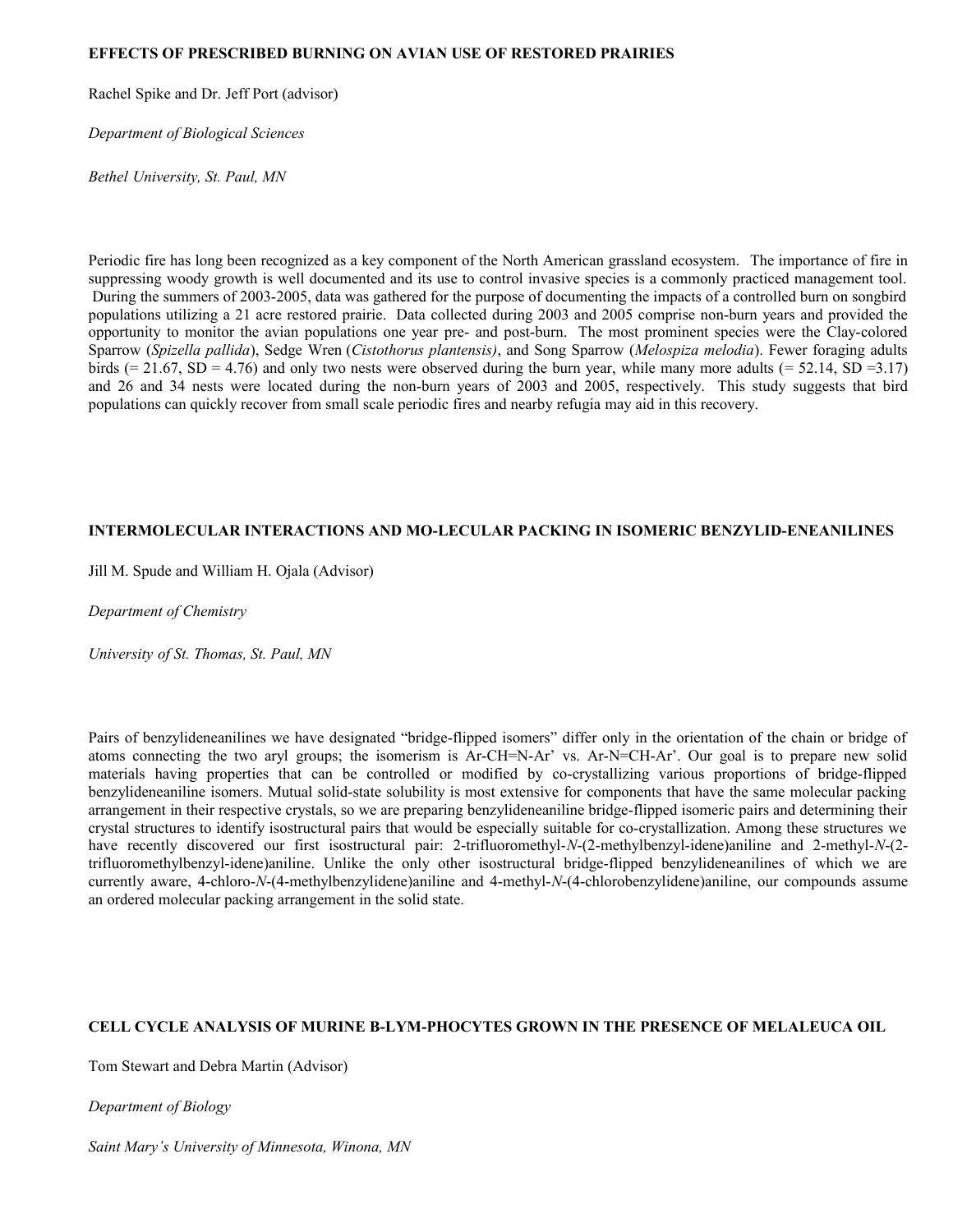### EFFECTS OF PRESCRIBED BURNING ON AVIAN USE OF RESTORED PRAIRIES

Rachel Spike and Dr. Jeff Port (advisor)

*Department of Biological Sciences*

*Bethel University, St. Paul, MN*

Periodic fire has long been recognized as a key component of the North American grassland ecosystem. The importance of fire in suppressing woody growth is well documented and its use to control invasive species is a commonly practiced management tool. During the summers of 2003-2005, data was gathered for the purpose of documenting the impacts of a controlled burn on songbird populations utilizing a 21 acre restored prairie. Data collected during 2003 and 2005 comprise non-burn years and provided the opportunity to monitor the avian populations one year pre- and post-burn. The most prominent species were the Clay-colored Sparrow (*Spizella pallida*), Sedge Wren (*Cistothorus plantensis)*, and Song Sparrow (*Melospiza melodia*). Fewer foraging adults birds (= 21.67, SD = 4.76) and only two nests were observed during the burn year, while many more adults (= 52.14, SD =3.17) and 26 and 34 nests were located during the non-burn years of 2003 and 2005, respectively. This study suggests that bird populations can quickly recover from small scale periodic fires and nearby refugia may aid in this recovery.

### INTERMOLECULAR INTERACTIONS AND MO-LECULAR PACKING IN ISOMERIC BENZYLID-ENEANILINES

Jill M. Spude and William H. Ojala (Advisor)

*Department of Chemistry*

*University of St. Thomas, St. Paul, MN*

Pairs of benzylideneanilines we have designated "bridge-flipped isomers" differ only in the orientation of the chain or bridge of atoms connecting the two aryl groups; the isomerism is Ar-CH=N-Ar' vs. Ar-N=CH-Ar'. Our goal is to prepare new solid materials having properties that can be controlled or modified by co-crystallizing various proportions of bridge-flipped benzylideneaniline isomers. Mutual solid-state solubility is most extensive for components that have the same molecular packing arrangement in their respective crystals, so we are preparing benzylideneaniline bridge-flipped isomeric pairs and determining their crystal structures to identify isostructural pairs that would be especially suitable for co-crystallization. Among these structures we have recently discovered our first isostructural pair: 2-trifluoromethyl-*N*-(2-methylbenzyl-idene)aniline and 2-methyl-*N*-(2-trifluoromethylbenzyl-idene)aniline. Unlike the only other isostructural bridge-flipped benzylideneanilines of which we are currently aware, 4-chloro-*N*-(4-methylbenzylidene)aniline and 4-methyl-*N*-(4-chlorobenzylidene)aniline, our compounds assume an ordered molecular packing arrangement in the solid state.

### CELL CYCLE ANALYSIS OF MURINE B-LYM-PHOCYTES GROWN IN THE PRESENCE OF MELALEUCA OIL

Tom Stewart and Debra Martin (Advisor)

*Department of Biology*

*Saint Mary's University of Minnesota, Winona, MN*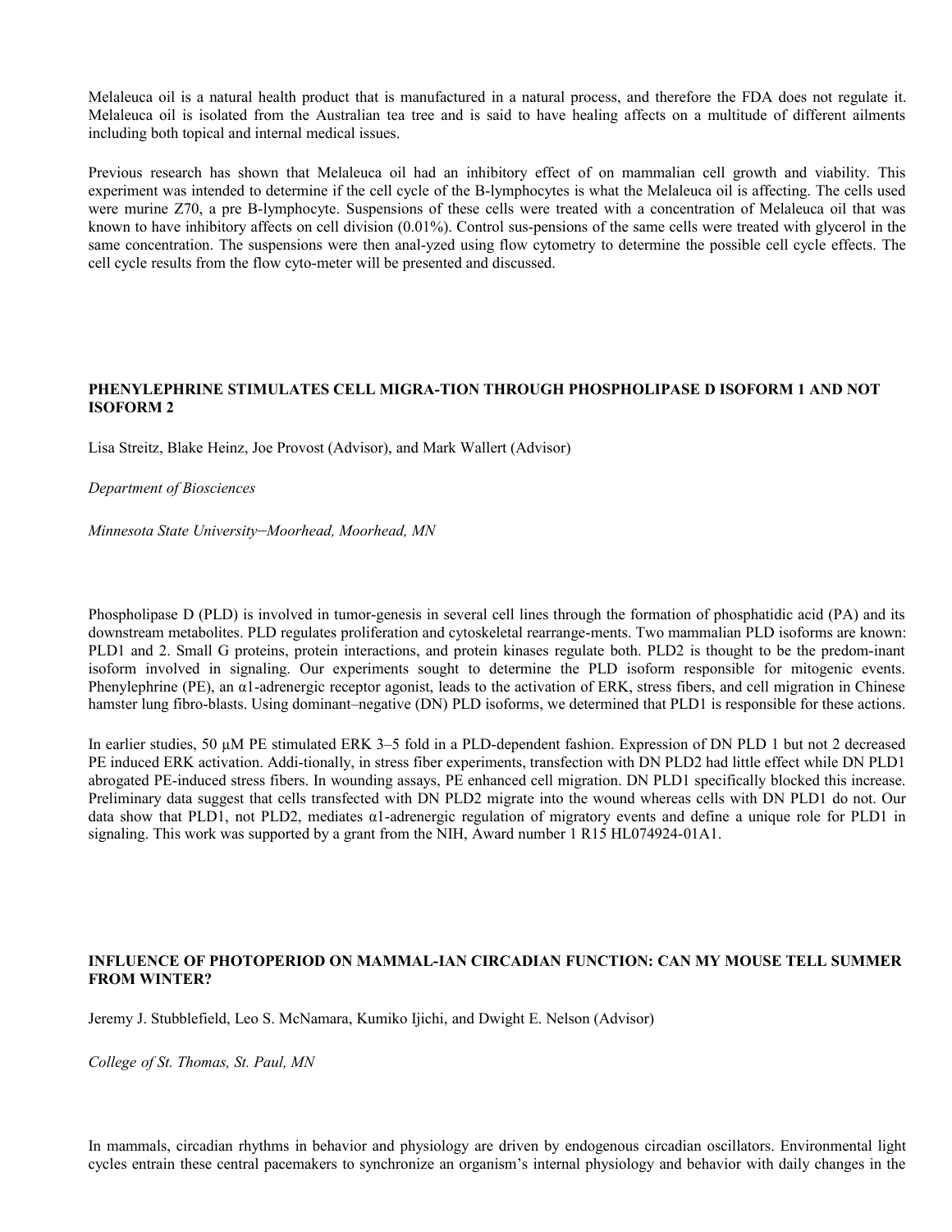Melaleuca oil is a natural health product that is manufactured in a natural process, and therefore the FDA does not regulate it. Melaleuca oil is isolated from the Australian tea tree and is said to have healing affects on a multitude of different ailments including both topical and internal medical issues.

Previous research has shown that Melaleuca oil had an inhibitory effect of on mammalian cell growth and viability. This experiment was intended to determine if the cell cycle of the B-lymphocytes is what the Melaleuca oil is affecting. The cells used were murine Z70, a pre B-lymphocyte. Suspensions of these cells were treated with a concentration of Melaleuca oil that was known to have inhibitory affects on cell division (0.01%). Control sus-pensions of the same cells were treated with glycerol in the same concentration. The suspensions were then anal-yzed using flow cytometry to determine the possible cell cycle effects. The cell cycle results from the flow cyto-meter will be presented and discussed.

**PHENYLEPHRINE STIMULATES CELL MIGRA-TION THROUGH PHOSPHOLIPASE D ISOFORM 1 AND NOT ISOFORM 2**

Lisa Streitz, Blake Heinz, Joe Provost (Advisor), and Mark Wallert (Advisor)

*Department of Biosciences*

*Minnesota State University–Moorhead, Moorhead, MN*

Phospholipase D (PLD) is involved in tumor-genesis in several cell lines through the formation of phosphatidic acid (PA) and its downstream metabolites. PLD regulates proliferation and cytoskeletal rearrange-ments. Two mammalian PLD isoforms are known: PLD1 and 2. Small G proteins, protein interactions, and protein kinases regulate both. PLD2 is thought to be the predom-inant isoform involved in signaling. Our experiments sought to determine the PLD isoform responsible for mitogenic events. Phenylephrine (PE), an α1-adrenergic receptor agonist, leads to the activation of ERK, stress fibers, and cell migration in Chinese hamster lung fibro-blasts. Using dominant–negative (DN) PLD isoforms, we determined that PLD1 is responsible for these actions.

In earlier studies, 50 µM PE stimulated ERK 3–5 fold in a PLD-dependent fashion. Expression of DN PLD 1 but not 2 decreased PE induced ERK activation. Addi-tionally, in stress fiber experiments, transfection with DN PLD2 had little effect while DN PLD1 abrogated PE-induced stress fibers. In wounding assays, PE enhanced cell migration. DN PLD1 specifically blocked this increase. Preliminary data suggest that cells transfected with DN PLD2 migrate into the wound whereas cells with DN PLD1 do not. Our data show that PLD1, not PLD2, mediates α1-adrenergic regulation of migratory events and define a unique role for PLD1 in signaling. This work was supported by a grant from the NIH, Award number 1 R15 HL074924-01A1.

**INFLUENCE OF PHOTOPERIOD ON MAMMAL-IAN CIRCADIAN FUNCTION: CAN MY MOUSE TELL SUMMER FROM WINTER?**

Jeremy J. Stubblefield, Leo S. McNamara, Kumiko Ijichi, and Dwight E. Nelson (Advisor)

*College of St. Thomas, St. Paul, MN*

In mammals, circadian rhythms in behavior and physiology are driven by endogenous circadian oscillators. Environmental light cycles entrain these central pacemakers to synchronize an organism's internal physiology and behavior with daily changes in the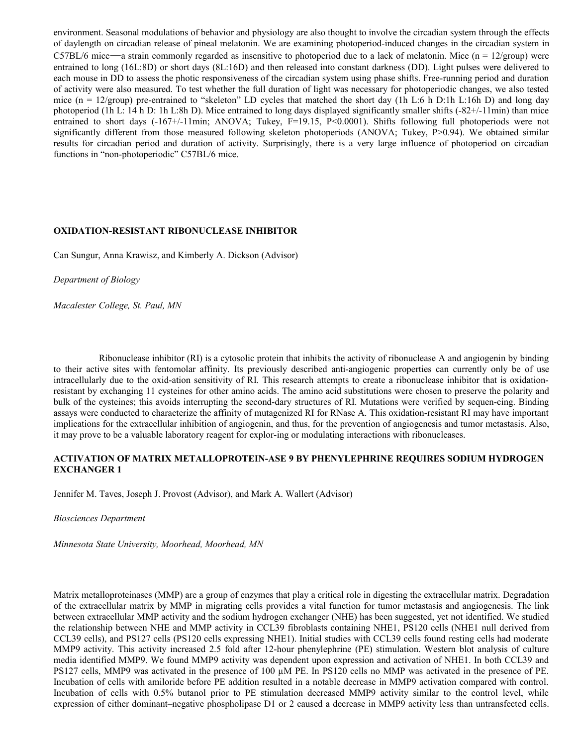environment. Seasonal modulations of behavior and physiology are also thought to involve the circadian system through the effects of daylength on circadian release of pineal melatonin. We are examining photoperiod-induced changes in the circadian system in C57BL/6 mice—a strain commonly regarded as insensitive to photoperiod due to a lack of melatonin. Mice (n = 12/group) were entrained to long (16L:8D) or short days (8L:16D) and then released into constant darkness (DD). Light pulses were delivered to each mouse in DD to assess the photic responsiveness of the circadian system using phase shifts. Free-running period and duration of activity were also measured. To test whether the full duration of light was necessary for photoperiodic changes, we also tested mice (n = 12/group) pre-entrained to "skeleton" LD cycles that matched the short day (1h L:6 h D:1h L:16h D) and long day photoperiod (1h L: 14 h D: 1h L:8h D). Mice entrained to long days displayed significantly smaller shifts (-82+/-11min) than mice entrained to short days (-167+/-11min; ANOVA; Tukey, F=19.15, P<0.0001). Shifts following full photoperiods were not significantly different from those measured following skeleton photoperiods (ANOVA; Tukey, P>0.94). We obtained similar results for circadian period and duration of activity. Surprisingly, there is a very large influence of photoperiod on circadian functions in "non-photoperiodic" C57BL/6 mice.

## OXIDATION-RESISTANT RIBONUCLEASE INHIBITOR

Can Sungur, Anna Krawisz, and Kimberly A. Dickson (Advisor)

*Department of Biology*

*Macalester College, St. Paul, MN*

Ribonuclease inhibitor (RI) is a cytosolic protein that inhibits the activity of ribonuclease A and angiogenin by binding to their active sites with fentomolar affinity. Its previously described anti-angiogenic properties can currently only be of use intracellularly due to the oxid-ation sensitivity of RI. This research attempts to create a ribonuclease inhibitor that is oxidation-resistant by exchanging 11 cysteines for other amino acids. The amino acid substitutions were chosen to preserve the polarity and bulk of the cysteines; this avoids interrupting the second-dary structures of RI. Mutations were verified by sequen-cing. Binding assays were conducted to characterize the affinity of mutagenized RI for RNase A. This oxidation-resistant RI may have important implications for the extracellular inhibition of angiogenin, and thus, for the prevention of angiogenesis and tumor metastasis. Also, it may prove to be a valuable laboratory reagent for explor-ing or modulating interactions with ribonucleases.

## ACTIVATION OF MATRIX METALLOPROTEIN-ASE 9 BY PHENYLEPHRINE REQUIRES SODIUM HYDROGEN EXCHANGER 1

Jennifer M. Taves, Joseph J. Provost (Advisor), and Mark A. Wallert (Advisor)

*Biosciences Department*

*Minnesota State University, Moorhead, Moorhead, MN*

Matrix metalloproteinases (MMP) are a group of enzymes that play a critical role in digesting the extracellular matrix. Degradation of the extracellular matrix by MMP in migrating cells provides a vital function for tumor metastasis and angiogenesis. The link between extracellular MMP activity and the sodium hydrogen exchanger (NHE) has been suggested, yet not identified. We studied the relationship between NHE and MMP activity in CCL39 fibroblasts containing NHE1, PS120 cells (NHE1 null derived from CCL39 cells), and PS127 cells (PS120 cells expressing NHE1). Initial studies with CCL39 cells found resting cells had moderate MMP9 activity. This activity increased 2.5 fold after 12-hour phenylephrine (PE) stimulation. Western blot analysis of culture media identified MMP9. We found MMP9 activity was dependent upon expression and activation of NHE1. In both CCL39 and PS127 cells, MMP9 was activated in the presence of 100 µM PE. In PS120 cells no MMP was activated in the presence of PE. Incubation of cells with amiloride before PE addition resulted in a notable decrease in MMP9 activation compared with control. Incubation of cells with 0.5% butanol prior to PE stimulation decreased MMP9 activity similar to the control level, while expression of either dominant–negative phospholipase D1 or 2 caused a decrease in MMP9 activity less than untransfected cells.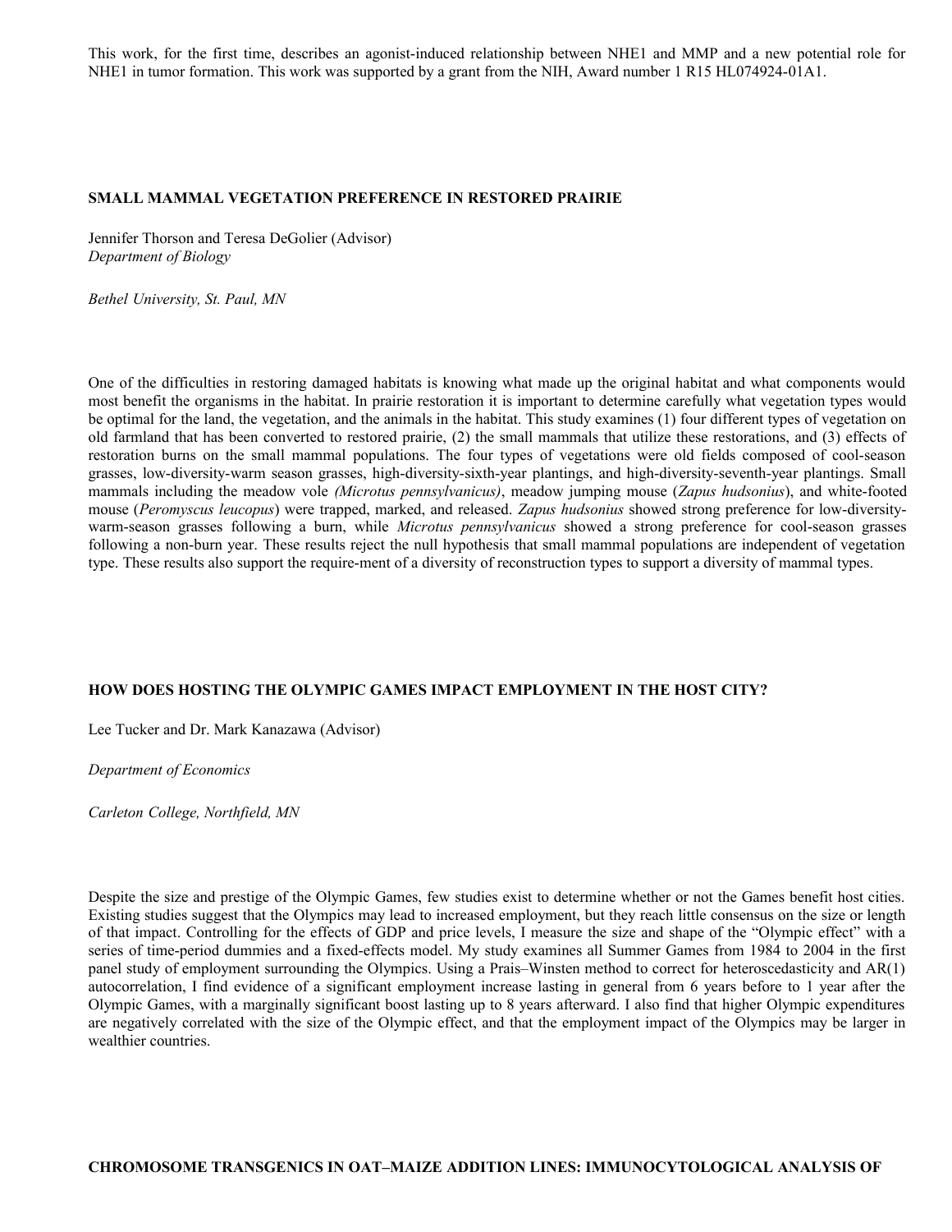This work, for the first time, describes an agonist-induced relationship between NHE1 and MMP and a new potential role for NHE1 in tumor formation. This work was supported by a grant from the NIH, Award number 1 R15 HL074924-01A1.

## SMALL MAMMAL VEGETATION PREFERENCE IN RESTORED PRAIRIE

Jennifer Thorson and Teresa DeGolier (Advisor)
*Department of Biology*

*Bethel University, St. Paul, MN*

One of the difficulties in restoring damaged habitats is knowing what made up the original habitat and what components would most benefit the organisms in the habitat. In prairie restoration it is important to determine carefully what vegetation types would be optimal for the land, the vegetation, and the animals in the habitat. This study examines (1) four different types of vegetation on old farmland that has been converted to restored prairie, (2) the small mammals that utilize these restorations, and (3) effects of restoration burns on the small mammal populations. The four types of vegetations were old fields composed of cool-season grasses, low-diversity-warm season grasses, high-diversity-sixth-year plantings, and high-diversity-seventh-year plantings. Small mammals including the meadow vole *(Microtus pennsylvanicus)*, meadow jumping mouse (*Zapus hudsonius*), and white-footed mouse (*Peromyscus leucopus*) were trapped, marked, and released. *Zapus hudsonius* showed strong preference for low-diversity-warm-season grasses following a burn, while *Microtus pennsylvanicus* showed a strong preference for cool-season grasses following a non-burn year. These results reject the null hypothesis that small mammal populations are independent of vegetation type. These results also support the require-ment of a diversity of reconstruction types to support a diversity of mammal types.

## HOW DOES HOSTING THE OLYMPIC GAMES IMPACT EMPLOYMENT IN THE HOST CITY?

Lee Tucker and Dr. Mark Kanazawa (Advisor)

*Department of Economics*

*Carleton College, Northfield, MN*

Despite the size and prestige of the Olympic Games, few studies exist to determine whether or not the Games benefit host cities. Existing studies suggest that the Olympics may lead to increased employment, but they reach little consensus on the size or length of that impact. Controlling for the effects of GDP and price levels, I measure the size and shape of the "Olympic effect" with a series of time-period dummies and a fixed-effects model. My study examines all Summer Games from 1984 to 2004 in the first panel study of employment surrounding the Olympics. Using a Prais–Winsten method to correct for heteroscedasticity and AR(1) autocorrelation, I find evidence of a significant employment increase lasting in general from 6 years before to 1 year after the Olympic Games, with a marginally significant boost lasting up to 8 years afterward. I also find that higher Olympic expenditures are negatively correlated with the size of the Olympic effect, and that the employment impact of the Olympics may be larger in wealthier countries.

## CHROMOSOME TRANSGENICS IN OAT–MAIZE ADDITION LINES: IMMUNOCYTOLOGICAL ANALYSIS OF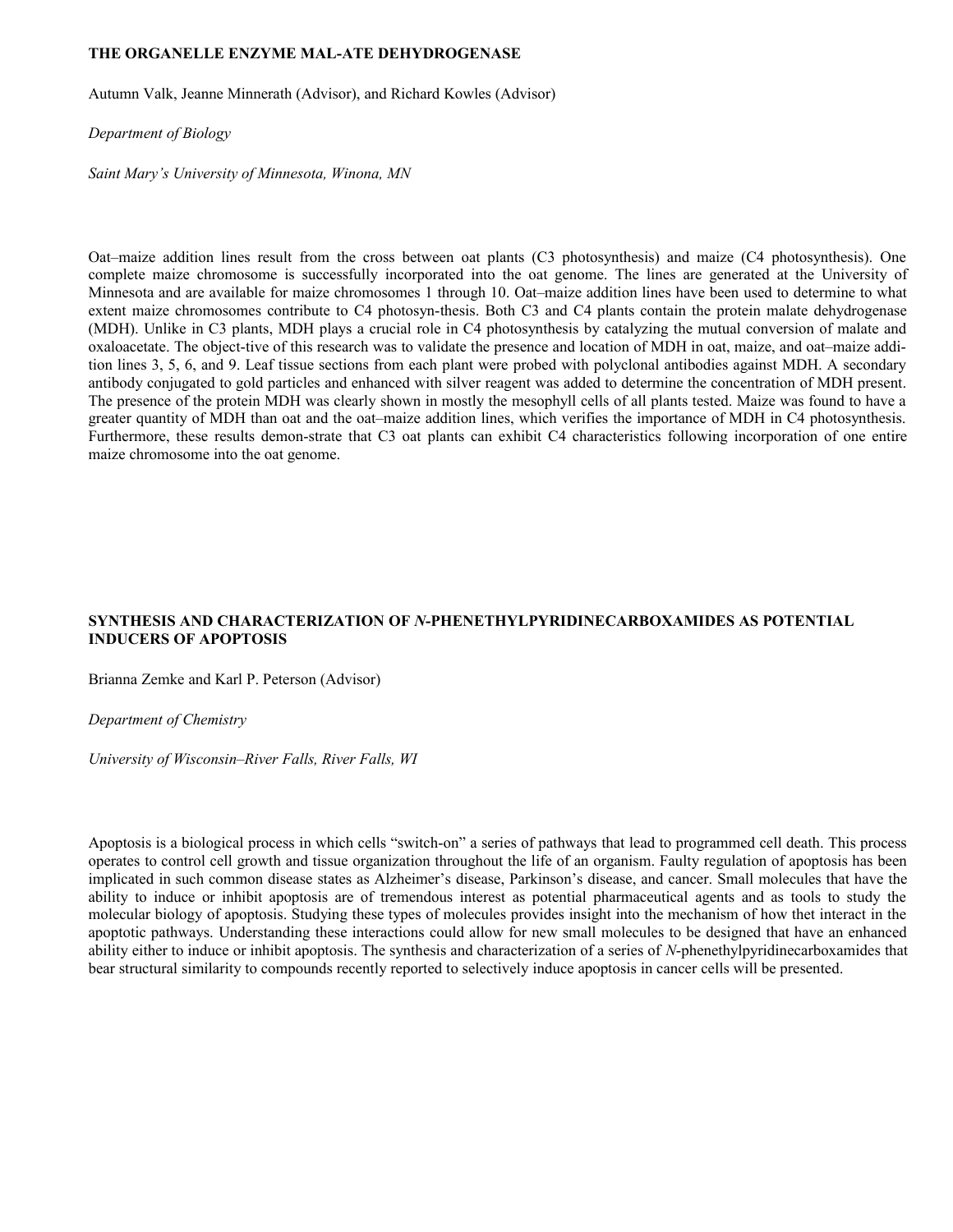### THE ORGANELLE ENZYME MAL-ATE DEHYDROGENASE

Autumn Valk, Jeanne Minnerath (Advisor), and Richard Kowles (Advisor)

*Department of Biology*

*Saint Mary's University of Minnesota, Winona, MN*

Oat–maize addition lines result from the cross between oat plants (C3 photosynthesis) and maize (C4 photosynthesis). One complete maize chromosome is successfully incorporated into the oat genome. The lines are generated at the University of Minnesota and are available for maize chromosomes 1 through 10. Oat–maize addition lines have been used to determine to what extent maize chromosomes contribute to C4 photosyn-thesis. Both C3 and C4 plants contain the protein malate dehydrogenase (MDH). Unlike in C3 plants, MDH plays a crucial role in C4 photosynthesis by catalyzing the mutual conversion of malate and oxaloacetate. The object-tive of this research was to validate the presence and location of MDH in oat, maize, and oat–maize addi-tion lines 3, 5, 6, and 9. Leaf tissue sections from each plant were probed with polyclonal antibodies against MDH. A secondary antibody conjugated to gold particles and enhanced with silver reagent was added to determine the concentration of MDH present. The presence of the protein MDH was clearly shown in mostly the mesophyll cells of all plants tested. Maize was found to have a greater quantity of MDH than oat and the oat–maize addition lines, which verifies the importance of MDH in C4 photosynthesis. Furthermore, these results demon-strate that C3 oat plants can exhibit C4 characteristics following incorporation of one entire maize chromosome into the oat genome.

### SYNTHESIS AND CHARACTERIZATION OF *N*-PHENETHYLPYRIDINECARBOXAMIDES AS POTENTIAL INDUCERS OF APOPTOSIS

Brianna Zemke and Karl P. Peterson (Advisor)

*Department of Chemistry*

*University of Wisconsin–River Falls, River Falls, WI*

Apoptosis is a biological process in which cells "switch-on" a series of pathways that lead to programmed cell death. This process operates to control cell growth and tissue organization throughout the life of an organism. Faulty regulation of apoptosis has been implicated in such common disease states as Alzheimer's disease, Parkinson's disease, and cancer. Small molecules that have the ability to induce or inhibit apoptosis are of tremendous interest as potential pharmaceutical agents and as tools to study the molecular biology of apoptosis. Studying these types of molecules provides insight into the mechanism of how thet interact in the apoptotic pathways. Understanding these interactions could allow for new small molecules to be designed that have an enhanced ability either to induce or inhibit apoptosis. The synthesis and characterization of a series of *N*-phenethylpyridinecarboxamides that bear structural similarity to compounds recently reported to selectively induce apoptosis in cancer cells will be presented.